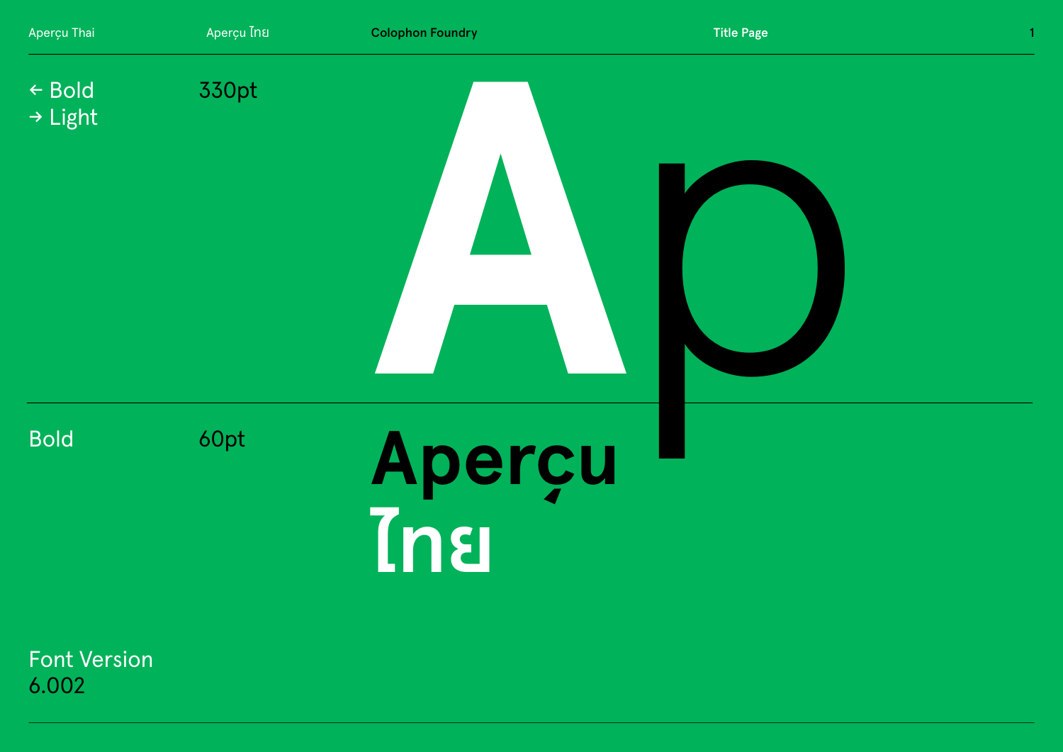← Bold
→ Light

330pt

Ap

Bold

60pt

Aperçu
ไทย

Font Version
6.002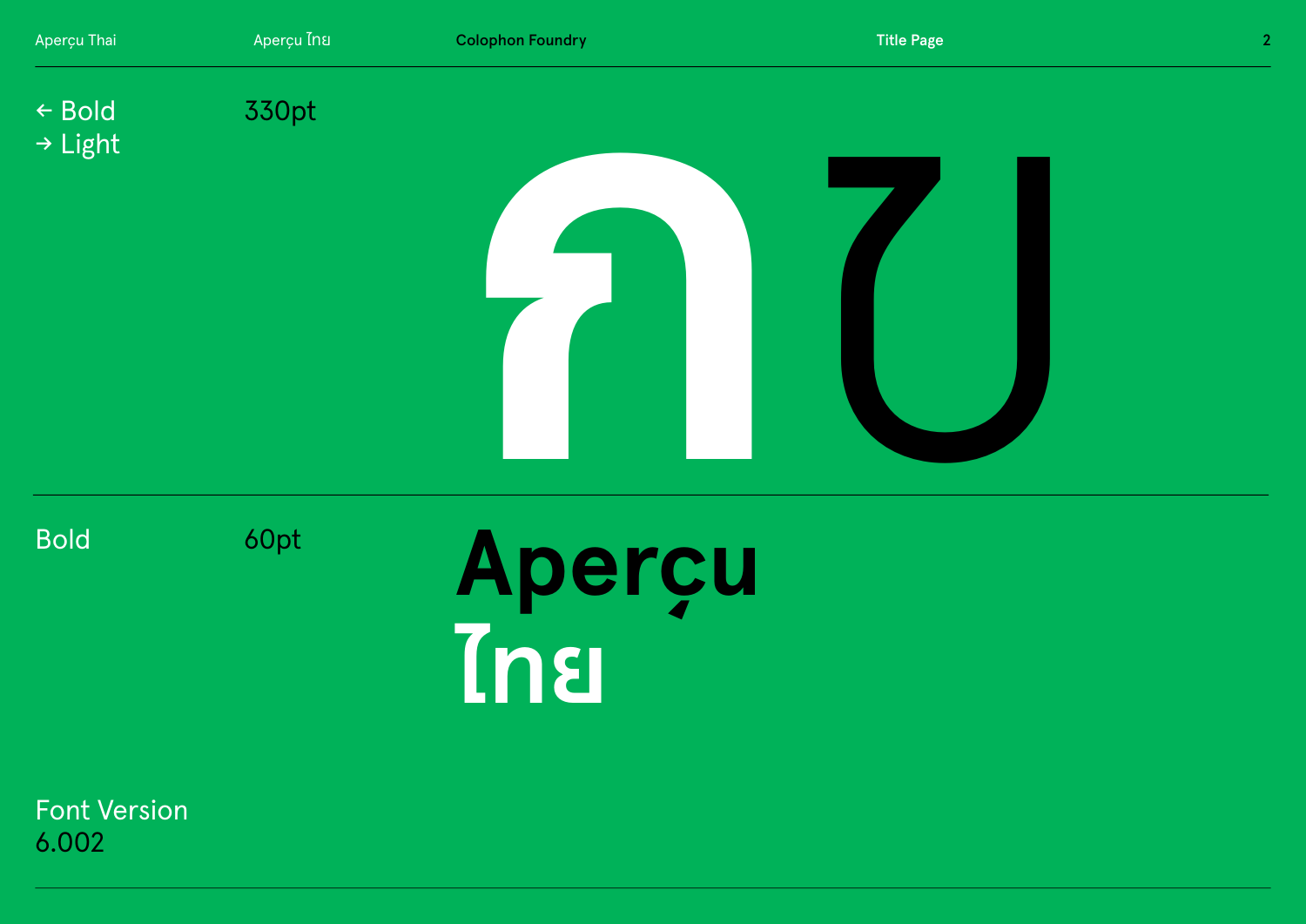← Bold
→ Light

330pt

กป

Bold

60pt

Aperçu
ไทย

Font Version
6.002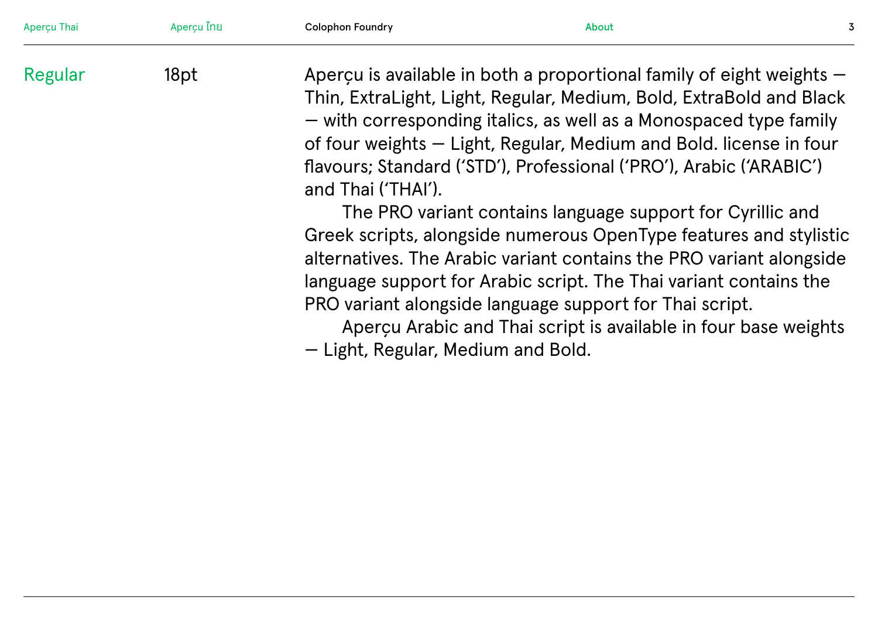Regular 18pt

Aperçu is available in both a proportional family of eight weights — Thin, ExtraLight, Light, Regular, Medium, Bold, ExtraBold and Black — with corresponding italics, as well as a Monospaced type family of four weights — Light, Regular, Medium and Bold. license in four flavours; Standard ('STD'), Professional ('PRO'), Arabic ('ARABIC') and Thai ('THAI').

The PRO variant contains language support for Cyrillic and Greek scripts, alongside numerous OpenType features and stylistic alternatives. The Arabic variant contains the PRO variant alongside language support for Arabic script. The Thai variant contains the PRO variant alongside language support for Thai script.

Aperçu Arabic and Thai script is available in four base weights — Light, Regular, Medium and Bold.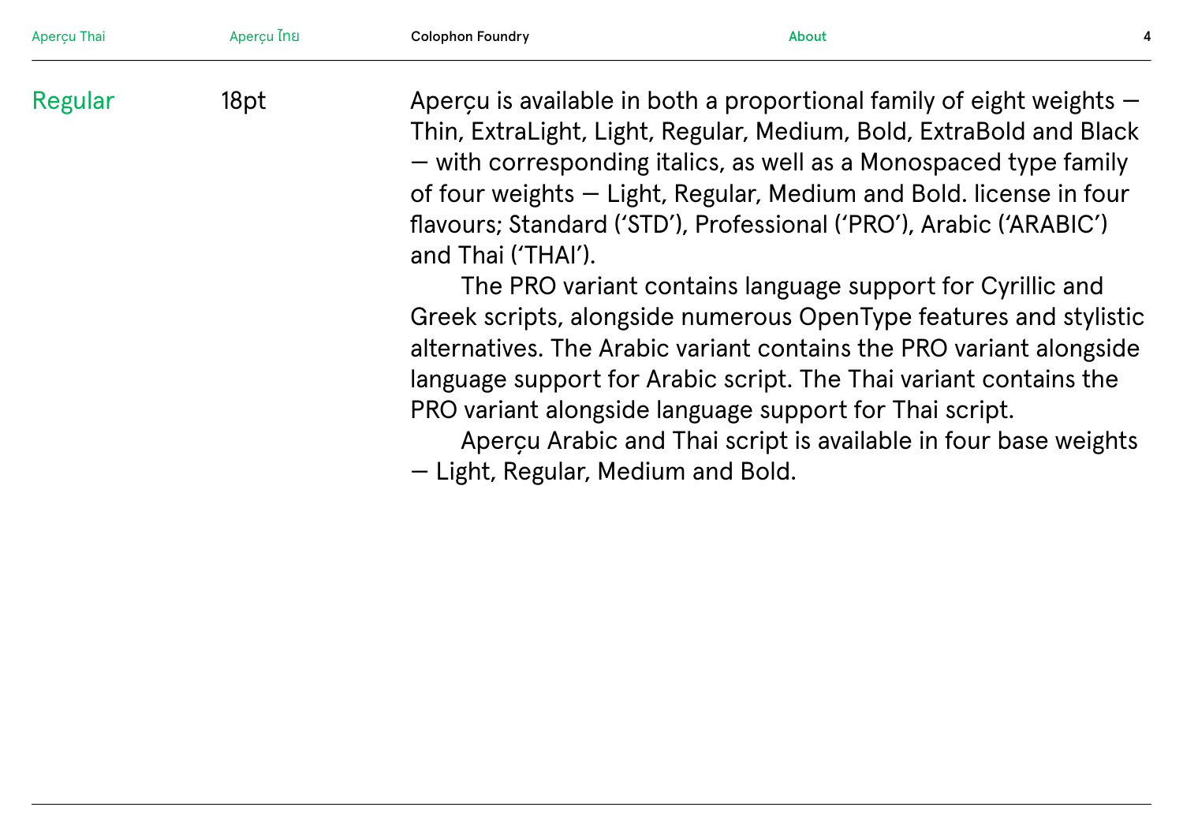Regular 18pt

Aperçu is available in both a proportional family of eight weights — Thin, ExtraLight, Light, Regular, Medium, Bold, ExtraBold and Black — with corresponding italics, as well as a Monospaced type family of four weights — Light, Regular, Medium and Bold. license in four flavours; Standard (‘STD’), Professional (‘PRO’), Arabic (‘ARABIC’) and Thai (‘THAI’).

The PRO variant contains language support for Cyrillic and Greek scripts, alongside numerous OpenType features and stylistic alternatives. The Arabic variant contains the PRO variant alongside language support for Arabic script. The Thai variant contains the PRO variant alongside language support for Thai script.

Aperçu Arabic and Thai script is available in four base weights — Light, Regular, Medium and Bold.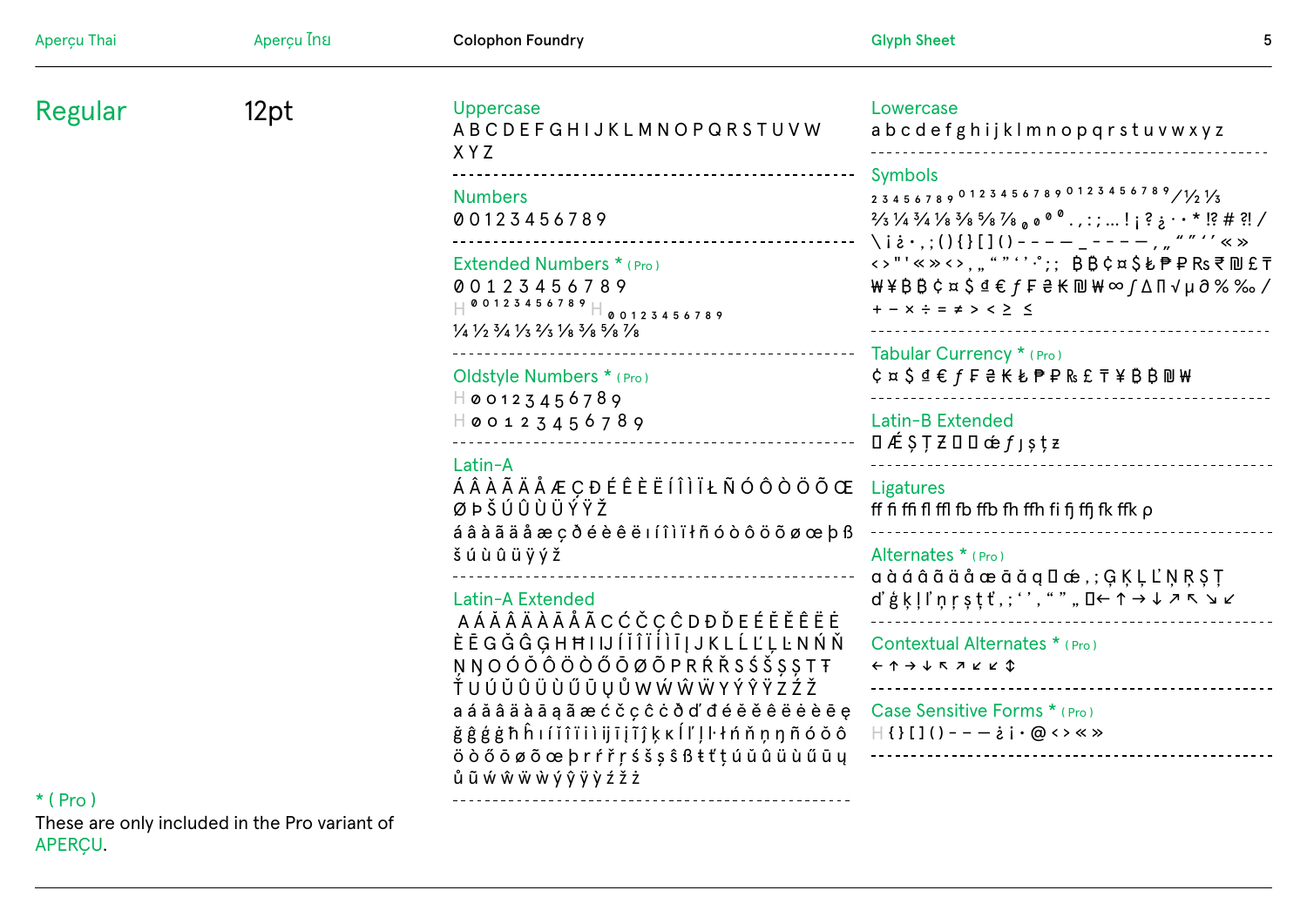# Regular

12pt

## Uppercase

A B C D E F G H I J K L M N O P Q R S T U V W X Y Z

## Numbers

0 0 1 2 3 4 5 6 7 8 9

## Extended Numbers * ( Pro )

0 0 1 2 3 4 5 6 7 8 9

H ⁰ ⁰ ¹ ² ³ ⁴ ⁵ ⁶ ⁷ ⁸ ⁹ H ₀ ₀ ₁ ₂ ₃ ₄ ₅ ₆ ₇ ₈ ₉

¼ ½ ¾ ⅓ ⅔ ⅛ ⅜ ⅝ ⅞

## Oldstyle Numbers * ( Pro )

H 0 0 1 2 3 4 5 6 7 8 9

H 0 0 1 2 3 4 5 6 7 8 9

## Latin-A

Á Â À Ã Ä Å Æ Ç Ð É Ê È Ë Í Î Ì Ï Ł Ñ Ó Ô Ò Ö Õ Œ Ø Þ Š Ú Û Ù Ü Ý Ÿ Ž

á â à ã ä å æ ç ð é è ê ë ı í î ì ï ł ñ ó ò ô ö õ ø œ þ ß š ú ù û ü ÿ ý ž

## Latin-A Extended

A Á Ă Â Ä À Ā Å Ã C Ć Č Ç Ĉ D Ð Ď E É Ĕ Ě Ê Ë Ė È Ē G Ğ Ĝ Ģ H Ħ I Ĳ Í Ĭ Î Ï İ Ì Ī Į J K L Ĺ Ľ Ļ Ŀ N Ń Ň Ņ Ŋ O Ó Ŏ Ô Ö Ò Ő Ō Ø Õ P R Ŕ Ř S Ś Š Ş Ș T Ŧ Ť Ų Ú Ŭ Û Ü Ù Ű Ū Ų Ů W Ẃ Ŵ Ẅ Y Ý Ŷ Ÿ Z Ź Ž

a á ă â ä à ā ą ã æ ć č ç ĉ ċ ð ď đ é ĕ ě ê ë ė è ē ę ğ ĝ ģ ġ ħ ĥ ı í ĭ î ï ì ĳ ī į ĩ ĵ ķ ĸ ĺ ľ ļ ŀ ł ń ň ņ ŋ ñ ó ŏ ô ö ò ő ō ø õ œ þ r ŕ ř ŗ ś š ş ŝ ß ŧ ť ţ ú ŭ û ü ù ű ū ų ů ũ ẃ ŵ ẅ ẁ ý ŷ ÿ ỳ ź ž ż

## Lowercase

a b c d e f g h i j k l m n o p q r s t u v w x y z

## Symbols

₂ ₃ ₄ ₅ ₆ ₇ ₈ ₉ ⁰ ¹ ² ³ ⁴ ⁵ ⁶ ⁷ ⁸ ⁹ ⁰ ¹ ² ³ ⁴ ⁵ ⁶ ⁷ ⁸ ⁹ / ½ ⅓ ⅔ ¼ ¾ ⅛ ⅜ ⅝ ⅞ ₀ ⁰ ⁰ . , : ; … ! ¡ ? ¿ · • * ⁉ # ‼ / \ ¡ ¿ · , ; ( ) { } [ ] ( ) - – — _ - – — , „ " " ' ' « » ‹ › " ' « » ‹ › , „ " " ' ' · ° ; ; ₿ ₿ ¢ ¤ $ ₺ ₱ ₽ ₨ ₹ ₪ £ ₸ ₩ ¥ ₿ ₿ ¢ ¤ $ ₫ € ƒ ₣ ₴ ₭ ₪ ₩ ∞ ∫ ∆ ∏ √ µ ∂ % ‰ / + − × ÷ = ≠ > < ≥ ≤

## Tabular Currency * ( Pro )

¢ ¤ $ ₫ € ƒ ₣ ₴ ₭ ₺ ₱ ₽ ₨ £ ₸ ¥ ₿ ₿ ₪ ₩

## Latin-B Extended

Ɂ Ǽ Ș Ț Ƶ Ɂ Ɂ ǽ ƒ ȷ ș ț ƶ

## Ligatures

ff fi ffi fl ffl fb ffb fh ffh fi fj ffj fk ffk ρ

## Alternates * ( Pro )

ɑ à á â ã ä å œ ā ă ą Ɂ ǽ , ; Ģ Ķ Ļ Ľ Ņ Ŗ Ș Ț ď ģ ķ ļ ľ ņ ŗ ș ţ ť , ; ' ' , " " „ Ɂ ← ↑ → ↓ ↗ ↖ ↘ ↙

## Contextual Alternates * ( Pro )

← ↑ → ↓ ↖ ↗ ↙ ↙ ⇕

## Case Sensitive Forms * ( Pro )

H { } [ ] ( ) - – — ¿ ¡ · @ ‹ › « »

\* ( Pro )

These are only included in the Pro variant of APERÇU.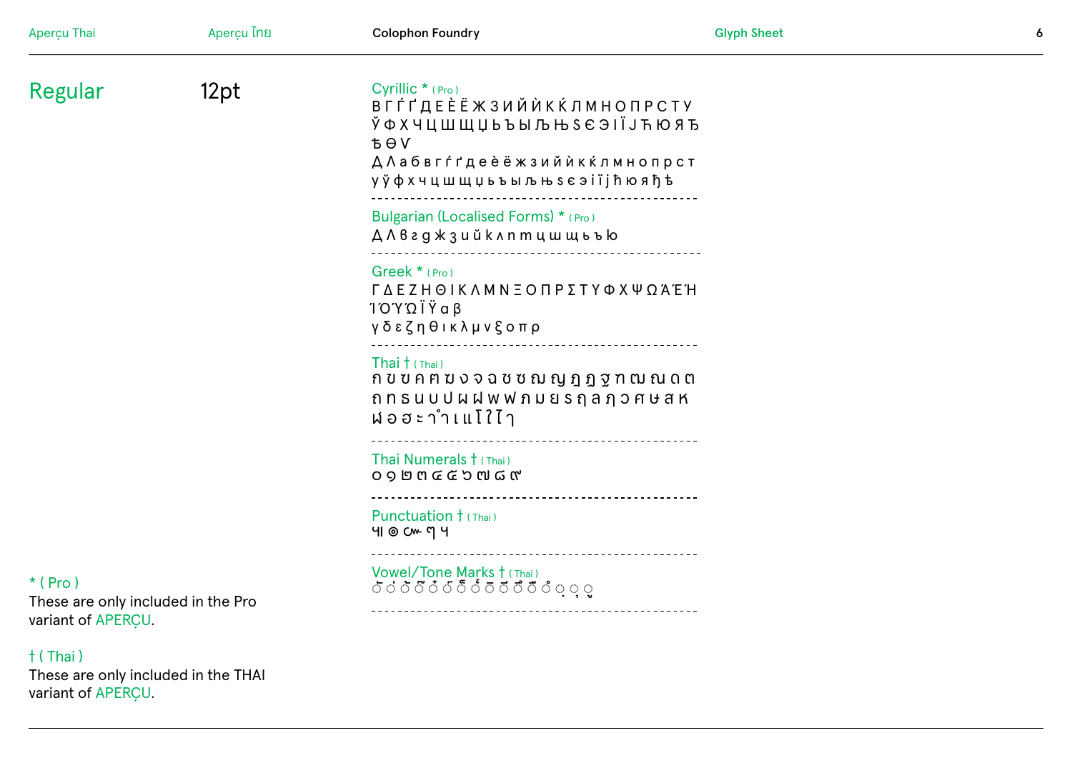# Regular

12pt

## Cyrillic * ( Pro )

В Г Ѓ Ґ Д Е Ѐ Ё Ж З И Й Ѝ К Ќ Л М Н О П Р С Т У
Ў Ф Х Ч Ц Ш Щ Џ Ь Ъ Ы Љ Њ Ѕ Є Э І Ї Ј Ћ Ю Я Ђ
Ѣ Ѳ Ѵ
Д Л а б в г ѓ ґ д е ѐ ё ж з и й ѝ к ќ л м н о п р с т
у ў ф х ч ц ш щ џ ь ъ ы љ њ ѕ є э і ї ј ћ ю я ђ ѣ

## Bulgarian (Localised Forms) * ( Pro )

Д Л в г д ж з и й к л п т ц ш щ ь ъ ю

## Greek * ( Pro )

Γ Δ Ε Ζ Η Θ Ι Κ Λ Μ Ν Ξ Ο Π Ρ Σ Τ Υ Φ Χ Ψ Ω Ά Έ Ή
Ί Ό Ύ Ώ Ϊ Ϋ α β
γ δ ε ζ η θ ι κ λ μ ν ξ ο π ρ

## Thai † ( Thai )

ก ข ฃ ค ฅ ฆ ง จ ฉ ช ซ ฌ ญ ฎ ฏ ฐ ฑ ฒ ณ ด ต
ถ ท ธ น บ ป ผ ฝ พ ฟ ภ ม ย ร ฤ ล ฦ ว ศ ษ ส ห
ฬ อ ฮ ะ า ำ เ แ โ ใ ไ ๅ

## Thai Numerals † ( Thai )

๐ ๑ ๒ ๓ ๔ ๕ ๖ ๗ ๘ ๙

## Punctuation † ( Thai )

ฯ ๏ ๛ ๆ ฯ

## Vowel/Tone Marks † ( Thai )

ั ิ ี ึ ื ็ ่ ้ ๊ ๋ ์ ํ ุ ู ฺ

* ( Pro )
These are only included in the Pro variant of APERÇU.

† ( Thai )
These are only included in the THAI variant of APERÇU.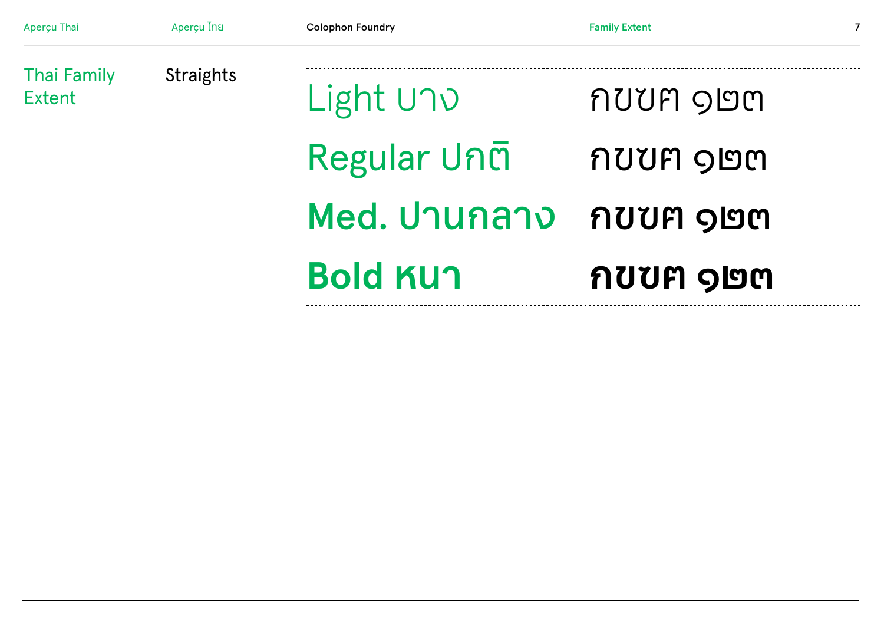## Thai Family Extent

### Straights

| | |
|---|---|
| Light บาง | กขฃฅ ๑๒๓ |
| Regular ปกติ | กขฃฅ ๑๒๓ |
| Med. ปานกลาง | กขฃฅ ๑๒๓ |
| Bold หนา | กขฃฅ ๑๒๓ |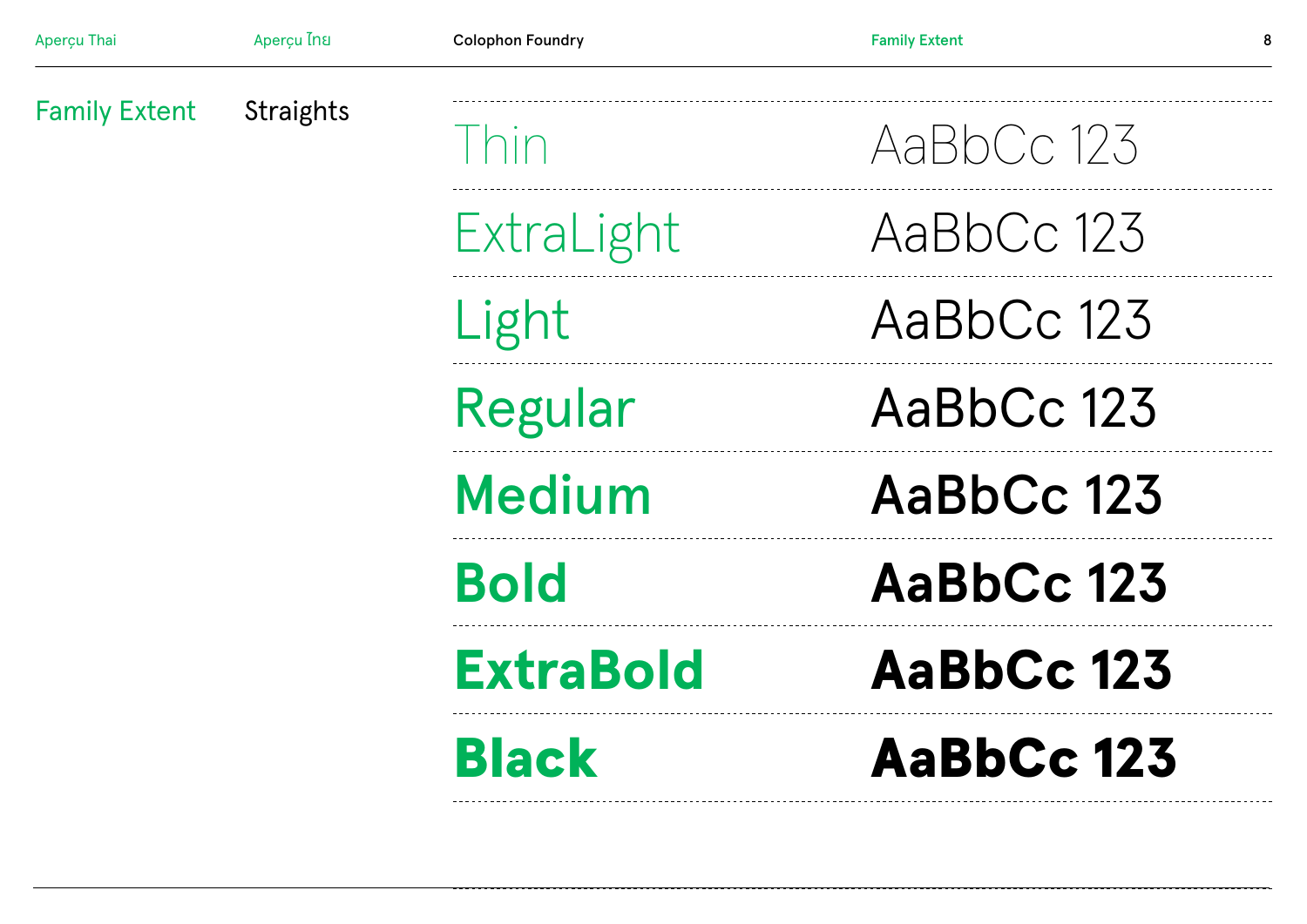## Family Extent

### Straights

| Weight | Sample |
| --- | --- |
| Thin | AaBbCc 123 |
| ExtraLight | AaBbCc 123 |
| Light | AaBbCc 123 |
| Regular | AaBbCc 123 |
| Medium | AaBbCc 123 |
| Bold | AaBbCc 123 |
| ExtraBold | AaBbCc 123 |
| Black | AaBbCc 123 |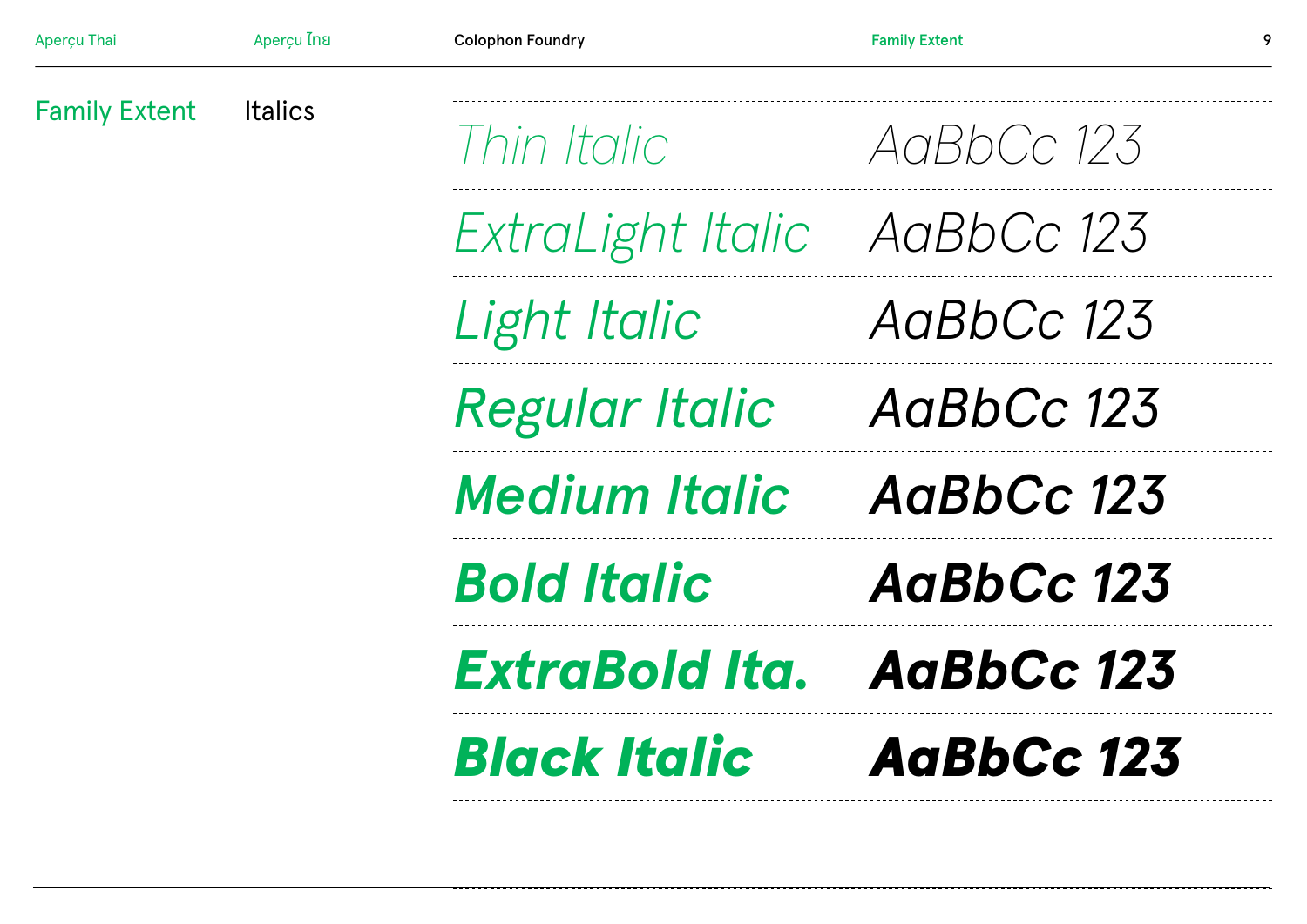## Family Extent

### Italics

| | |
|---|---|
| *Thin Italic* | *AaBbCc 123* |
| *ExtraLight Italic* | *AaBbCc 123* |
| *Light Italic* | *AaBbCc 123* |
| *Regular Italic* | *AaBbCc 123* |
| *Medium Italic* | *AaBbCc 123* |
| ***Bold Italic*** | ***AaBbCc 123*** |
| ***ExtraBold Ita.*** | ***AaBbCc 123*** |
| ***Black Italic*** | ***AaBbCc 123*** |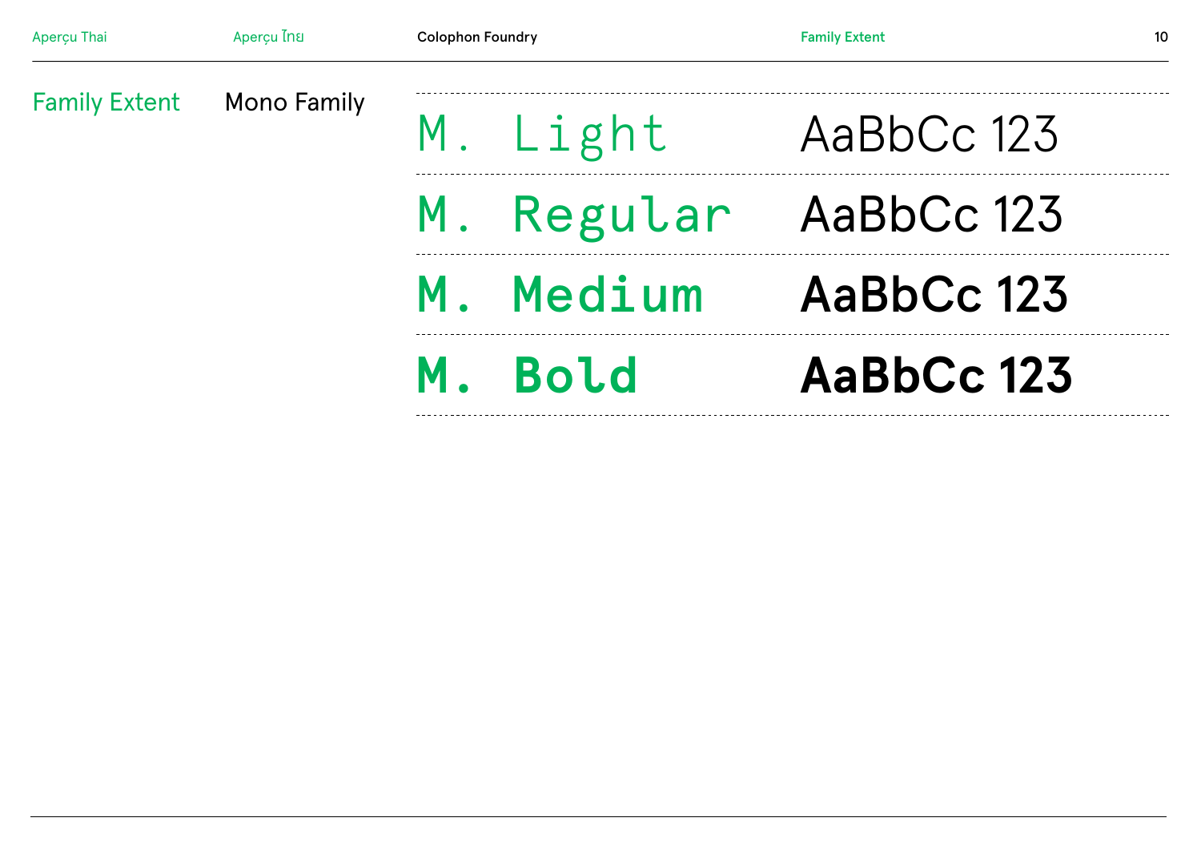## Family Extent

### Mono Family

| | |
|---|---|
| M. Light | AaBbCc 123 |
| M. Regular | AaBbCc 123 |
| M. Medium | AaBbCc 123 |
| M. Bold | AaBbCc 123 |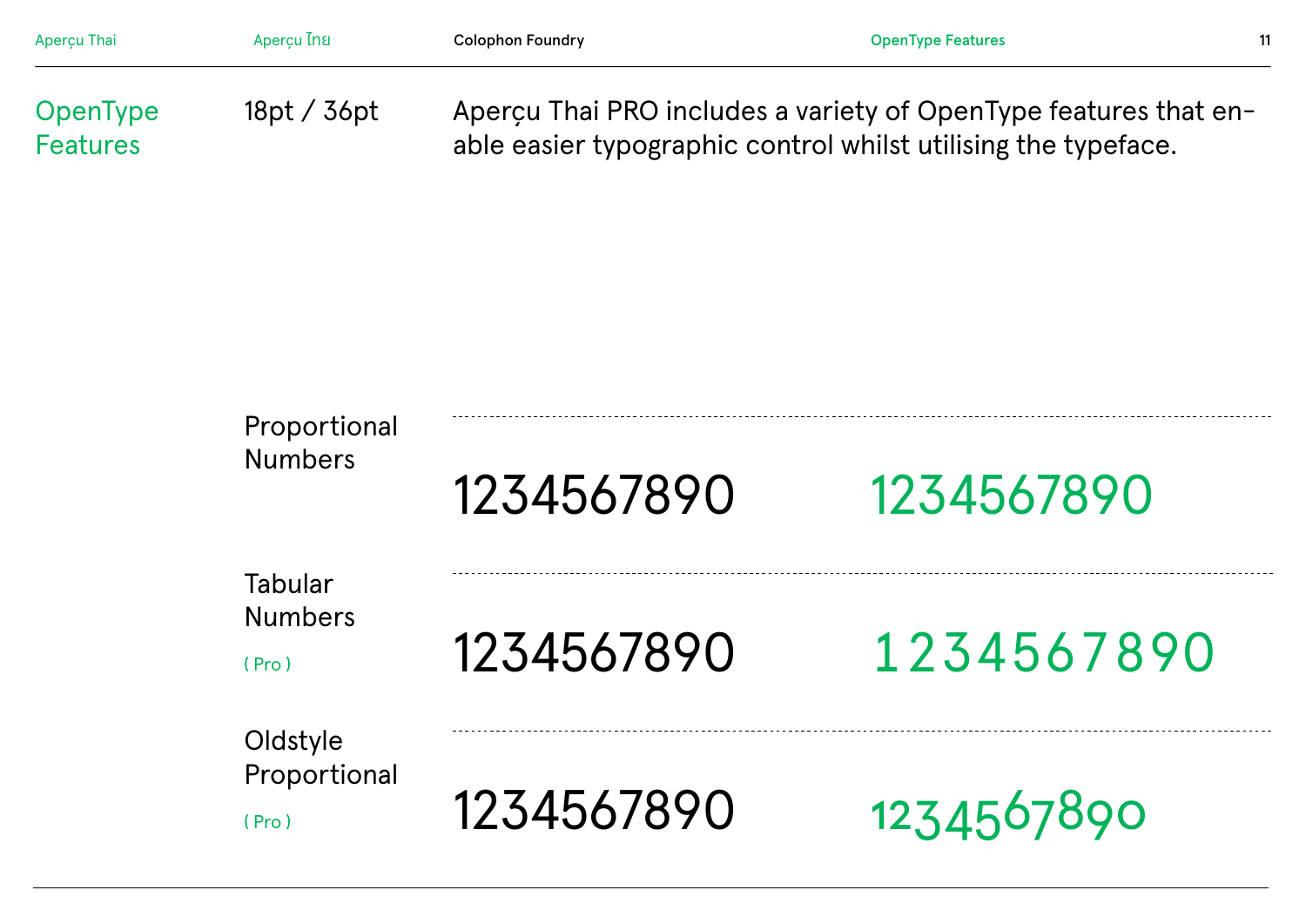## OpenType Features

18pt / 36pt

Aperçu Thai PRO includes a variety of OpenType features that enable easier typographic control whilst utilising the typeface.

Proportional Numbers

1234567890 1234567890

Tabular Numbers
( Pro )

1234567890 1 2 3 4 5 6 7 8 9 0

Oldstyle Proportional
( Pro )

1234567890 1234567890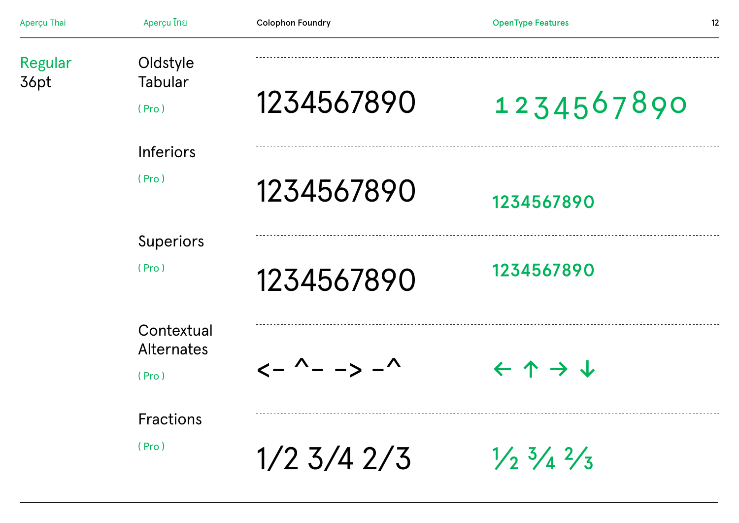Regular
36pt

| Feature | Default | OpenType |
| --- | --- | --- |
| Oldstyle Tabular ( Pro ) | 1234567890 | 1234567890 |
| Inferiors ( Pro ) | 1234567890 | 1234567890 |
| Superiors ( Pro ) | 1234567890 | 1234567890 |
| Contextual Alternates ( Pro ) | <- ^- -> -^ | ← ↑ → ↓ |
| Fractions ( Pro ) | 1/2 3/4 2/3 | ½ ¾ ⅔ |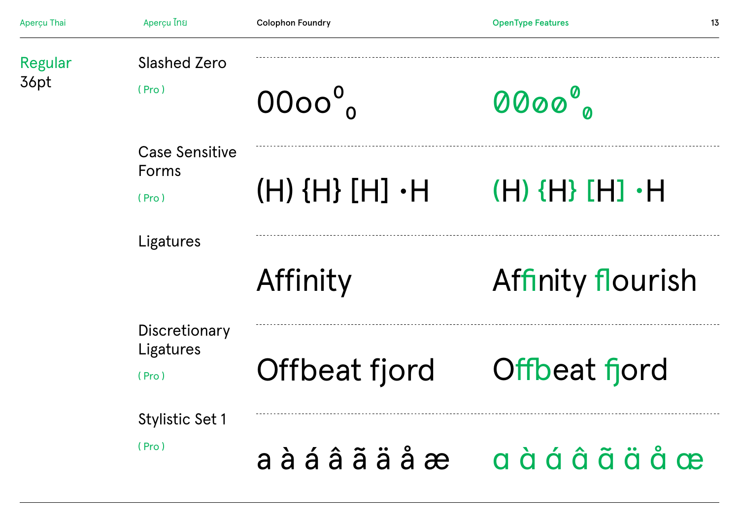## Regular
36pt

| Feature | Default | OpenType Feature |
|---|---|---|
| Slashed Zero ( Pro ) | 0Ooo⁰₀ | 0Ooo⁰₀ |
| Case Sensitive Forms ( Pro ) | (H) {H} [H] ·H | (H) {H} [H] ·H |
| Ligatures | Affinity | Affinity flourish |
| Discretionary Ligatures ( Pro ) | Offbeat fjord | Offbeat fjord |
| Stylistic Set 1 ( Pro ) | a à á â ã ä å æ | a à á â ã ä å æ |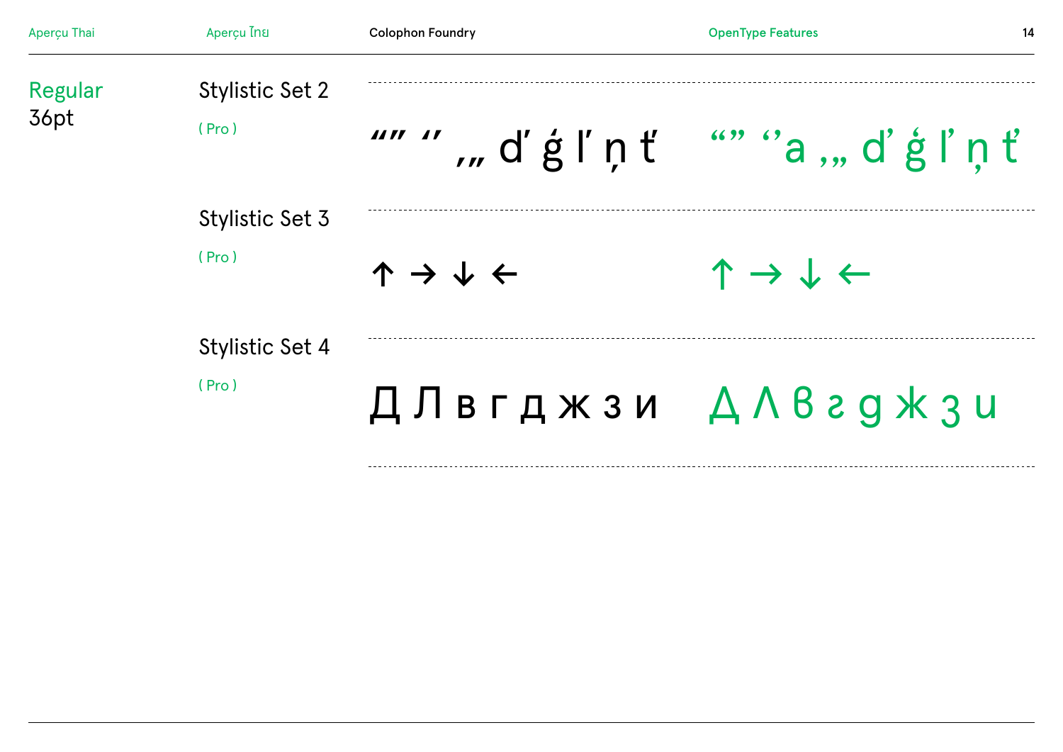## Regular
36pt

### Stylistic Set 2

( Pro )

“” ‘’ ,„ ď ģ ľ ņ ť    “” ‘’a ,„ ď ģ ľ ņ ť

### Stylistic Set 3

( Pro )

↑ → ↓ ←    ↑ → ↓ ←

### Stylistic Set 4

( Pro )

Д Л в г д ж з и    Д Л в г д ж з и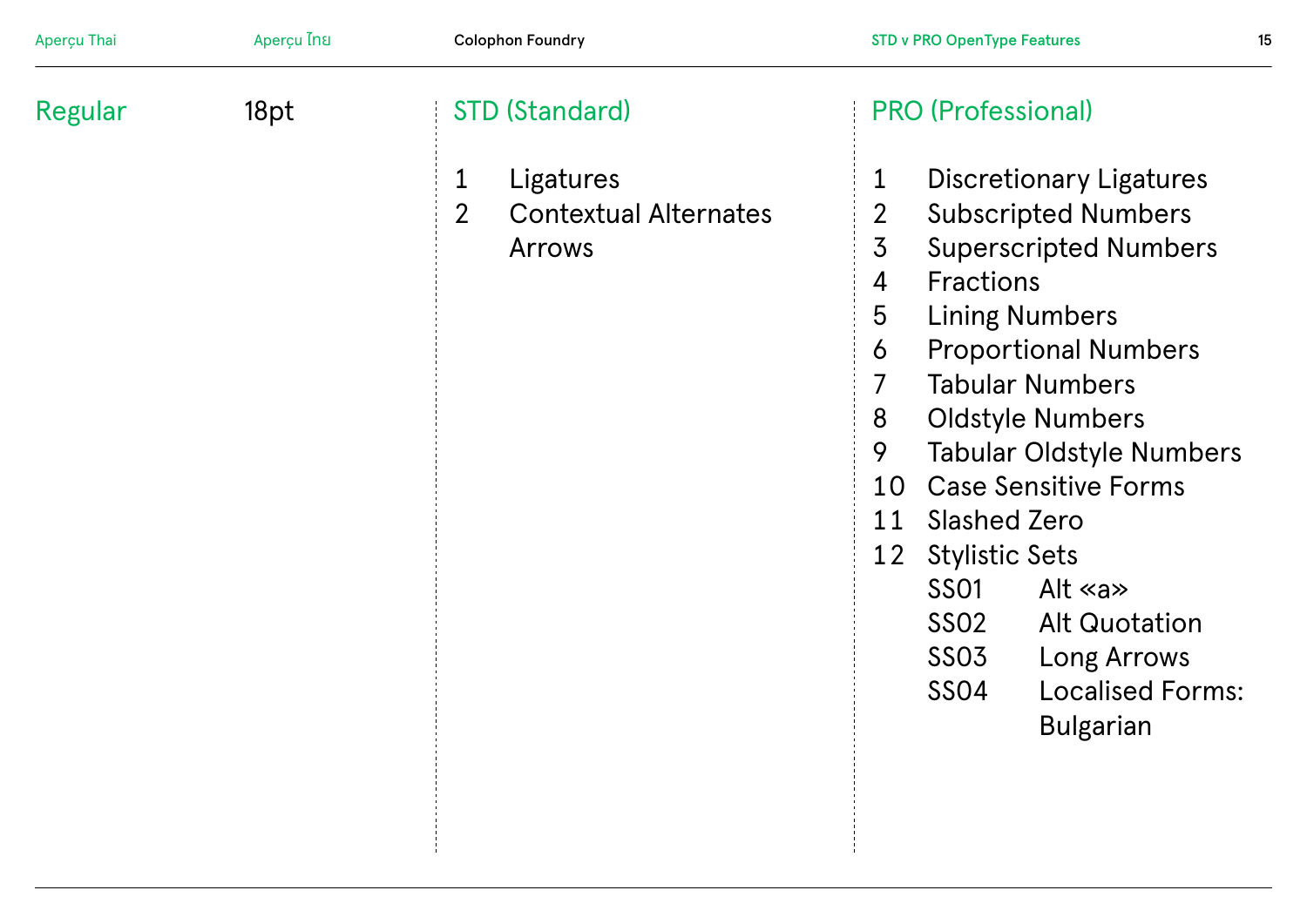Regular 18pt

## STD (Standard)

1. Ligatures
2. Contextual Alternates Arrows

## PRO (Professional)

1. Discretionary Ligatures
2. Subscripted Numbers
3. Superscripted Numbers
4. Fractions
5. Lining Numbers
6. Proportional Numbers
7. Tabular Numbers
8. Oldstyle Numbers
9. Tabular Oldstyle Numbers
10. Case Sensitive Forms
11. Slashed Zero
12. Stylistic Sets
    - SS01 Alt «a»
    - SS02 Alt Quotation
    - SS03 Long Arrows
    - SS04 Localised Forms: Bulgarian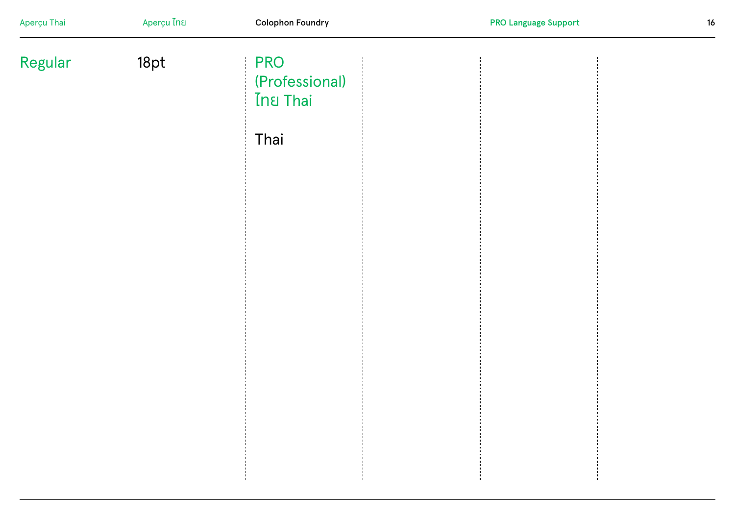Regular

18pt

PRO (Professional) ไทย Thai

Thai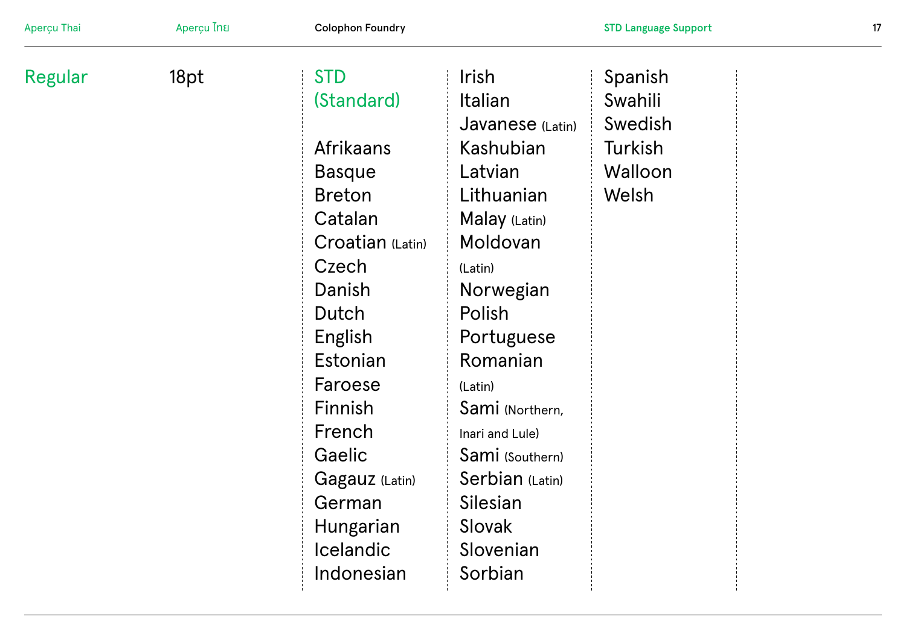## Regular

18pt

### STD (Standard)

Afrikaans
Basque
Breton
Catalan
Croatian (Latin)
Czech
Danish
Dutch
English
Estonian
Faroese
Finnish
French
Gaelic
Gagauz (Latin)
German
Hungarian
Icelandic
Indonesian
Irish
Italian
Javanese (Latin)
Kashubian
Latvian
Lithuanian
Malay (Latin)
Moldovan (Latin)
Norwegian
Polish
Portuguese
Romanian (Latin)
Sami (Northern, Inari and Lule)
Sami (Southern)
Serbian (Latin)
Silesian
Slovak
Slovenian
Sorbian
Spanish
Swahili
Swedish
Turkish
Walloon
Welsh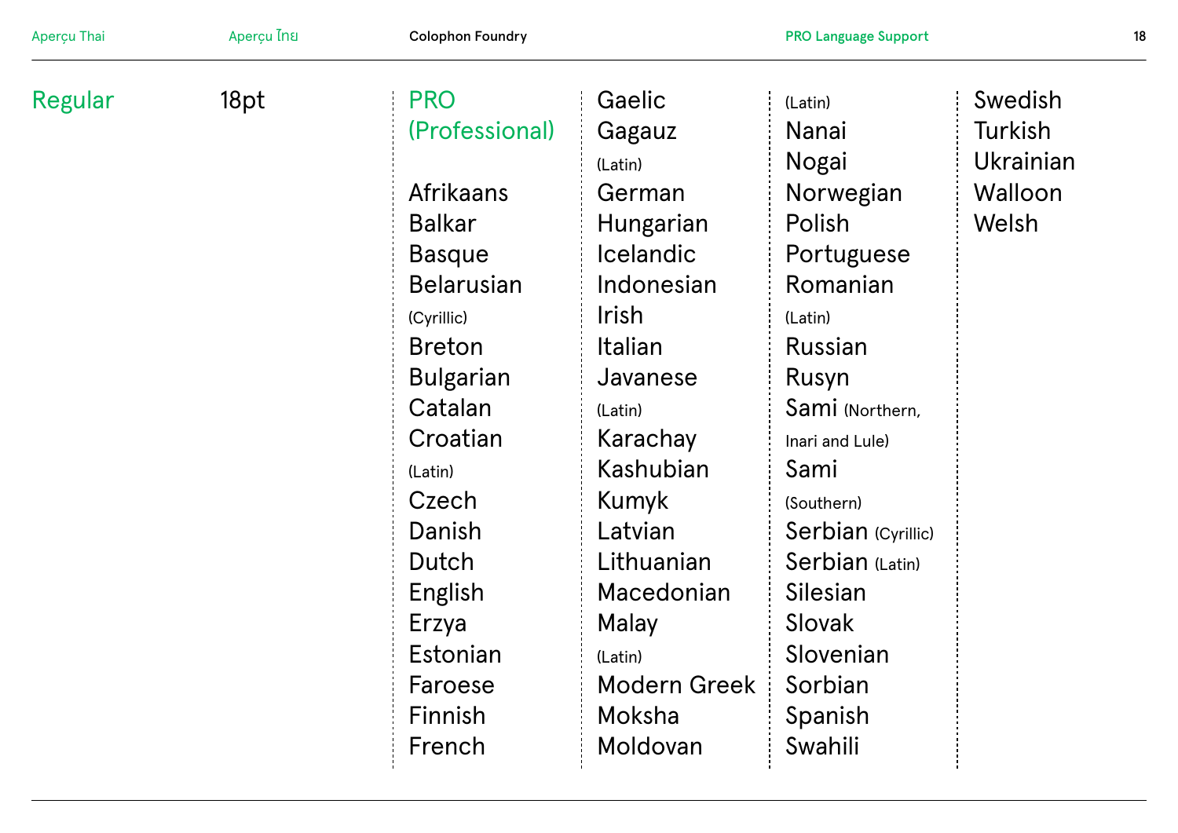Regular

18pt

## PRO (Professional)

Afrikaans
Balkar
Basque
Belarusian (Cyrillic)
Breton
Bulgarian
Catalan
Croatian (Latin)
Czech
Danish
Dutch
English
Erzya
Estonian
Faroese
Finnish
French
Gaelic
Gagauz (Latin)
German
Hungarian
Icelandic
Indonesian
Irish
Italian
Javanese (Latin)
Karachay
Kashubian
Kumyk
Latvian
Lithuanian
Macedonian
Malay (Latin)
Modern Greek
Moksha
Moldovan (Latin)
Nanai
Nogai
Norwegian
Polish
Portuguese
Romanian (Latin)
Russian
Rusyn
Sami (Northern, Inari and Lule)
Sami (Southern)
Serbian (Cyrillic)
Serbian (Latin)
Silesian
Slovak
Slovenian
Sorbian
Spanish
Swahili
Swedish
Turkish
Ukrainian
Walloon
Welsh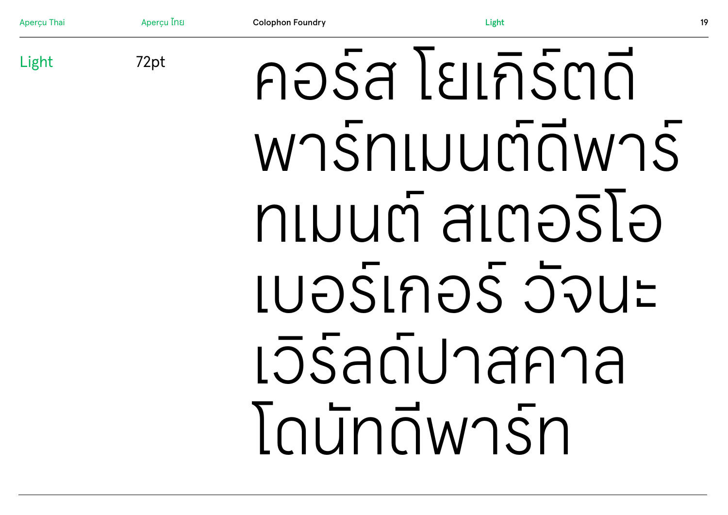Light

72pt

คอร์ส โยเกิร์ตดี
พาร์ทเมนต์ดีพาร์
ทเมนต์ สเตอริโอ
เบอร์เกอร์ วัจนะ
เวิร์ลด์ปาสคาล
โดนัทดีพาร์ท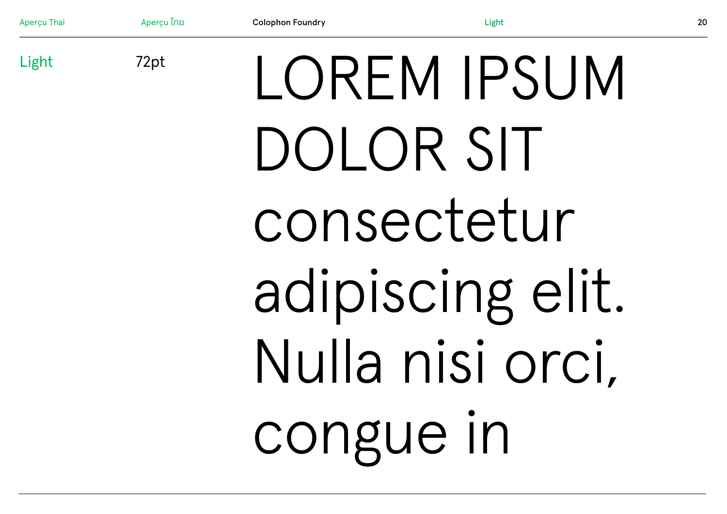Light

72pt

LOREM IPSUM DOLOR SIT consectetur adipiscing elit. Nulla nisi orci, congue in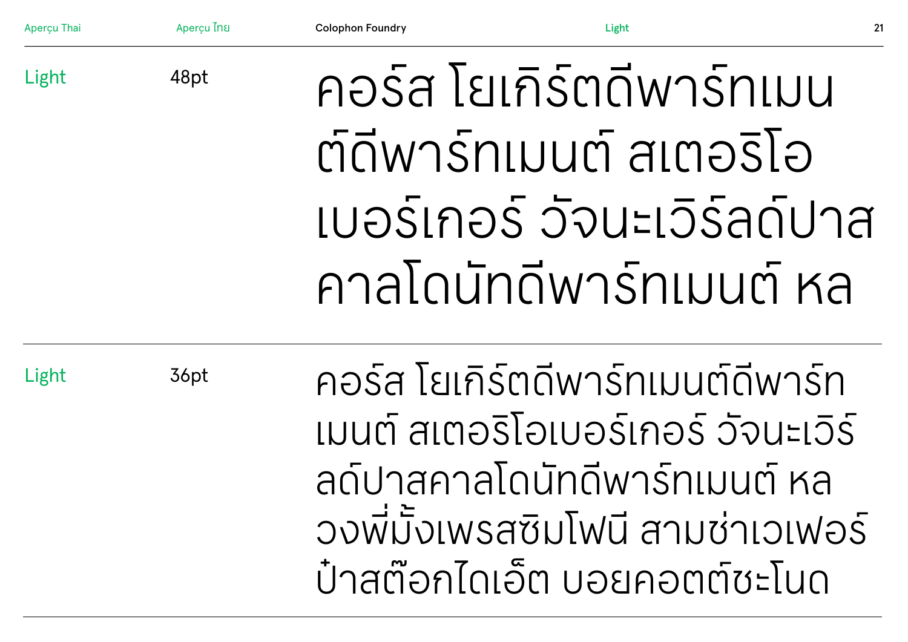Light 48pt

คอร์ส โยเกิร์ตดีพาร์ทเมน
ต์ดีพาร์ทเมนต์ สเตอริโอ
เบอร์เกอร์ วัจนะเวิร์ลด์ปาส
คาลโดนัทดีพาร์ทเมนต์ หล

Light 36pt

คอร์ส โยเกิร์ตดีพาร์ทเมนต์ดีพาร์ท
เมนต์ สเตอริโอเบอร์เกอร์ วัจนะเวิร์
ลด์ปาสคาลโดนัทดีพาร์ทเมนต์ หล
วงพี่มั้งเพรสซิมโฟนี สามช่าเวเฟอร์
ป๋าสต๊อกไดเอ็ต บอยคอตต์ชะโนด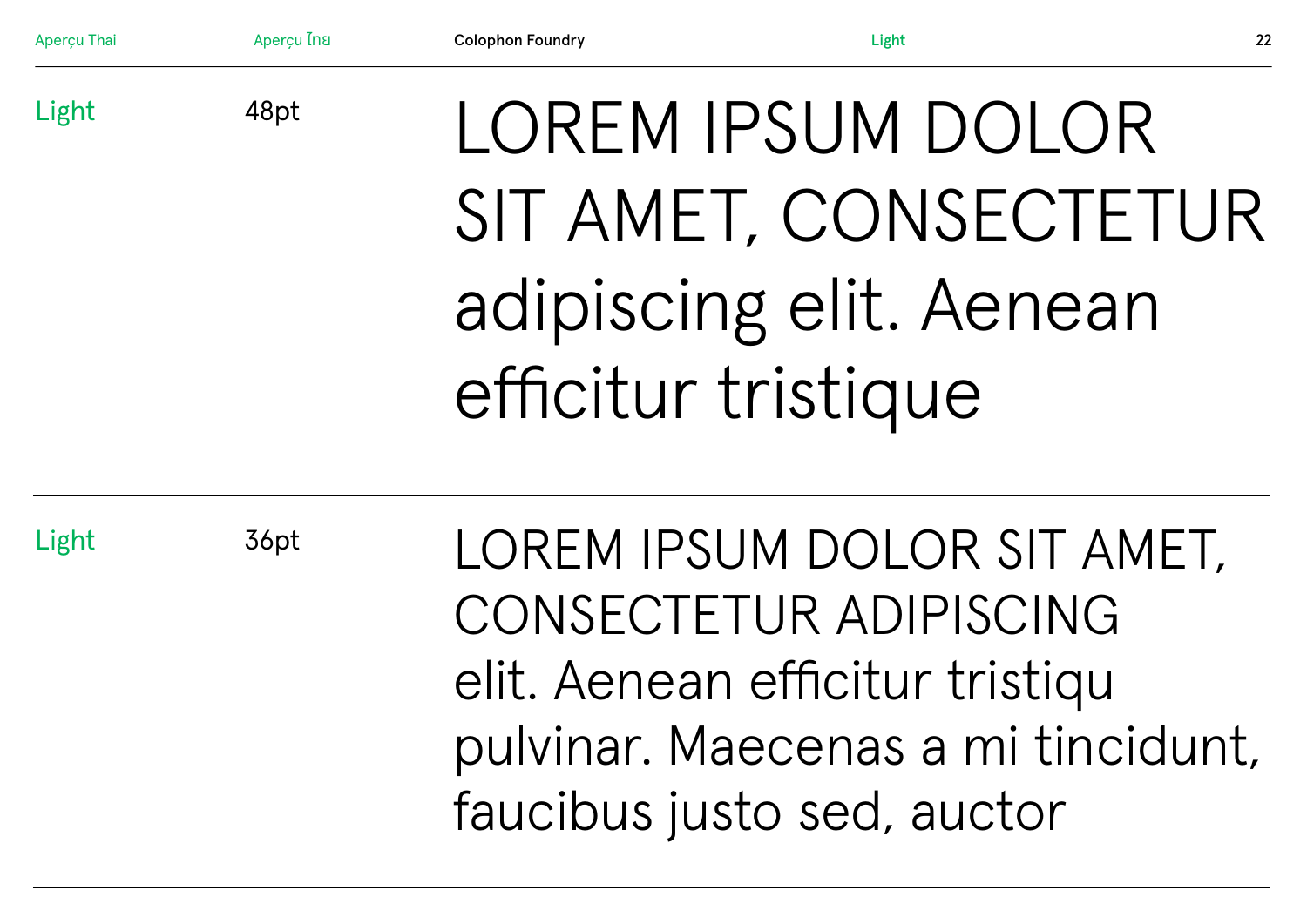Light 48pt

LOREM IPSUM DOLOR
SIT AMET, CONSECTETUR
adipiscing elit. Aenean
efficitur tristique

Light 36pt

LOREM IPSUM DOLOR SIT AMET,
CONSECTETUR ADIPISCING
elit. Aenean efficitur tristiqu
pulvinar. Maecenas a mi tincidunt,
faucibus justo sed, auctor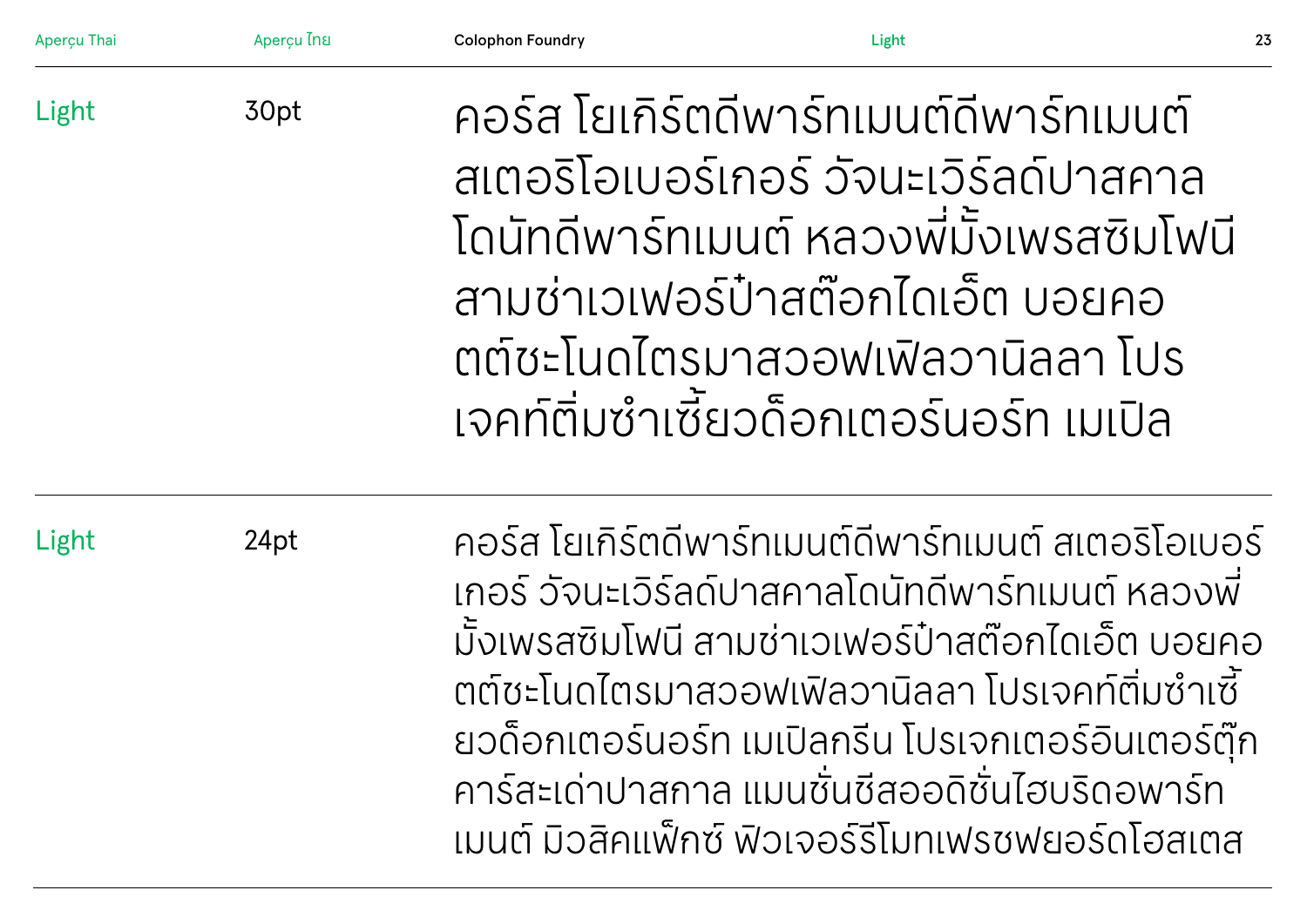Light | 30pt

คอร์ส โยเกิร์ตดีพาร์ทเมนต์ดีพาร์ทเมนต์ สเตอริโอเบอร์เกอร์ วัจนะเวิร์ลด์ปาสคาล โดนัทดีพาร์ทเมนต์ หลวงพี่มั้งเพรสซิมโฟนี สามช่าเวเฟอร์ป๋าสต๊อกไดเอ็ต บอยคอตต์ชะโนดไตรมาสวอฟเฟิลวานิลลา โปรเจคท์ติ่มซำเซี้ยวด็อกเตอร์นอร์ท เมเปิล

Light | 24pt

คอร์ส โยเกิร์ตดีพาร์ทเมนต์ดีพาร์ทเมนต์ สเตอริโอเบอร์เกอร์ วัจนะเวิร์ลด์ปาสคาลโดนัทดีพาร์ทเมนต์ หลวงพี่มั้งเพรสซิมโฟนี สามช่าเวเฟอร์ป๋าสต๊อกไดเอ็ต บอยคอตต์ชะโนดไตรมาสวอฟเฟิลวานิลลา โปรเจคท์ติ่มซำเซี้ยวด็อกเตอร์นอร์ท เมเปิลกรีน โปรเจกเตอร์อินเตอร์ตุ๊กคาร์สะเด่าปาสกาล แมนชั่นชีสออดิชั่นไฮบริดอพาร์ทเมนต์ มิวสิคแพ็กซ์ ฟิวเจอร์รีโมทเฟรชฟยอร์ดโฮสเตส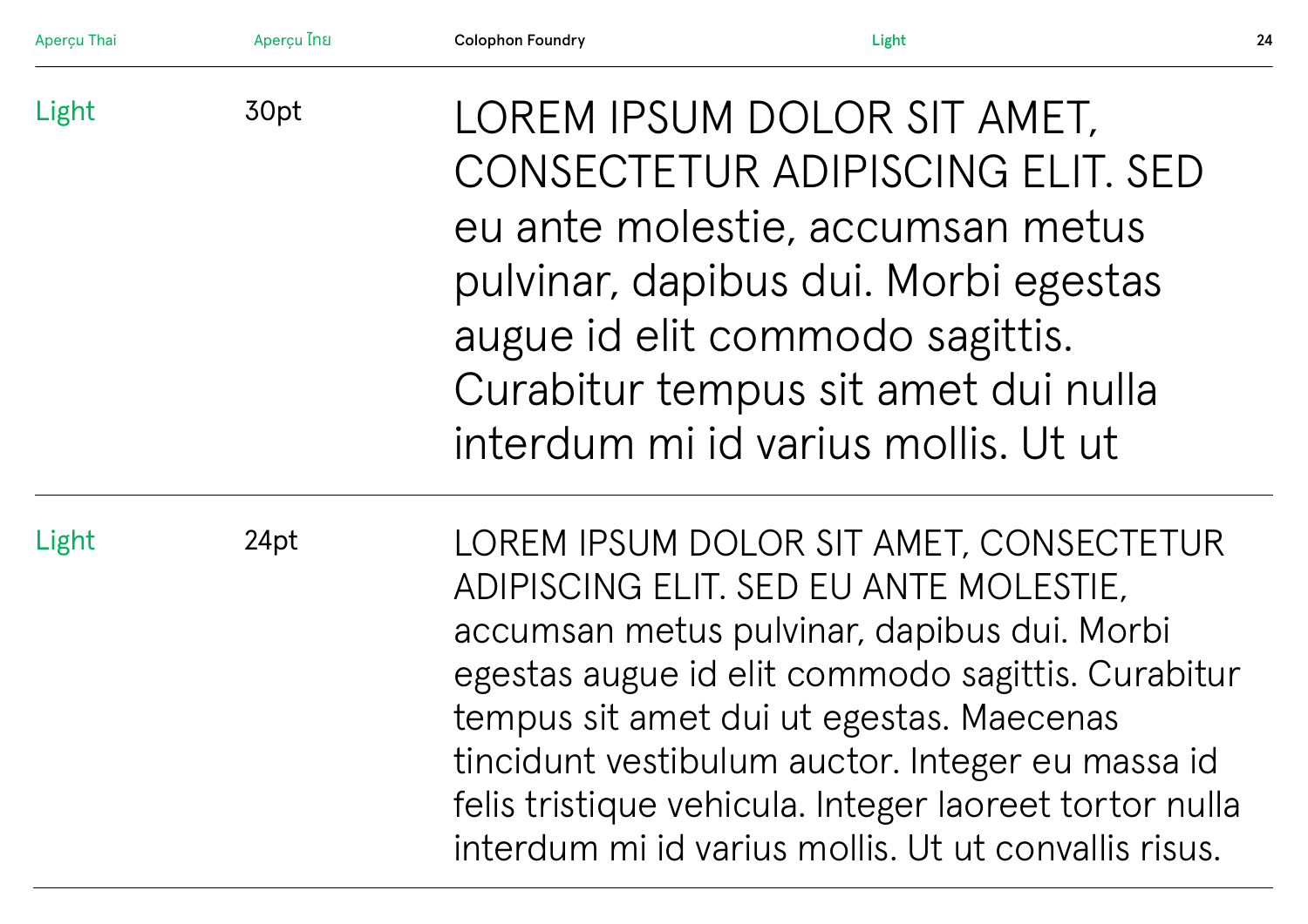| Light | 30pt | LOREM IPSUM DOLOR SIT AMET, CONSECTETUR ADIPISCING ELIT. SED eu ante molestie, accumsan metus pulvinar, dapibus dui. Morbi egestas augue id elit commodo sagittis. Curabitur tempus sit amet dui nulla interdum mi id varius mollis. Ut ut |
| --- | --- | --- |
| Light | 24pt | LOREM IPSUM DOLOR SIT AMET, CONSECTETUR ADIPISCING ELIT. SED EU ANTE MOLESTIE, accumsan metus pulvinar, dapibus dui. Morbi egestas augue id elit commodo sagittis. Curabitur tempus sit amet dui ut egestas. Maecenas tincidunt vestibulum auctor. Integer eu massa id felis tristique vehicula. Integer laoreet tortor nulla interdum mi id varius mollis. Ut ut convallis risus. |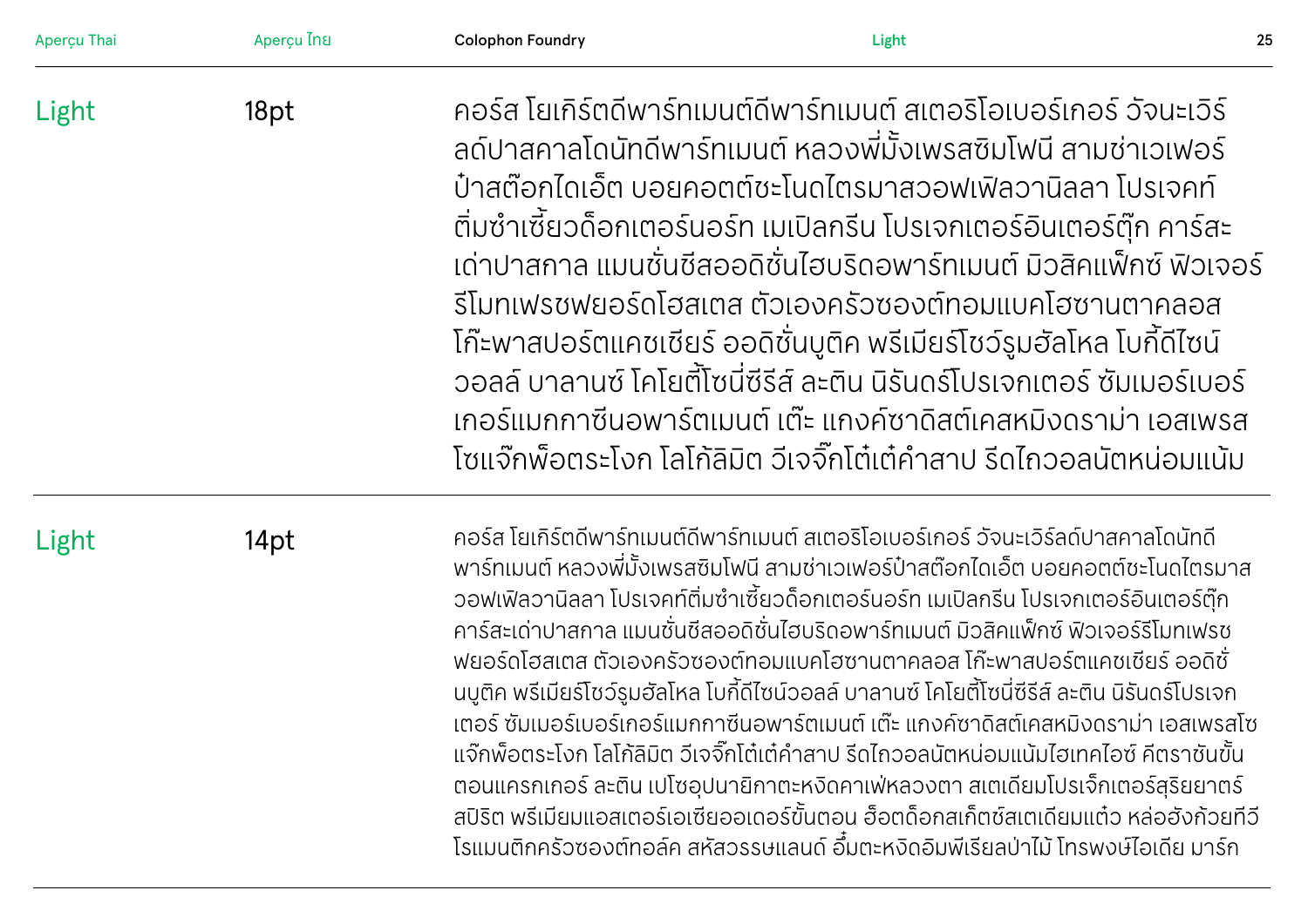| | | |
|---|---|---|
| Light | 18pt | คอร์ส โยเกิร์ตดีพาร์ทเมนต์ดีพาร์ทเมนต์ สเตอริโอเบอร์เกอร์ วัจนะเวิร์ลด์ปาสคาลโดนัทดีพาร์ทเมนต์ หลวงพี่มั้งเพรสซิมโฟนี สามช่าเวเฟอร์ป๋าสต๊อกไดเอ็ต บอยคอตต์ชะโนดไตรมาสวอฟเฟิลวานิลลา โปรเจคท์ติ่มซำเซี้ยวด็อกเตอร์นอร์ท เมเปิลกรีน โปรเจกเตอร์อินเตอร์ตุ๊ก คาร์สะเด่าปาสกาล แมนชั่นชีสออดิชั่นไฮบริดอพาร์ทเมนต์ มิวสิคแพ็กซ์ ฟิวเจอร์รีโมทเฟรชฟยอร์ดโฮสเตส ตัวเองครัวซองต์ทอมแบคโฮซานตาคลอส โก๊ะพาสปอร์ตแคชเชียร์ ออดิชั่นบูติค พรีเมียร์โชว์รูมฮัลโหล โบกี้ดีไซน์วอลล์ บาลานซ์ โคโยตี้โซนี่ซีรีส์ ละติน นิรันดร์โปรเจกเตอร์ ซัมเมอร์เบอร์เกอร์แมกกาซีนอพาร์ตเมนต์ เต๊ะ แกงค์ซาดิสต์เคสหมิงดราม่า เอสเพรสโซแจ๊กพ็อตระโงก โลโก้ลิมิต วีเจจ๊กโต๋เต๋คำสาป รีดไถวอลนัตหน่อมแน้ม |
| Light | 14pt | คอร์ส โยเกิร์ตดีพาร์ทเมนต์ดีพาร์ทเมนต์ สเตอริโอเบอร์เกอร์ วัจนะเวิร์ลด์ปาสคาลโดนัทดีพาร์ทเมนต์ หลวงพี่มั้งเพรสซิมโฟนี สามช่าเวเฟอร์ป๋าสต๊อกไดเอ็ต บอยคอตต์ชะโนดไตรมาสวอฟเฟิลวานิลลา โปรเจคท์ติ่มซำเซี้ยวด็อกเตอร์นอร์ท เมเปิลกรีน โปรเจกเตอร์อินเตอร์ตุ๊ก คาร์สะเด่าปาสกาล แมนชั่นชีสออดิชั่นไฮบริดอพาร์ทเมนต์ มิวสิคแพ็กซ์ ฟิวเจอร์รีโมทเฟรชฟยอร์ดโฮสเตส ตัวเองครัวซองต์ทอมแบคโฮซานตาคลอส โก๊ะพาสปอร์ตแคชเชียร์ ออดิชั่นบูติค พรีเมียร์โชว์รูมฮัลโหล โบกี้ดีไซน์วอลล์ บาลานซ์ โคโยตี้โซนี่ซีรีส์ ละติน นิรันดร์โปรเจกเตอร์ ซัมเมอร์เบอร์เกอร์แมกกาซีนอพาร์ตเมนต์ เต๊ะ แกงค์ซาดิสต์เคสหมิงดราม่า เอสเพรสโซแจ๊กพ็อตระโงก โลโก้ลิมิต วีเจจ๊กโต๋เต๋คำสาป รีดไถวอลนัตหน่อมแน้มไฮเทคไอซ์ คีตราชันขั้นตอนแครกเกอร์ ละติน เปโซอุปนายิกาตะหงิดคาเฟ่หลวงตา สเตเดียมโปรเจ็กเตอร์สุริยยาตร์สปิริต พรีเมียมแอสเตอร์เอเชียออเดอร์ขั้นตอน ฮ็อตด็อกสเก็ตช์สเตเดียมแต๋ว หล่อฮังก้วยทีวีโรแมนติกครัวซองต์ทอล์ค สหัสวรรษแลนด์ อึ๋มตะหงิดอิมพีเรียลป่าไม้ โทรพงษ์ไอเดีย มาร์ก |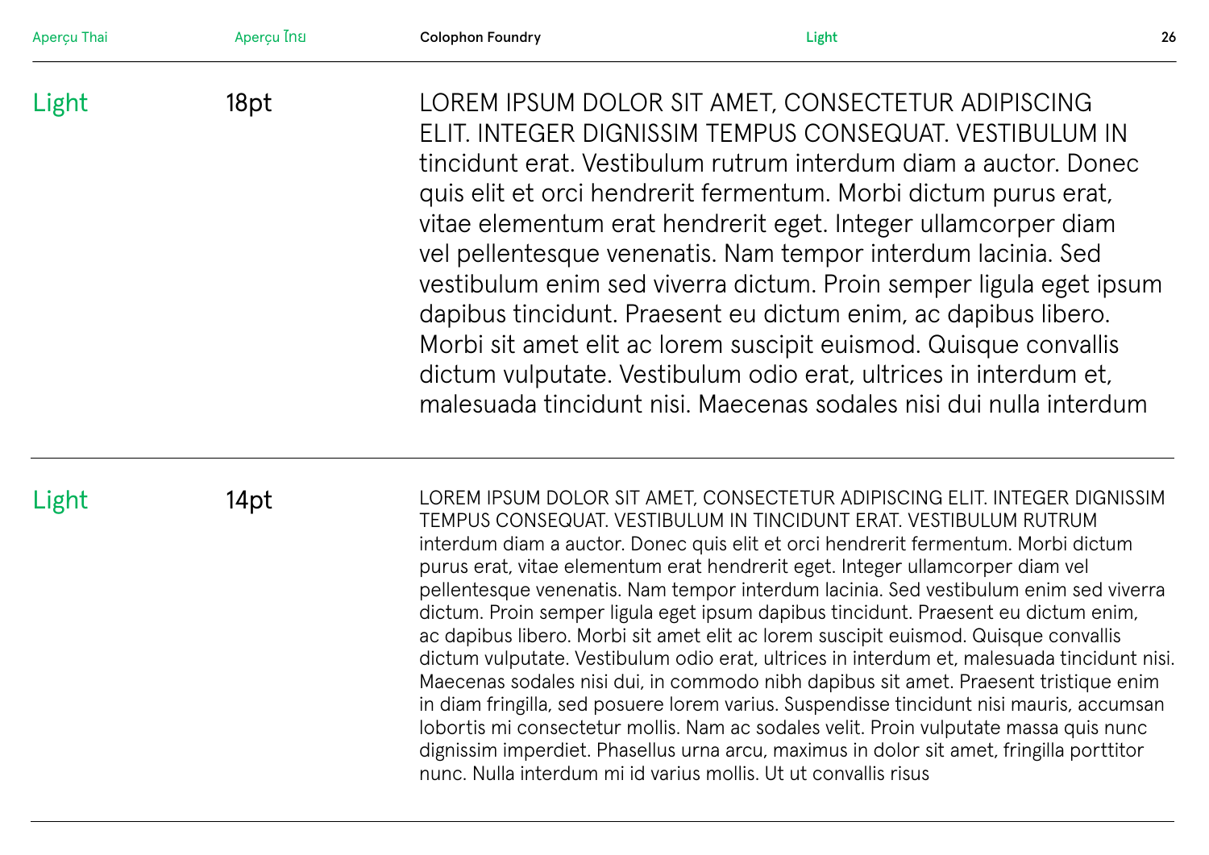Light

18pt

LOREM IPSUM DOLOR SIT AMET, CONSECTETUR ADIPISCING ELIT. INTEGER DIGNISSIM TEMPUS CONSEQUAT. VESTIBULUM IN tincidunt erat. Vestibulum rutrum interdum diam a auctor. Donec quis elit et orci hendrerit fermentum. Morbi dictum purus erat, vitae elementum erat hendrerit eget. Integer ullamcorper diam vel pellentesque venenatis. Nam tempor interdum lacinia. Sed vestibulum enim sed viverra dictum. Proin semper ligula eget ipsum dapibus tincidunt. Praesent eu dictum enim, ac dapibus libero. Morbi sit amet elit ac lorem suscipit euismod. Quisque convallis dictum vulputate. Vestibulum odio erat, ultrices in interdum et, malesuada tincidunt nisi. Maecenas sodales nisi dui nulla interdum

---

Light

14pt

LOREM IPSUM DOLOR SIT AMET, CONSECTETUR ADIPISCING ELIT. INTEGER DIGNISSIM TEMPUS CONSEQUAT. VESTIBULUM IN TINCIDUNT ERAT. VESTIBULUM RUTRUM interdum diam a auctor. Donec quis elit et orci hendrerit fermentum. Morbi dictum purus erat, vitae elementum erat hendrerit eget. Integer ullamcorper diam vel pellentesque venenatis. Nam tempor interdum lacinia. Sed vestibulum enim sed viverra dictum. Proin semper ligula eget ipsum dapibus tincidunt. Praesent eu dictum enim, ac dapibus libero. Morbi sit amet elit ac lorem suscipit euismod. Quisque convallis dictum vulputate. Vestibulum odio erat, ultrices in interdum et, malesuada tincidunt nisi. Maecenas sodales nisi dui, in commodo nibh dapibus sit amet. Praesent tristique enim in diam fringilla, sed posuere lorem varius. Suspendisse tincidunt nisi mauris, accumsan lobortis mi consectetur mollis. Nam ac sodales velit. Proin vulputate massa quis nunc dignissim imperdiet. Phasellus urna arcu, maximus in dolor sit amet, fringilla porttitor nunc. Nulla interdum mi id varius mollis. Ut ut convallis risus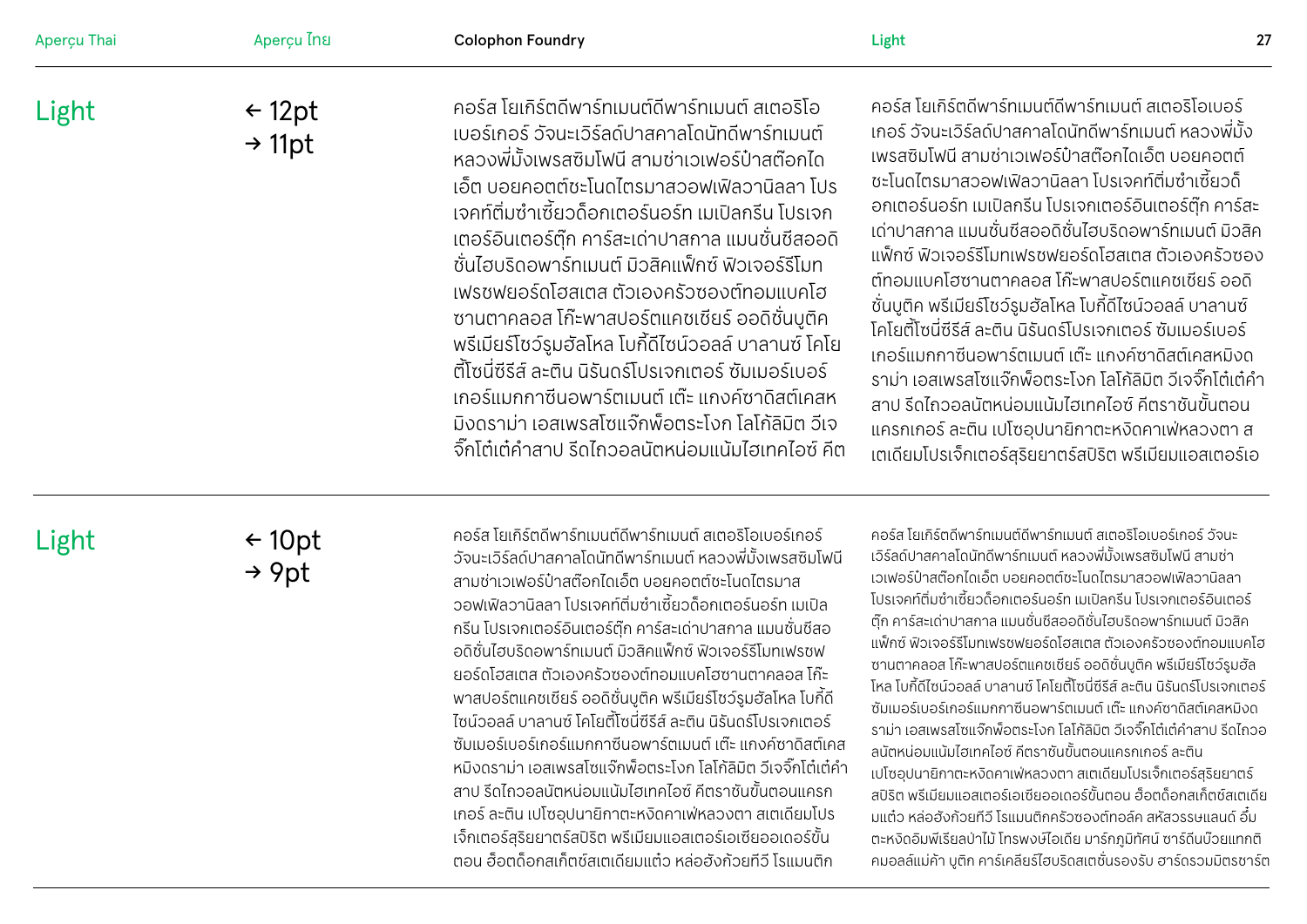## Light

← 12pt
→ 11pt

คอร์ส โยเกิร์ตดีพาร์ทเมนต์ดีพาร์ทเมนต์ สเตอริโอเบอร์เกอร์ วัจนะเวิร์ลด์ปาสคาลโดนัทดีพาร์ทเมนต์ หลวงพี่มั้งเพรสซิมโฟนี สามช่าเวเฟอร์ป๋าสต๊อกไดเอ็ต บอยคอตต์ชะโนดไตรมาสวอฟเฟิลวานิลลา โปรเจคท์ติ่มซำเซี้ยวด็อกเตอร์นอร์ท เมเปิลกรีน โปรเจกเตอร์อินเตอร์ตุ๊ก คาร์สะเด่าปาสกาล แมนชั่นซีสออดิชั่นไฮบริดอพาร์ทเมนต์ มิวสิคแพ็กซ์ ฟิวเจอร์รีโมทเฟรชฟยอร์ดโฮสเตส ตัวเองครัวซองต์ทอมแบคโฮซานตาคลอส โก๊ะพาสปอร์ตแคชเชียร์ ออดิชั่นบูติค พรีเมียร์โชว์รูมฮัลโหล โบกี้ดีไซน์วอลล์ บาลานซ์ โคโยตี้โซนี่ซีรีส์ ละติน นิรันดร์โปรเจกเตอร์ ซัมเมอร์เบอร์เกอร์แมกกาซีนอพาร์ตเมนต์ เต๊ะ แกงค์ซาดิสต์เคสหมิงดราม่า เอสเพรสโซแจ๊กพ็อตระโงก โลโก้ลิมิต วีเจจิ๊กโต๋เต๋คำสาป รีดไถวอลนัตหน่อมแน้มไฮเทคไอซ์ คีต

คอร์ส โยเกิร์ตดีพาร์ทเมนต์ดีพาร์ทเมนต์ สเตอริโอเบอร์เกอร์ วัจนะเวิร์ลด์ปาสคาลโดนัทดีพาร์ทเมนต์ หลวงพี่มั้งเพรสซิมโฟนี สามช่าเวเฟอร์ป๋าสต๊อกไดเอ็ต บอยคอตต์ชะโนดไตรมาสวอฟเฟิลวานิลลา โปรเจคท์ติ่มซำเซี้ยวด็อกเตอร์นอร์ท เมเปิลกรีน โปรเจกเตอร์อินเตอร์ตุ๊ก คาร์สะเด่าปาสกาล แมนชั่นซีสออดิชั่นไฮบริดอพาร์ทเมนต์ มิวสิคแพ็กซ์ ฟิวเจอร์รีโมทเฟรชฟยอร์ดโฮสเตส ตัวเองครัวซองต์ทอมแบคโฮซานตาคลอส โก๊ะพาสปอร์ตแคชเชียร์ ออดิชั่นบูติค พรีเมียร์โชว์รูมฮัลโหล โบกี้ดีไซน์วอลล์ บาลานซ์ โคโยตี้โซนี่ซีรีส์ ละติน นิรันดร์โปรเจกเตอร์ ซัมเมอร์เบอร์เกอร์แมกกาซีนอพาร์ตเมนต์ เต๊ะ แกงค์ซาดิสต์เคสหมิงดราม่า เอสเพรสโซแจ๊กพ็อตระโงก โลโก้ลิมิต วีเจจิ๊กโต๋เต๋คำสาป รีดไถวอลนัตหน่อมแน้มไฮเทคไอซ์ คีตราชันขั้นตอนแครกเกอร์ ละติน เปโซอุปนายิกาตะหงิดคาเฟ่หลวงตา สเตเดียมโปรเจ็กเตอร์สุริยยาตร์สปิริต พรีเมียมแอสเตอร์เอ

## Light

← 10pt
→ 9pt

คอร์ส โยเกิร์ตดีพาร์ทเมนต์ดีพาร์ทเมนต์ สเตอริโอเบอร์เกอร์ วัจนะเวิร์ลด์ปาสคาลโดนัทดีพาร์ทเมนต์ หลวงพี่มั้งเพรสซิมโฟนี สามช่าเวเฟอร์ป๋าสต๊อกไดเอ็ต บอยคอตต์ชะโนดไตรมาสวอฟเฟิลวานิลลา โปรเจคท์ติ่มซำเซี้ยวด็อกเตอร์นอร์ท เมเปิลกรีน โปรเจกเตอร์อินเตอร์ตุ๊ก คาร์สะเด่าปาสกาล แมนชั่นซีสออดิชั่นไฮบริดอพาร์ทเมนต์ มิวสิคแพ็กซ์ ฟิวเจอร์รีโมทเฟรชฟยอร์ดโฮสเตส ตัวเองครัวซองต์ทอมแบคโฮซานตาคลอส โก๊ะพาสปอร์ตแคชเชียร์ ออดิชั่นบูติค พรีเมียร์โชว์รูมฮัลโหล โบกี้ดีไซน์วอลล์ บาลานซ์ โคโยตี้โซนี่ซีรีส์ ละติน นิรันดร์โปรเจกเตอร์ ซัมเมอร์เบอร์เกอร์แมกกาซีนอพาร์ตเมนต์ เต๊ะ แกงค์ซาดิสต์เคสหมิงดราม่า เอสเพรสโซแจ๊กพ็อตระโงก โลโก้ลิมิต วีเจจิ๊กโต๋เต๋คำสาป รีดไถวอลนัตหน่อมแน้มไฮเทคไอซ์ คีตราชันขั้นตอนแครกเกอร์ ละติน เปโซอุปนายิกาตะหงิดคาเฟ่หลวงตา สเตเดียมโปรเจ็กเตอร์สุริยยาตร์สปิริต พรีเมียมแอสเตอร์เอเชียออเดอร์ขั้นตอน ฮ็อตด็อกสเก็ตช์สเตเดียมแต๋ว หล่อฮังก้วยทีวี โรแมนติก

คอร์ส โยเกิร์ตดีพาร์ทเมนต์ดีพาร์ทเมนต์ สเตอริโอเบอร์เกอร์ วัจนะเวิร์ลด์ปาสคาลโดนัทดีพาร์ทเมนต์ หลวงพี่มั้งเพรสซิมโฟนี สามช่าเวเฟอร์ป๋าสต๊อกไดเอ็ต บอยคอตต์ชะโนดไตรมาสวอฟเฟิลวานิลลา โปรเจคท์ติ่มซำเซี้ยวด็อกเตอร์นอร์ท เมเปิลกรีน โปรเจกเตอร์อินเตอร์ตุ๊ก คาร์สะเด่าปาสกาล แมนชั่นซีสออดิชั่นไฮบริดอพาร์ทเมนต์ มิวสิคแพ็กซ์ ฟิวเจอร์รีโมทเฟรชฟยอร์ดโฮสเตส ตัวเองครัวซองต์ทอมแบคโฮซานตาคลอส โก๊ะพาสปอร์ตแคชเชียร์ ออดิชั่นบูติค พรีเมียร์โชว์รูมฮัลโหล โบกี้ดีไซน์วอลล์ บาลานซ์ โคโยตี้โซนี่ซีรีส์ ละติน นิรันดร์โปรเจกเตอร์ ซัมเมอร์เบอร์เกอร์แมกกาซีนอพาร์ตเมนต์ เต๊ะ แกงค์ซาดิสต์เคสหมิงดราม่า เอสเพรสโซแจ๊กพ็อตระโงก โลโก้ลิมิต วีเจจิ๊กโต๋เต๋คำสาป รีดไถวอลนัตหน่อมแน้มไฮเทคไอซ์ คีตราชันขั้นตอนแครกเกอร์ ละติน เปโซอุปนายิกาตะหงิดคาเฟ่หลวงตา สเตเดียมโปรเจ็กเตอร์สุริยยาตร์สปิริต พรีเมียมแอสเตอร์เอเชียออเดอร์ขั้นตอน ฮ็อตด็อกสเก็ตช์สเตเดียมแต๋ว หล่อฮังก้วยทีวี โรแมนติกครัวซองต์ทอล์ค สหัสวรรษแลนด์ อึ๋มตะหงิดอิมพีเรียลป่าไม้ โทรพงษ์ไอเดีย มาร์กฎีกาทัศน์ ซาร์ดีนบ๊วยแทกติคมอลล์แม่ค้า บูติก คาร์เคลียร์ไฮบริดสเตชั่นรองรับ ฮาร์ดรวมมิตรชาร์ต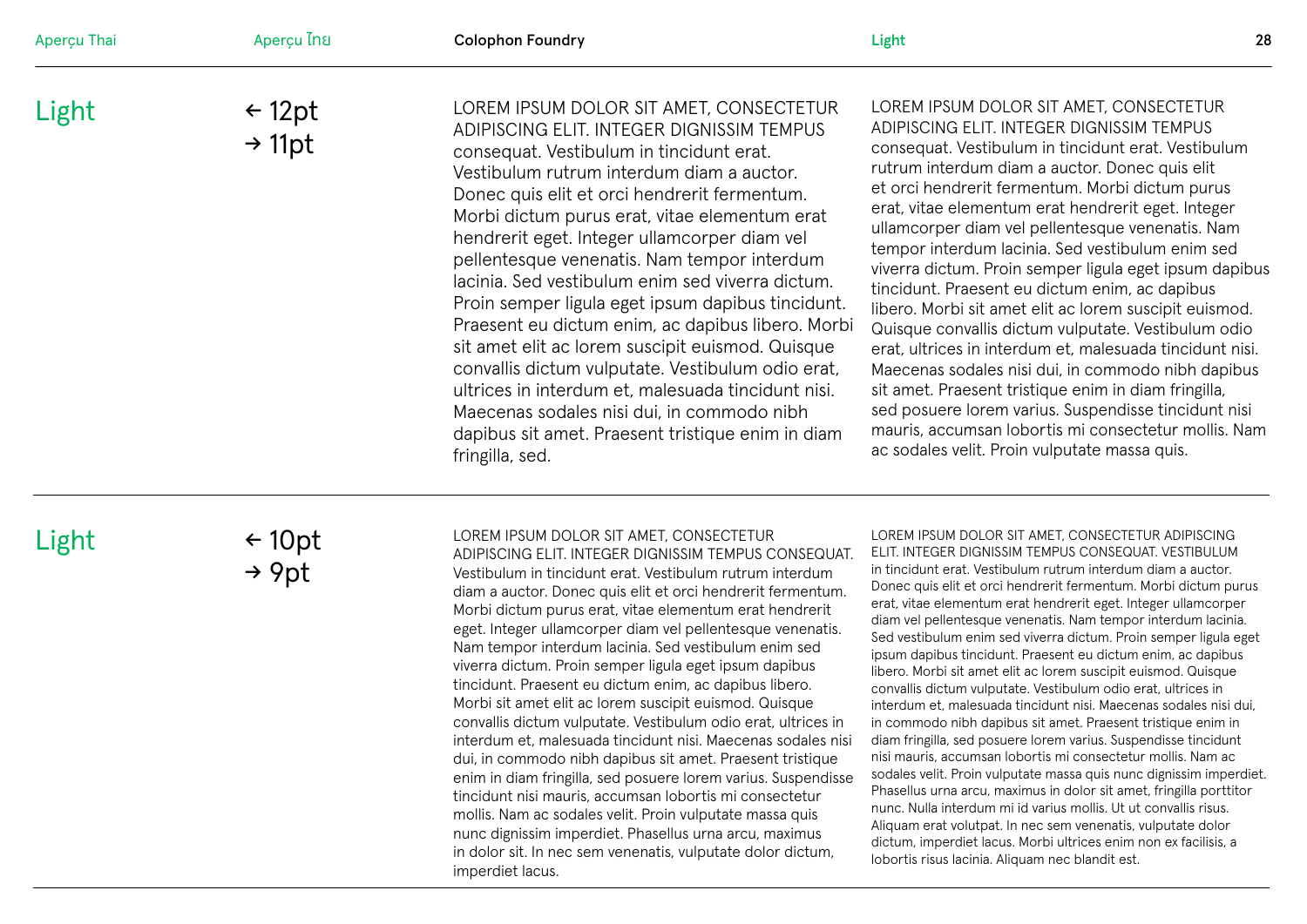## Light

← 12pt
→ 11pt

LOREM IPSUM DOLOR SIT AMET, CONSECTETUR ADIPISCING ELIT. INTEGER DIGNISSIM TEMPUS consequat. Vestibulum in tincidunt erat. Vestibulum rutrum interdum diam a auctor. Donec quis elit et orci hendrerit fermentum. Morbi dictum purus erat, vitae elementum erat hendrerit eget. Integer ullamcorper diam vel pellentesque venenatis. Nam tempor interdum lacinia. Sed vestibulum enim sed viverra dictum. Proin semper ligula eget ipsum dapibus tincidunt. Praesent eu dictum enim, ac dapibus libero. Morbi sit amet elit ac lorem suscipit euismod. Quisque convallis dictum vulputate. Vestibulum odio erat, ultrices in interdum et, malesuada tincidunt nisi. Maecenas sodales nisi dui, in commodo nibh dapibus sit amet. Praesent tristique enim in diam fringilla, sed.

LOREM IPSUM DOLOR SIT AMET, CONSECTETUR ADIPISCING ELIT. INTEGER DIGNISSIM TEMPUS consequat. Vestibulum in tincidunt erat. Vestibulum rutrum interdum diam a auctor. Donec quis elit et orci hendrerit fermentum. Morbi dictum purus erat, vitae elementum erat hendrerit eget. Integer ullamcorper diam vel pellentesque venenatis. Nam tempor interdum lacinia. Sed vestibulum enim sed viverra dictum. Proin semper ligula eget ipsum dapibus tincidunt. Praesent eu dictum enim, ac dapibus libero. Morbi sit amet elit ac lorem suscipit euismod. Quisque convallis dictum vulputate. Vestibulum odio erat, ultrices in interdum et, malesuada tincidunt nisi. Maecenas sodales nisi dui, in commodo nibh dapibus sit amet. Praesent tristique enim in diam fringilla, sed posuere lorem varius. Suspendisse tincidunt nisi mauris, accumsan lobortis mi consectetur mollis. Nam ac sodales velit. Proin vulputate massa quis.

## Light

← 10pt
→ 9pt

LOREM IPSUM DOLOR SIT AMET, CONSECTETUR ADIPISCING ELIT. INTEGER DIGNISSIM TEMPUS CONSEQUAT. Vestibulum in tincidunt erat. Vestibulum rutrum interdum diam a auctor. Donec quis elit et orci hendrerit fermentum. Morbi dictum purus erat, vitae elementum erat hendrerit eget. Integer ullamcorper diam vel pellentesque venenatis. Nam tempor interdum lacinia. Sed vestibulum enim sed viverra dictum. Proin semper ligula eget ipsum dapibus tincidunt. Praesent eu dictum enim, ac dapibus libero. Morbi sit amet elit ac lorem suscipit euismod. Quisque convallis dictum vulputate. Vestibulum odio erat, ultrices in interdum et, malesuada tincidunt nisi. Maecenas sodales nisi dui, in commodo nibh dapibus sit amet. Praesent tristique enim in diam fringilla, sed posuere lorem varius. Suspendisse tincidunt nisi mauris, accumsan lobortis mi consectetur mollis. Nam ac sodales velit. Proin vulputate massa quis nunc dignissim imperdiet. Phasellus urna arcu, maximus in dolor sit. In nec sem venenatis, vulputate dolor dictum, imperdiet lacus.

LOREM IPSUM DOLOR SIT AMET, CONSECTETUR ADIPISCING ELIT. INTEGER DIGNISSIM TEMPUS CONSEQUAT. VESTIBULUM in tincidunt erat. Vestibulum rutrum interdum diam a auctor. Donec quis elit et orci hendrerit fermentum. Morbi dictum purus erat, vitae elementum erat hendrerit eget. Integer ullamcorper diam vel pellentesque venenatis. Nam tempor interdum lacinia. Sed vestibulum enim sed viverra dictum. Proin semper ligula eget ipsum dapibus tincidunt. Praesent eu dictum enim, ac dapibus libero. Morbi sit amet elit ac lorem suscipit euismod. Quisque convallis dictum vulputate. Vestibulum odio erat, ultrices in interdum et, malesuada tincidunt nisi. Maecenas sodales nisi dui, in commodo nibh dapibus sit amet. Praesent tristique enim in diam fringilla, sed posuere lorem varius. Suspendisse tincidunt nisi mauris, accumsan lobortis mi consectetur mollis. Nam ac sodales velit. Proin vulputate massa quis nunc dignissim imperdiet. Phasellus urna arcu, maximus in dolor sit amet, fringilla porttitor nunc. Nulla interdum mi id varius mollis. Ut ut convallis risus. Aliquam erat volutpat. In nec sem venenatis, vulputate dolor dictum, imperdiet lacus. Morbi ultrices enim non ex facilisis, a lobortis risus lacinia. Aliquam nec blandit est.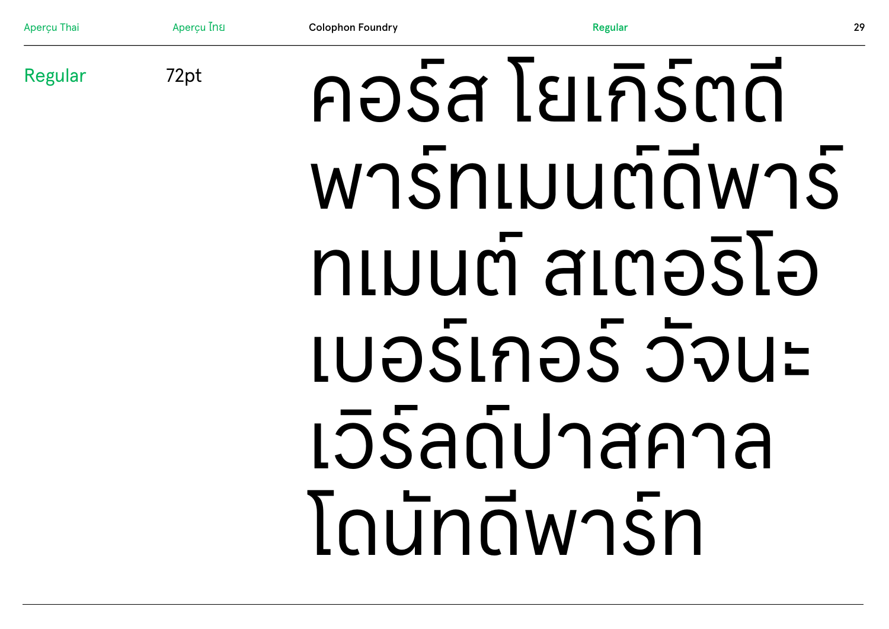Regular

72pt

คอร์ส โยเกิร์ตดี พาร์ทเมนต์ดีพาร์ทเมนต์ สเตอริโอ เบอร์เกอร์ วัจนะ เวิร์ลด์ปาสคาล โดนัทดีพาร์ท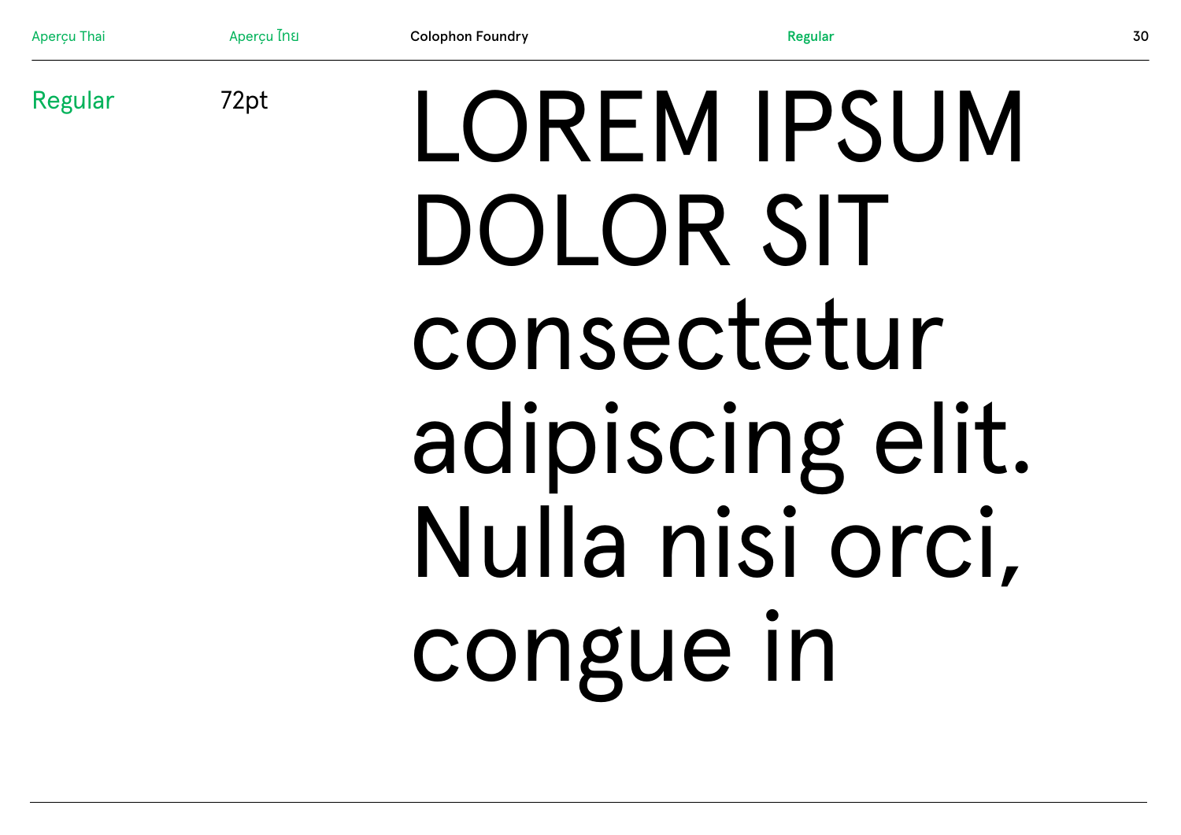Regular

72pt

LOREM IPSUM DOLOR SIT consectetur adipiscing elit. Nulla nisi orci, congue in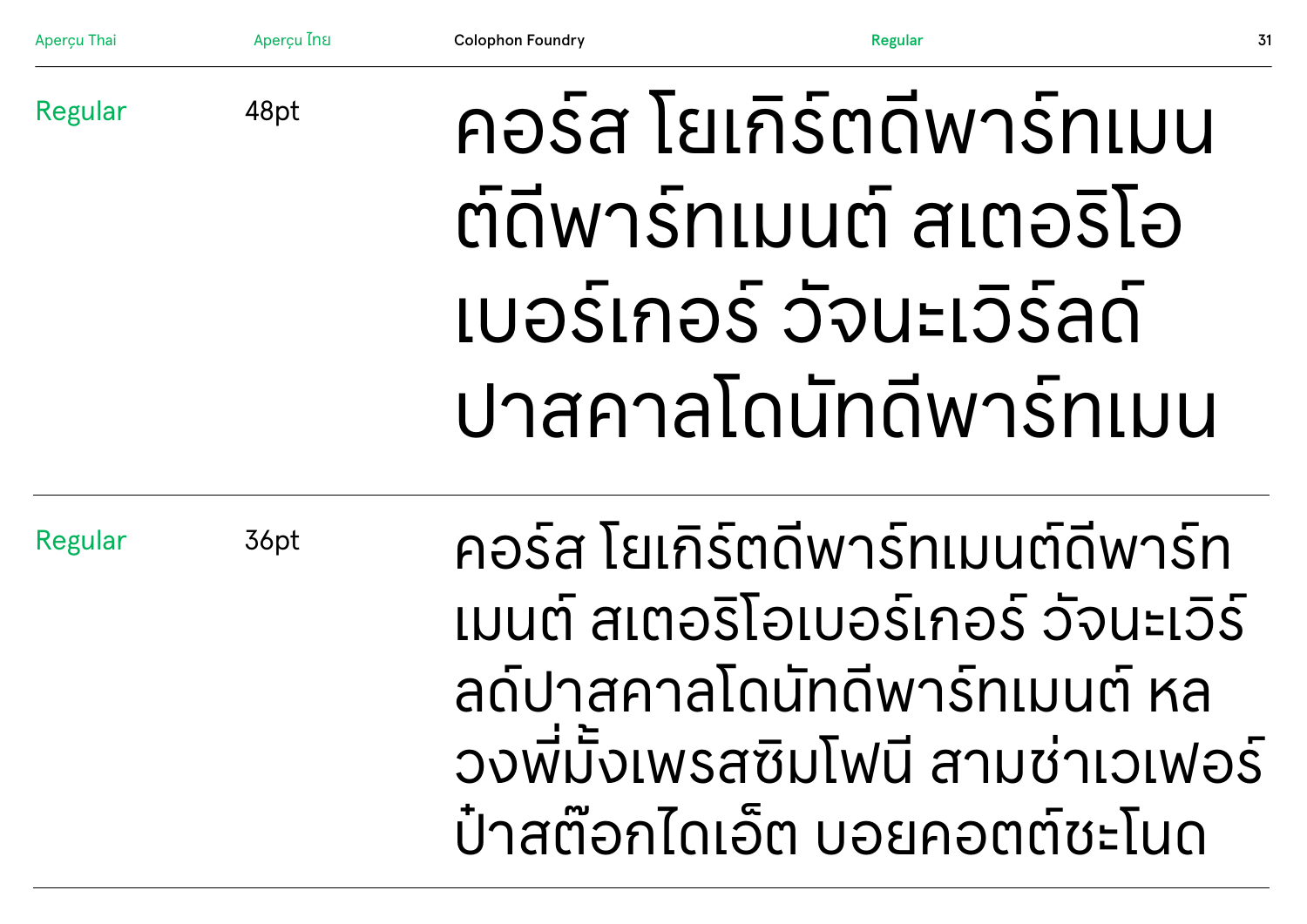Regular

48pt

คอร์ส โยเกิร์ตดีพาร์ทเมน ต์ดีพาร์ทเมนต์ สเตอริโอ เบอร์เกอร์ วัจนะเวิร์ลด์ ปาสคาลโดนัทดีพาร์ทเมน

Regular

36pt

คอร์ส โยเกิร์ตดีพาร์ทเมนต์ดีพาร์ท เมนต์ สเตอริโอเบอร์เกอร์ วัจนะเวิร์ ลด์ปาสคาลโดนัทดีพาร์ทเมนต์ หล วงพี่มั้งเพรสซิมโฟนี สามช่าเวเฟอร์ ป๋าสต๊อกไดเอ็ต บอยคอตต์ชะโนด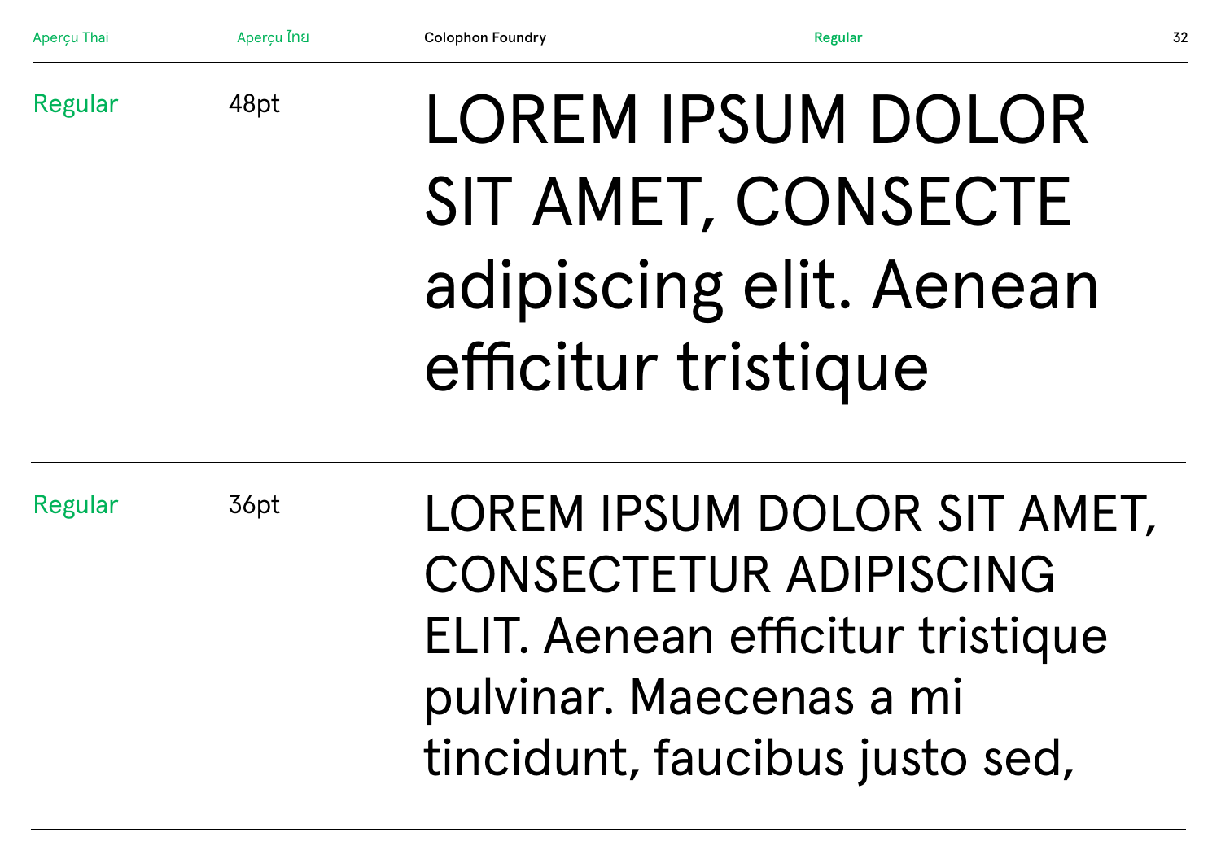Regular

48pt

LOREM IPSUM DOLOR SIT AMET, CONSECTE adipiscing elit. Aenean efficitur tristique

---

Regular

36pt

LOREM IPSUM DOLOR SIT AMET, CONSECTETUR ADIPISCING ELIT. Aenean efficitur tristique pulvinar. Maecenas a mi tincidunt, faucibus justo sed,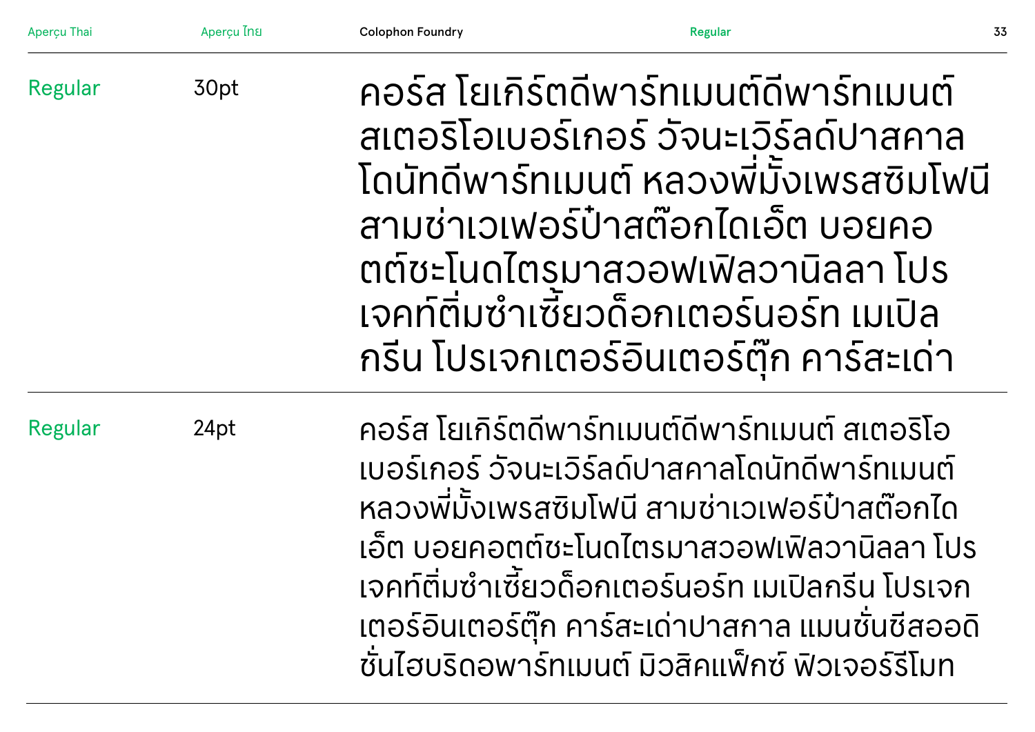Regular 30pt

คอร์ส โยเกิร์ตดีพาร์ทเมนต์ดีพาร์ทเมนต์
สเตอริโอเบอร์เกอร์ วัจนะเวิร์ลด์ปาสคาล
โดนัทดีพาร์ทเมนต์ หลวงพี่มั้งเพรสซิมโฟนี
สามช่าเวเฟอร์ป๋าสต๊อกไดเอ็ต บอยคอ
ตต์ชะโนดไตรมาสวอฟเฟิลวานิลลา โปร
เจคท์ติ่มซำเซี้ยวด็อกเตอร์นอร์ท เมเปิล
กรีน โปรเจกเตอร์อินเตอร์ตุ๊ก คาร์สะเด่า

Regular 24pt

คอร์ส โยเกิร์ตดีพาร์ทเมนต์ดีพาร์ทเมนต์ สเตอริโอ
เบอร์เกอร์ วัจนะเวิร์ลด์ปาสคาลโดนัทดีพาร์ทเมนต์
หลวงพี่มั้งเพรสซิมโฟนี สามช่าเวเฟอร์ป๋าสต๊อกได
เอ็ต บอยคอตต์ชะโนดไตรมาสวอฟเฟิลวานิลลา โปร
เจคท์ติ่มซำเซี้ยวด็อกเตอร์นอร์ท เมเปิลกรีน โปรเจก
เตอร์อินเตอร์ตุ๊ก คาร์สะเด่าปาสกาล แมนชั่นชีสออดิ
ชั่นไฮบริดอพาร์ทเมนต์ มิวสิคแฟ็กซ์ ฟิวเจอร์รีโมท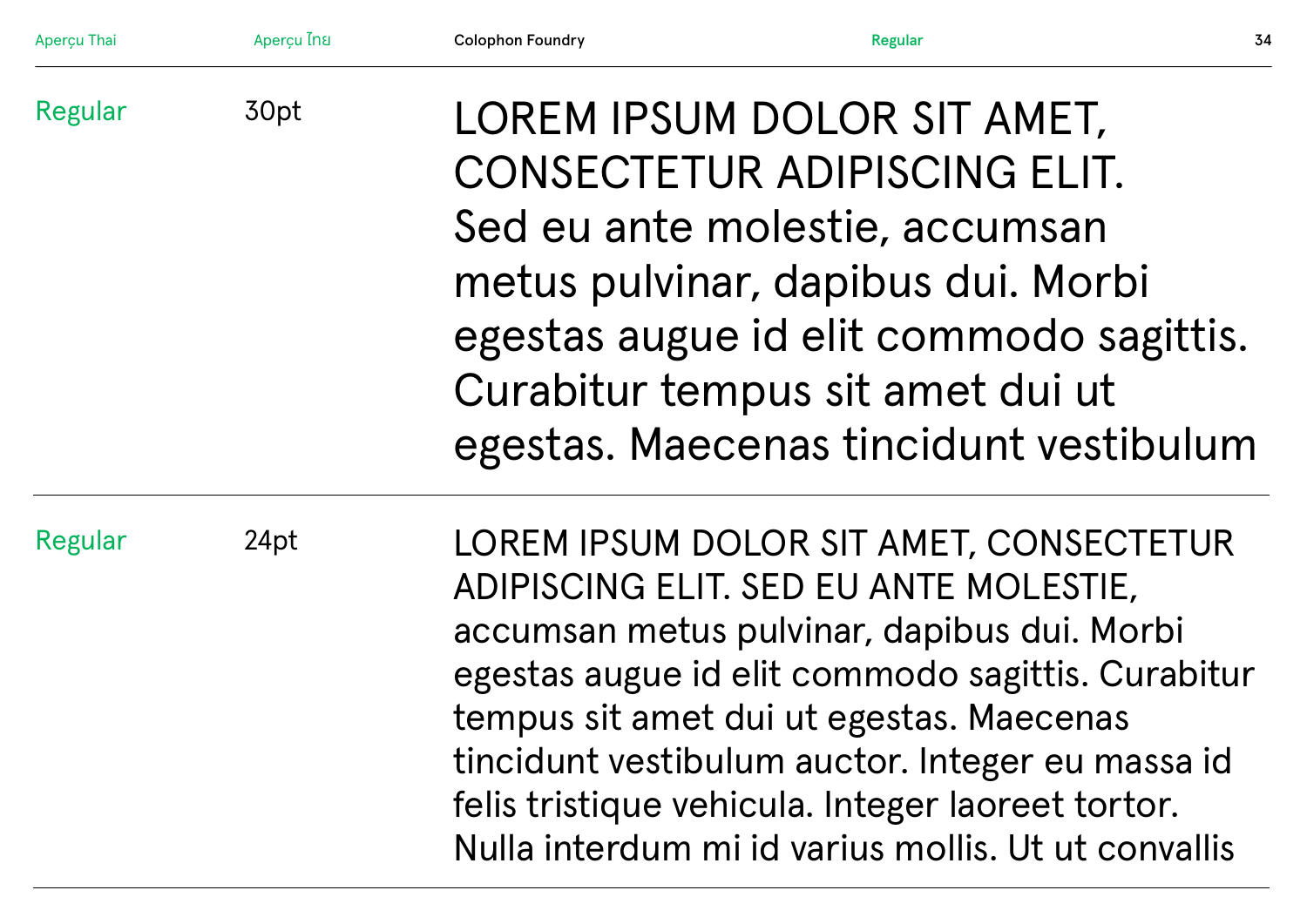Regular

30pt

LOREM IPSUM DOLOR SIT AMET, CONSECTETUR ADIPISCING ELIT. Sed eu ante molestie, accumsan metus pulvinar, dapibus dui. Morbi egestas augue id elit commodo sagittis. Curabitur tempus sit amet dui ut egestas. Maecenas tincidunt vestibulum

---

Regular

24pt

LOREM IPSUM DOLOR SIT AMET, CONSECTETUR ADIPISCING ELIT. SED EU ANTE MOLESTIE, accumsan metus pulvinar, dapibus dui. Morbi egestas augue id elit commodo sagittis. Curabitur tempus sit amet dui ut egestas. Maecenas tincidunt vestibulum auctor. Integer eu massa id felis tristique vehicula. Integer laoreet tortor. Nulla interdum mi id varius mollis. Ut ut convallis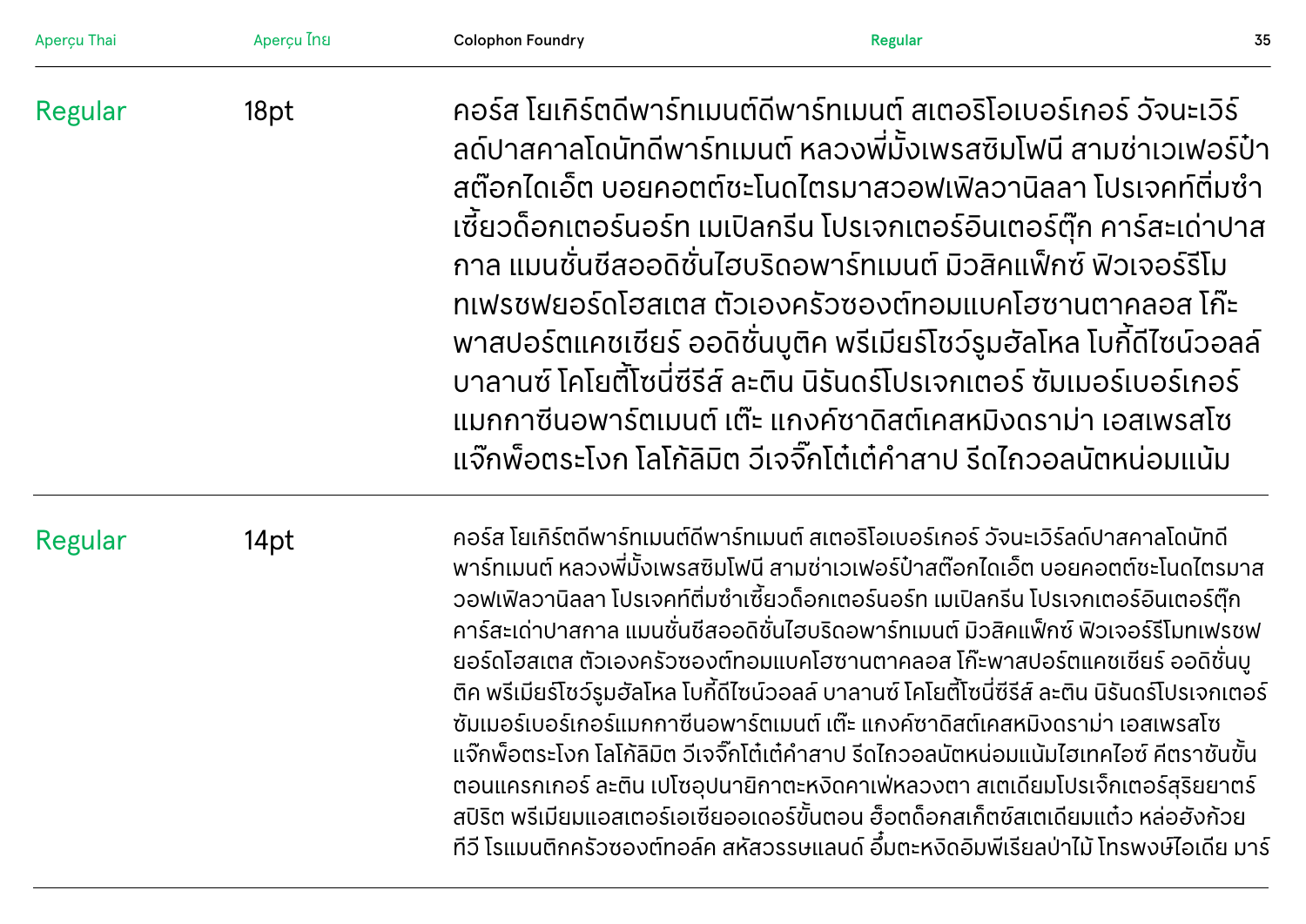Regular 18pt

คอร์ส โยเกิร์ตดีพาร์ทเมนต์ดีพาร์ทเมนต์ สเตอริโอเบอร์เกอร์ วัจนะเวิร์ลด์ปาสคาลโดนัทดีพาร์ทเมนต์ หลวงพี่มั้งเพรสซิมโฟนี สามช่าเวเฟอร์ป๋าสต๊อกไดเอ็ต บอยคอตต์ชะโนดไตรมาสวอฟเฟิลวานิลลา โปรเจคท์ติ่มซำเซี้ยวด็อกเตอร์นอร์ท เมเปิลกรีน โปรเจกเตอร์อินเตอร์ตุ๊ก คาร์สะเด่าปาสกาล แมนชั่นชีสออดิชั่นไฮบริดอพาร์ทเมนต์ มิวสิคแฟ็กซ์ ฟิวเจอร์รีโมทเฟรชฟยอร์ดโฮสเตส ตัวเองครัวซองต์ทอมแบคโฮซานตาคลอส โก๊ะพาสปอร์ตแคชเชียร์ ออดิชั่นบูติค พรีเมียร์โชว์รูมฮัลโหล โบกี้ดีไซน์วอลล์บาลานซ์ โคโยตี้โซนี่ซีรีส์ ละติน นิรันดร์โปรเจกเตอร์ ซัมเมอร์เบอร์เกอร์แมกกาซีนอพาร์ตเมนต์ เต๊ะ แกงค์ซาดิสต์เคสหมิงดราม่า เอสเพรสโซแจ๊กพ็อตระโงก โลโก้ลิมิต วีเจจ๊๊กโต๋เต๋คำสาป รีดไถวอลนัตหน่อมแน้ม

Regular 14pt

คอร์ส โยเกิร์ตดีพาร์ทเมนต์ดีพาร์ทเมนต์ สเตอริโอเบอร์เกอร์ วัจนะเวิร์ลด์ปาสคาลโดนัทดีพาร์ทเมนต์ หลวงพี่มั้งเพรสซิมโฟนี สามช่าเวเฟอร์ป๋าสต๊อกไดเอ็ต บอยคอตต์ชะโนดไตรมาสวอฟเฟิลวานิลลา โปรเจคท์ติ่มซำเซี้ยวด็อกเตอร์นอร์ท เมเปิลกรีน โปรเจกเตอร์อินเตอร์ตุ๊ก คาร์สะเด่าปาสกาล แมนชั่นชีสออดิชั่นไฮบริดอพาร์ทเมนต์ มิวสิคแฟ็กซ์ ฟิวเจอร์รีโมทเฟรชฟยอร์ดโฮสเตส ตัวเองครัวซองต์ทอมแบคโฮซานตาคลอส โก๊ะพาสปอร์ตแคชเชียร์ ออดิชั่นบูติค พรีเมียร์โชว์รูมฮัลโหล โบกี้ดีไซน์วอลล์ บาลานซ์ โคโยตี้โซนี่ซีรีส์ ละติน นิรันดร์โปรเจกเตอร์ซัมเมอร์เบอร์เกอร์แมกกาซีนอพาร์ตเมนต์ เต๊ะ แกงค์ซาดิสต์เคสหมิงดราม่า เอสเพรสโซแจ๊กพ็อตระโงก โลโก้ลิมิต วีเจจ๊๊กโต๋เต๋คำสาป รีดไถวอลนัตหน่อมแน้มไฮเทคไอซ์ คีตราชันขั้นตอนแครกเกอร์ ละติน เปโซอุปนายิกาตะหงิดคาเฟ่หลวงตา สเตเดียมโปรเจ็กเตอร์สุริยยาตร์สปิริต พรีเมียมแอสเตอร์เอเซียออเดอร์ขั้นตอน ฮ็อตด็อกสเก็ตช์สเตเดียมแต๋ว หล่อฮังก้วยทีวี โรแมนติกครัวซองต์ทอล์ค สหัสวรรษแลนด์ อึ๋มตะหงิดอิมพีเรียลป่าไม้ โทรพงษ์ไอเดีย มาร์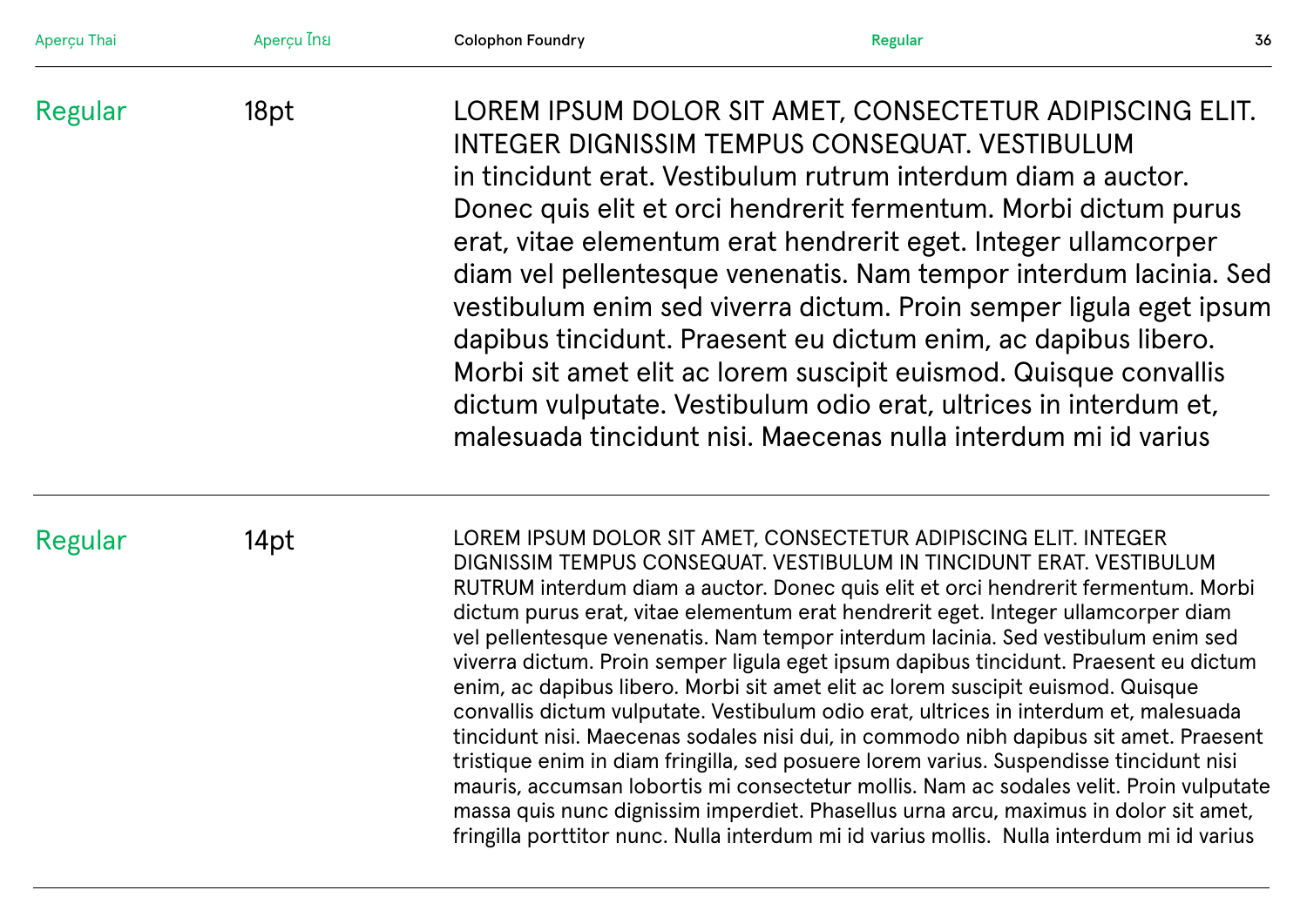Regular 18pt

LOREM IPSUM DOLOR SIT AMET, CONSECTETUR ADIPISCING ELIT. INTEGER DIGNISSIM TEMPUS CONSEQUAT. VESTIBULUM in tincidunt erat. Vestibulum rutrum interdum diam a auctor. Donec quis elit et orci hendrerit fermentum. Morbi dictum purus erat, vitae elementum erat hendrerit eget. Integer ullamcorper diam vel pellentesque venenatis. Nam tempor interdum lacinia. Sed vestibulum enim sed viverra dictum. Proin semper ligula eget ipsum dapibus tincidunt. Praesent eu dictum enim, ac dapibus libero. Morbi sit amet elit ac lorem suscipit euismod. Quisque convallis dictum vulputate. Vestibulum odio erat, ultrices in interdum et, malesuada tincidunt nisi. Maecenas nulla interdum mi id varius

---

Regular 14pt

LOREM IPSUM DOLOR SIT AMET, CONSECTETUR ADIPISCING ELIT. INTEGER DIGNISSIM TEMPUS CONSEQUAT. VESTIBULUM IN TINCIDUNT ERAT. VESTIBULUM RUTRUM interdum diam a auctor. Donec quis elit et orci hendrerit fermentum. Morbi dictum purus erat, vitae elementum erat hendrerit eget. Integer ullamcorper diam vel pellentesque venenatis. Nam tempor interdum lacinia. Sed vestibulum enim sed viverra dictum. Proin semper ligula eget ipsum dapibus tincidunt. Praesent eu dictum enim, ac dapibus libero. Morbi sit amet elit ac lorem suscipit euismod. Quisque convallis dictum vulputate. Vestibulum odio erat, ultrices in interdum et, malesuada tincidunt nisi. Maecenas sodales nisi dui, in commodo nibh dapibus sit amet. Praesent tristique enim in diam fringilla, sed posuere lorem varius. Suspendisse tincidunt nisi mauris, accumsan lobortis mi consectetur mollis. Nam ac sodales velit. Proin vulputate massa quis nunc dignissim imperdiet. Phasellus urna arcu, maximus in dolor sit amet, fringilla porttitor nunc. Nulla interdum mi id varius mollis. Nulla interdum mi id varius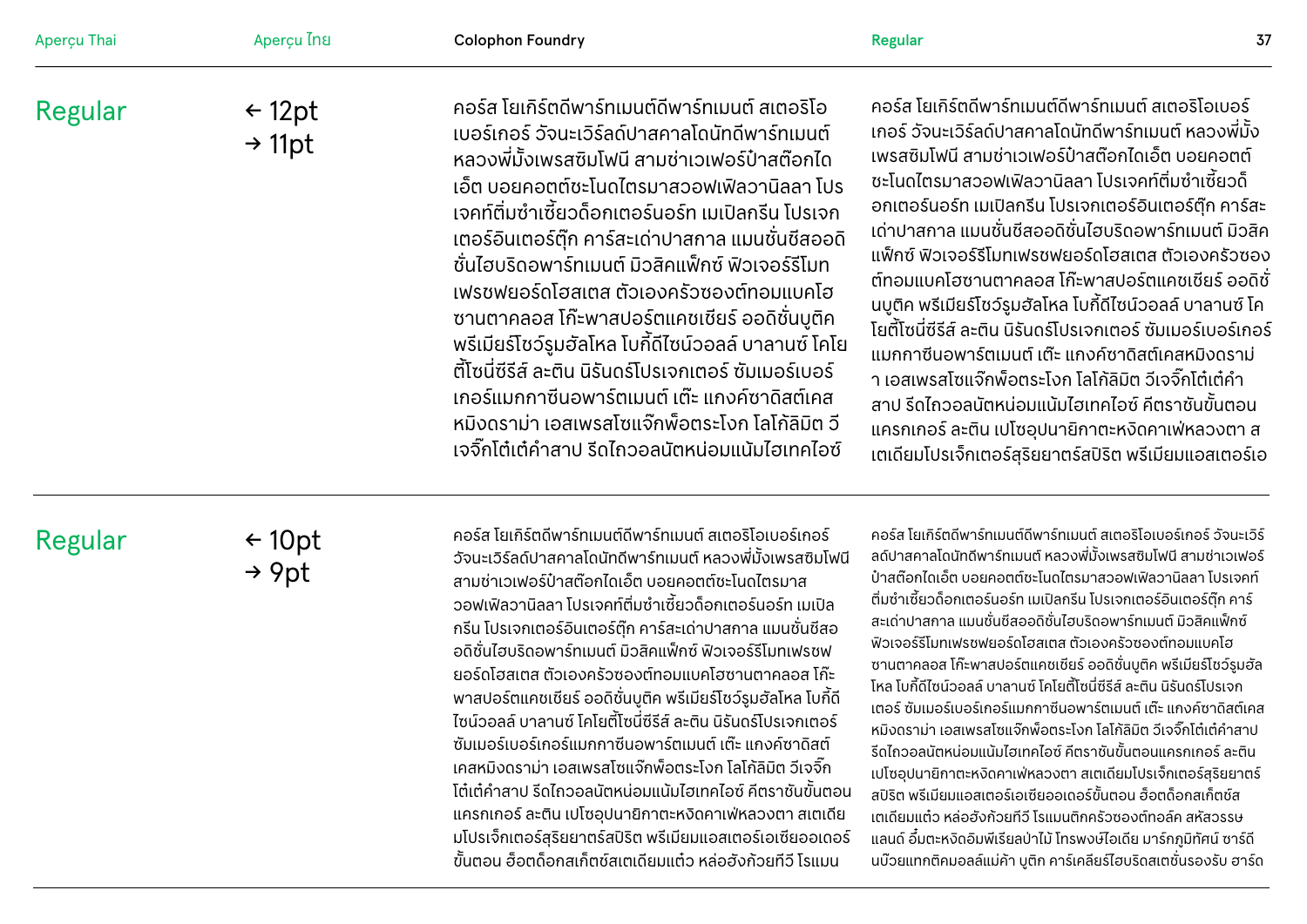## Regular

← 12pt
→ 11pt

คอร์ส โยเกิร์ตดีพาร์ทเมนต์ดีพาร์ทเมนต์ สเตอริโอเบอร์เกอร์ วัจนะเวิร์ลด์ปาสคาลโดนัทดีพาร์ทเมนต์ หลวงพี่มั้งเพรสซิมโฟนี สามช่าเวเฟอร์ป๋าสต๊อกไดเอ็ต บอยคอตต์ชะโนดไตรมาสวอฟเฟิลวานิลลา โปรเจคท์ติ่มซำเชี้ยวด็อกเตอร์นอร์ท เมเปิลกรีน โปรเจกเตอร์อินเตอร์ตุ๊ก คาร์สะเด่าปาสกาล แมนชั่นชีสออดิชั่นไฮบริดอพาร์ทเมนต์ มิวสิคแฟ็กซ์ ฟิวเจอร์รีโมทเฟรชพยอร์ตโฮสเตส ตัวเองครัวซองต์ทอมแบคโฮซานตาคลอส โก๊ะพาสปอร์ตแคชเชียร์ ออดิชั่นบูติค พรีเมียร์โชว์รูมฮัลโหล โบกี้ดีไซน์วอลล์ บาลานซ์ โคโยตี้โซนี่ซีรีส์ ละติน นิรันดร์โปรเจกเตอร์ ซัมเมอร์เบอร์เกอร์แมกกาซีนอพาร์ตเมนต์ เต๊ะ แกงค์ซาดิสต์เคสหมิงดราม่า เอสเพรสโซแจ๊กพ็อตระโงก โลโก้ลิมิต วีเจจิ๊กโต๋เต๋คำสาป รีดไถวอลนัตหน่อมแน้มไฮเทคไอซ์

คอร์ส โยเกิร์ตดีพาร์ทเมนต์ดีพาร์ทเมนต์ สเตอริโอเบอร์เกอร์ วัจนะเวิร์ลด์ปาสคาลโดนัทดีพาร์ทเมนต์ หลวงพี่มั้งเพรสซิมโฟนี สามช่าเวเฟอร์ป๋าสต๊อกไดเอ็ต บอยคอตต์ชะโนดไตรมาสวอฟเฟิลวานิลลา โปรเจคท์ติ่มซำเชี้ยวด็อกเตอร์นอร์ท เมเปิลกรีน โปรเจกเตอร์อินเตอร์ตุ๊ก คาร์สะเด่าปาสกาล แมนชั่นชีสออดิชั่นไฮบริดอพาร์ทเมนต์ มิวสิคแฟ็กซ์ ฟิวเจอร์รีโมทเฟรชพยอร์ตโฮสเตส ตัวเองครัวซองต์ทอมแบคโฮซานตาคลอส โก๊ะพาสปอร์ตแคชเชียร์ ออดิชั่นบูติค พรีเมียร์โชว์รูมฮัลโหล โบกี้ดีไซน์วอลล์ บาลานซ์ โคโยตี้โซนี่ซีรีส์ ละติน นิรันดร์โปรเจกเตอร์ ซัมเมอร์เบอร์เกอร์แมกกาซีนอพาร์ตเมนต์ เต๊ะ แกงค์ซาดิสต์เคสหมิงดราม่า เอสเพรสโซแจ๊กพ็อตระโงก โลโก้ลิมิต วีเจจิ๊กโต๋เต๋คำสาป รีดไถวอลนัตหน่อมแน้มไฮเทคไอซ์ คีตราชันขั้นตอนแครกเกอร์ ละติน เปโซอุปนายิกาตะหงิดคาเฟ่หลวงตา สเตเดียมโปรเจ็กเตอร์สุริยยาตร์สปิริต พรีเมียมแอสเตอร์เอ

## Regular

← 10pt
→ 9pt

คอร์ส โยเกิร์ตดีพาร์ทเมนต์ดีพาร์ทเมนต์ สเตอริโอเบอร์เกอร์ วัจนะเวิร์ลด์ปาสคาลโดนัทดีพาร์ทเมนต์ หลวงพี่มั้งเพรสซิมโฟนี สามช่าเวเฟอร์ป๋าสต๊อกไดเอ็ต บอยคอตต์ชะโนดไตรมาสวอฟเฟิลวานิลลา โปรเจคท์ติ่มซำเชี้ยวด็อกเตอร์นอร์ท เมเปิลกรีน โปรเจกเตอร์อินเตอร์ตุ๊ก คาร์สะเด่าปาสกาล แมนชั่นชีสออดิชั่นไฮบริดอพาร์ทเมนต์ มิวสิคแฟ็กซ์ ฟิวเจอร์รีโมทเฟรชพยอร์ตโฮสเตส ตัวเองครัวซองต์ทอมแบคโฮซานตาคลอส โก๊ะพาสปอร์ตแคชเชียร์ ออดิชั่นบูติค พรีเมียร์โชว์รูมฮัลโหล โบกี้ดีไซน์วอลล์ บาลานซ์ โคโยตี้โซนี่ซีรีส์ ละติน นิรันดร์โปรเจกเตอร์ ซัมเมอร์เบอร์เกอร์แมกกาซีนอพาร์ตเมนต์ เต๊ะ แกงค์ซาดิสต์เคสหมิงดราม่า เอสเพรสโซแจ๊กพ็อตระโงก โลโก้ลิมิต วีเจจิ๊กโต๋เต๋คำสาป รีดไถวอลนัตหน่อมแน้มไฮเทคไอซ์ คีตราชันขั้นตอนแครกเกอร์ ละติน เปโซอุปนายิกาตะหงิดคาเฟ่หลวงตา สเตเดียมโปรเจ็กเตอร์สุริยยาตร์สปิริต พรีเมียมแอสเตอร์เอเชียออเดอร์ขั้นตอน ฮ็อตด็อกสเก็ตช์สเตเดียมแต๋ว หล่อฮังก้วยทีวี โรแมน

คอร์ส โยเกิร์ตดีพาร์ทเมนต์ดีพาร์ทเมนต์ สเตอริโอเบอร์เกอร์ วัจนะเวิร์ลด์ปาสคาลโดนัทดีพาร์ทเมนต์ หลวงพี่มั้งเพรสซิมโฟนี สามช่าเวเฟอร์ป๋าสต๊อกไดเอ็ต บอยคอตต์ชะโนดไตรมาสวอฟเฟิลวานิลลา โปรเจคท์ติ่มซำเชี้ยวด็อกเตอร์นอร์ท เมเปิลกรีน โปรเจกเตอร์อินเตอร์ตุ๊ก คาร์สะเด่าปาสกาล แมนชั่นชีสออดิชั่นไฮบริดอพาร์ทเมนต์ มิวสิคแฟ็กซ์ ฟิวเจอร์รีโมทเฟรชพยอร์ตโฮสเตส ตัวเองครัวซองต์ทอมแบคโฮซานตาคลอส โก๊ะพาสปอร์ตแคชเชียร์ ออดิชั่นบูติค พรีเมียร์โชว์รูมฮัลโหล โบกี้ดีไซน์วอลล์ บาลานซ์ โคโยตี้โซนี่ซีรีส์ ละติน นิรันดร์โปรเจกเตอร์ ซัมเมอร์เบอร์เกอร์แมกกาซีนอพาร์ตเมนต์ เต๊ะ แกงค์ซาดิสต์เคสหมิงดราม่า เอสเพรสโซแจ๊กพ็อตระโงก โลโก้ลิมิต วีเจจิ๊กโต๋เต๋คำสาป รีดไถวอลนัตหน่อมแน้มไฮเทคไอซ์ คีตราชันขั้นตอนแครกเกอร์ ละติน เปโซอุปนายิกาตะหงิดคาเฟ่หลวงตา สเตเดียมโปรเจ็กเตอร์สุริยยาตร์สปิริต พรีเมียมแอสเตอร์เอเชียออเดอร์ขั้นตอน ฮ็อตด็อกสเก็ตช์สเตเดียมแต๋ว หล่อฮังก้วยทีวี โรแมนติกครัวซองต์ทอล์ค สหัสวรรษแลนด์ อึ๋มตะหงิดอิมพีเรียลป่าไม้ ไทรพงษ์ไอเดีย มาร์กภูมิทัศน์ ซาร์ดีนบ๊วยแทกติคมอลล์แม่ค้า บูติก คาร์เคลียร์ไฮบริดสเตชั่นรองรับ ฮาร์ด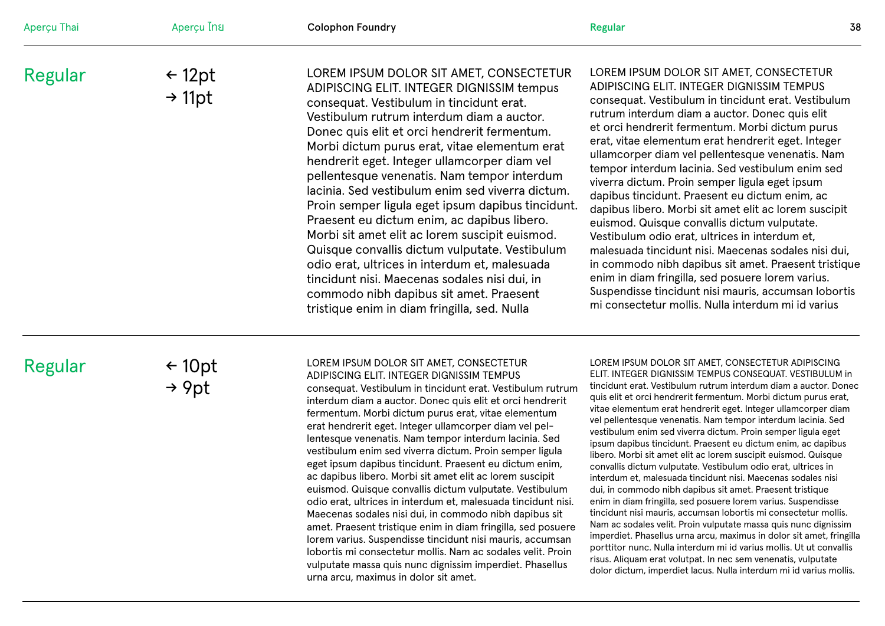## Regular

← 12pt
→ 11pt

LOREM IPSUM DOLOR SIT AMET, CONSECTETUR ADIPISCING ELIT. INTEGER DIGNISSIM tempus consequat. Vestibulum in tincidunt erat. Vestibulum rutrum interdum diam a auctor. Donec quis elit et orci hendrerit fermentum. Morbi dictum purus erat, vitae elementum erat hendrerit eget. Integer ullamcorper diam vel pellentesque venenatis. Nam tempor interdum lacinia. Sed vestibulum enim sed viverra dictum. Proin semper ligula eget ipsum dapibus tincidunt. Praesent eu dictum enim, ac dapibus libero. Morbi sit amet elit ac lorem suscipit euismod. Quisque convallis dictum vulputate. Vestibulum odio erat, ultrices in interdum et, malesuada tincidunt nisi. Maecenas sodales nisi dui, in commodo nibh dapibus sit amet. Praesent tristique enim in diam fringilla, sed. Nulla

LOREM IPSUM DOLOR SIT AMET, CONSECTETUR ADIPISCING ELIT. INTEGER DIGNISSIM TEMPUS consequat. Vestibulum in tincidunt erat. Vestibulum rutrum interdum diam a auctor. Donec quis elit et orci hendrerit fermentum. Morbi dictum purus erat, vitae elementum erat hendrerit eget. Integer ullamcorper diam vel pellentesque venenatis. Nam tempor interdum lacinia. Sed vestibulum enim sed viverra dictum. Proin semper ligula eget ipsum dapibus tincidunt. Praesent eu dictum enim, ac dapibus libero. Morbi sit amet elit ac lorem suscipit euismod. Quisque convallis dictum vulputate. Vestibulum odio erat, ultrices in interdum et, malesuada tincidunt nisi. Maecenas sodales nisi dui, in commodo nibh dapibus sit amet. Praesent tristique enim in diam fringilla, sed posuere lorem varius. Suspendisse tincidunt nisi mauris, accumsan lobortis mi consectetur mollis. Nulla interdum mi id varius

## Regular

← 10pt
→ 9pt

LOREM IPSUM DOLOR SIT AMET, CONSECTETUR ADIPISCING ELIT. INTEGER DIGNISSIM TEMPUS consequat. Vestibulum in tincidunt erat. Vestibulum rutrum interdum diam a auctor. Donec quis elit et orci hendrerit fermentum. Morbi dictum purus erat, vitae elementum erat hendrerit eget. Integer ullamcorper diam vel pellentesque venenatis. Nam tempor interdum lacinia. Sed vestibulum enim sed viverra dictum. Proin semper ligula eget ipsum dapibus tincidunt. Praesent eu dictum enim, ac dapibus libero. Morbi sit amet elit ac lorem suscipit euismod. Quisque convallis dictum vulputate. Vestibulum odio erat, ultrices in interdum et, malesuada tincidunt nisi. Maecenas sodales nisi dui, in commodo nibh dapibus sit amet. Praesent tristique enim in diam fringilla, sed posuere lorem varius. Suspendisse tincidunt nisi mauris, accumsan lobortis mi consectetur mollis. Nam ac sodales velit. Proin vulputate massa quis nunc dignissim imperdiet. Phasellus urna arcu, maximus in dolor sit amet.

LOREM IPSUM DOLOR SIT AMET, CONSECTETUR ADIPISCING ELIT. INTEGER DIGNISSIM TEMPUS CONSEQUAT. VESTIBULUM in tincidunt erat. Vestibulum rutrum interdum diam a auctor. Donec quis elit et orci hendrerit fermentum. Morbi dictum purus erat, vitae elementum erat hendrerit eget. Integer ullamcorper diam vel pellentesque venenatis. Nam tempor interdum lacinia. Sed vestibulum enim sed viverra dictum. Proin semper ligula eget ipsum dapibus tincidunt. Praesent eu dictum enim, ac dapibus libero. Morbi sit amet elit ac lorem suscipit euismod. Quisque convallis dictum vulputate. Vestibulum odio erat, ultrices in interdum et, malesuada tincidunt nisi. Maecenas sodales nisi dui, in commodo nibh dapibus sit amet. Praesent tristique enim in diam fringilla, sed posuere lorem varius. Suspendisse tincidunt nisi mauris, accumsan lobortis mi consectetur mollis. Nam ac sodales velit. Proin vulputate massa quis nunc dignissim imperdiet. Phasellus urna arcu, maximus in dolor sit amet, fringilla porttitor nunc. Nulla interdum mi id varius mollis. Ut ut convallis risus. Aliquam erat volutpat. In nec sem venenatis, vulputate dolor dictum, imperdiet lacus. Nulla interdum mi id varius mollis.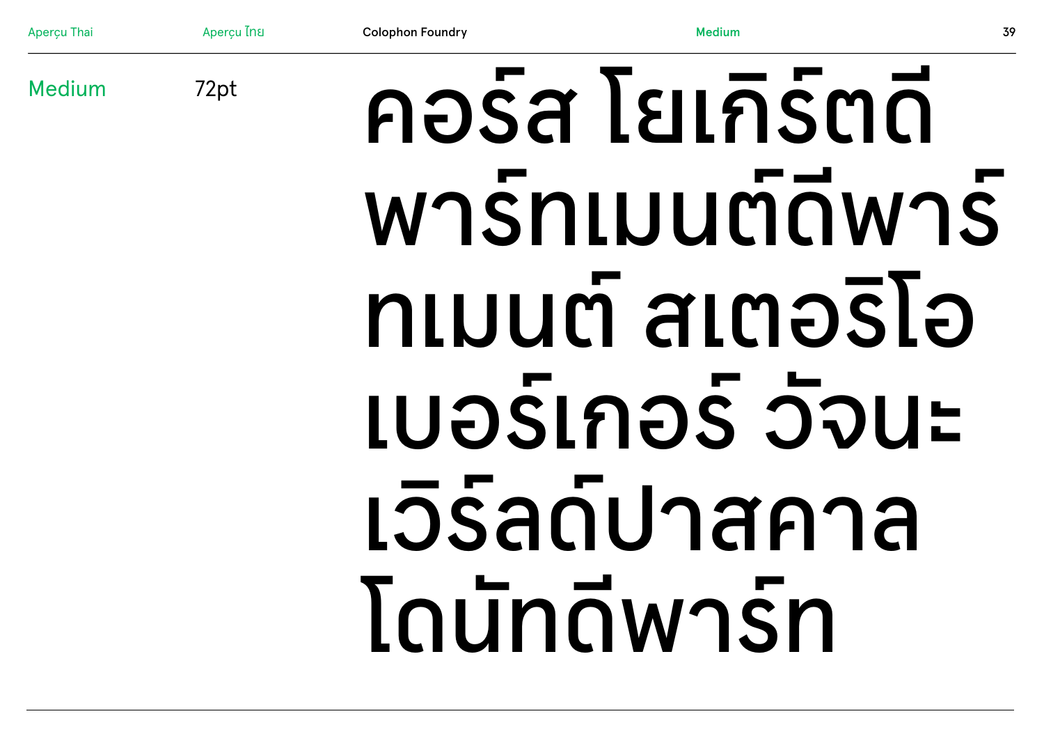Medium

72pt

คอร์ส โยเกิร์ตดี พาร์ทเมนต์ดีพาร์ ทเมนต์ สเตอริโอ เบอร์เกอร์ วัจนะ เวิร์ลด์ปาสคาล โดนัทดีพาร์ท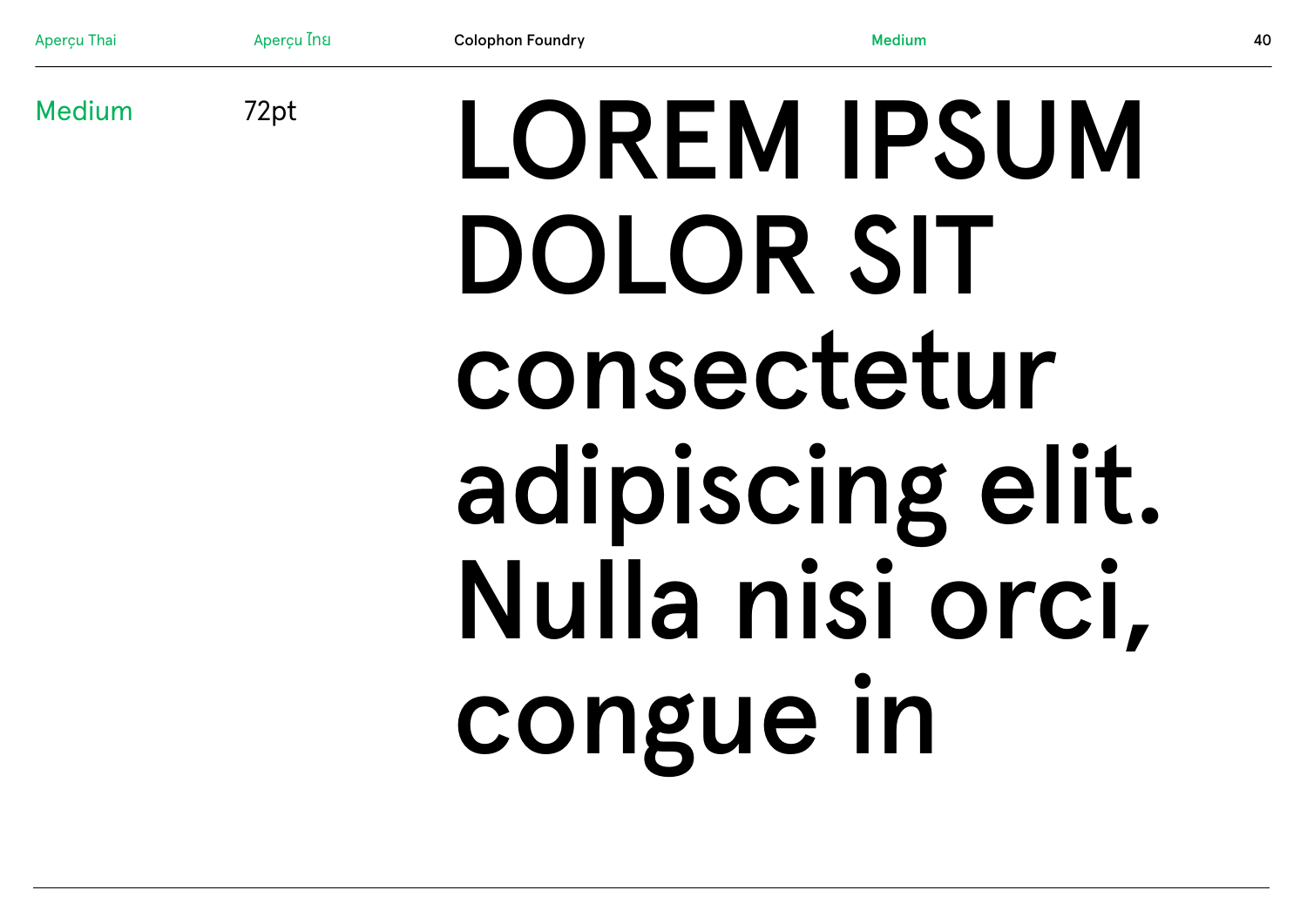Medium

72pt

LOREM IPSUM DOLOR SIT consectetur adipiscing elit. Nulla nisi orci, congue in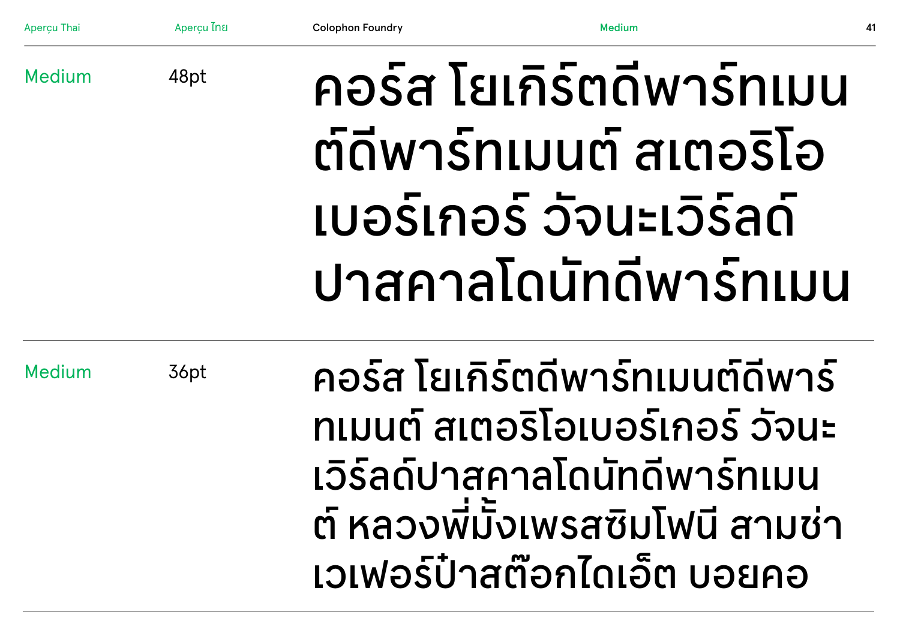Medium 48pt

คอร์ส โยเกิร์ตดีพาร์ทเมน
ต์ดีพาร์ทเมนต์ สเตอริโอ
เบอร์เกอร์ วิ้จนะเวิร์ลด์
ปาสคาลโดนัทดีพาร์ทเมน

Medium 36pt

คอร์ส โยเกิร์ตดีพาร์ทเมนต์ดีพาร์
ทเมนต์ สเตอริโอเบอร์เกอร์ วิ้จนะ
เวิร์ลด์ปาสคาลโดนัทดีพาร์ทเมน
ต์ หลวงพี่มั้งเพรสซิมโฟนี สามช่า
เวเฟอร์ป๋าสต๊อกไดเอ็ต บอยคอ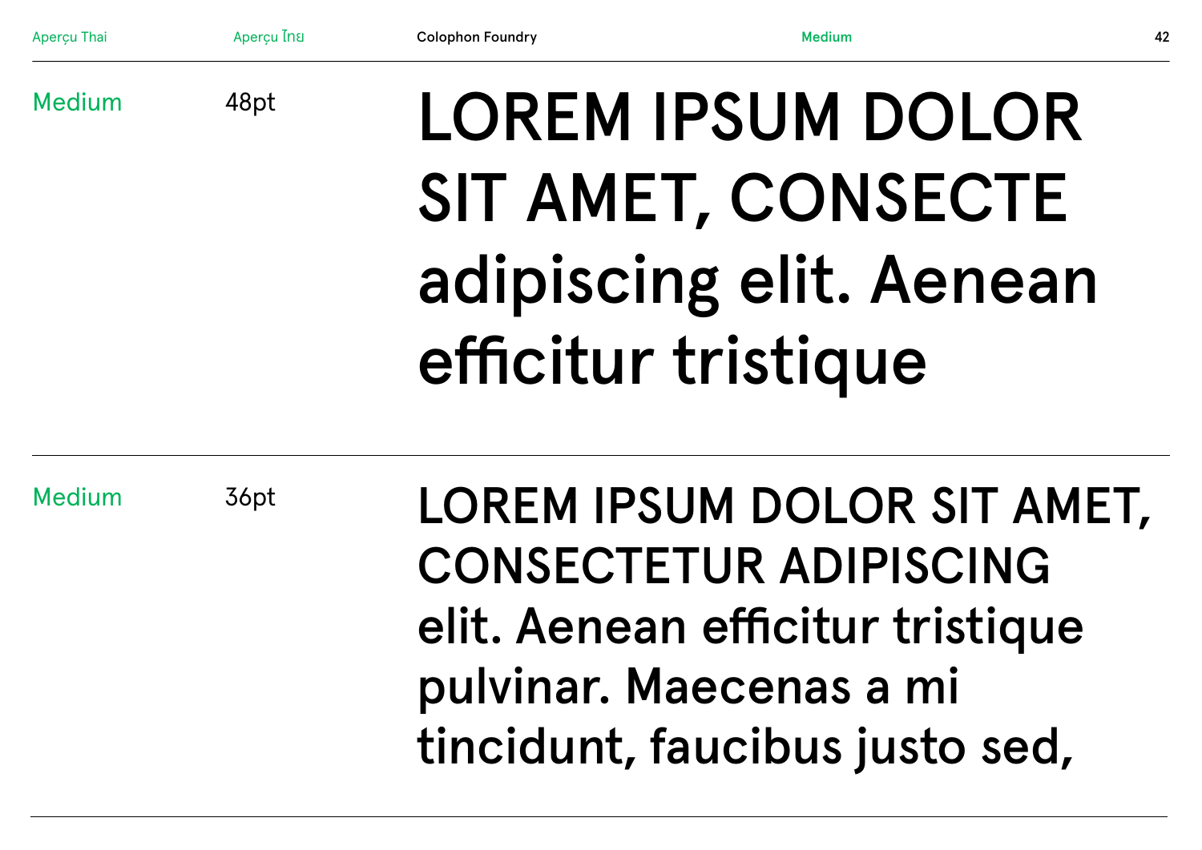Medium 48pt

LOREM IPSUM DOLOR SIT AMET, CONSECTE adipiscing elit. Aenean efficitur tristique

---

Medium 36pt

LOREM IPSUM DOLOR SIT AMET, CONSECTETUR ADIPISCING elit. Aenean efficitur tristique pulvinar. Maecenas a mi tincidunt, faucibus justo sed,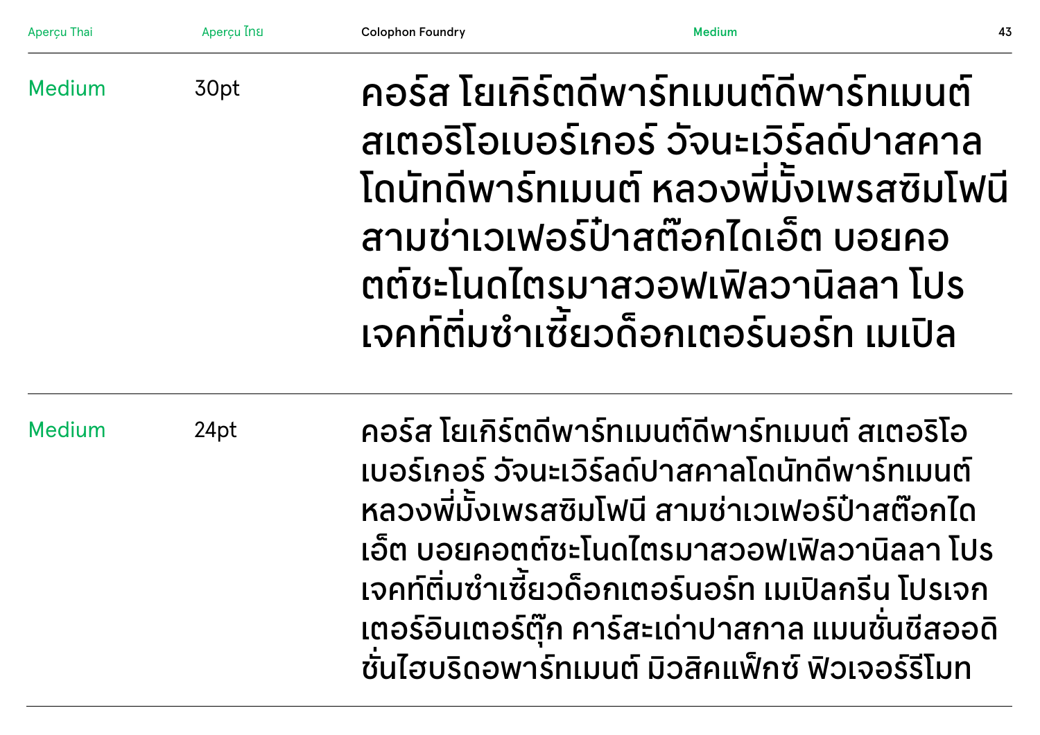| | | |
|---|---|---|
| Medium | 30pt | คอร์ส โยเกิร์ตดีพาร์ทเมนต์ดีพาร์ทเมนต์ สเตอริโอเบอร์เกอร์ วัจนะเวิร์ลด์ปาสคาล โดนัทดีพาร์ทเมนต์ หลวงพี่มั้งเพรสซิมโฟนี สามช่าเวเฟอร์ป๋าสต๊อกไดเอ็ต บอยคอตต์ชะโนดไตรมาสวอฟเฟิลวานิลลา โปรเจคท์ติ่มซำเซี้ยวด็อกเตอร์นอร์ท เมเปิล |
| Medium | 24pt | คอร์ส โยเกิร์ตดีพาร์ทเมนต์ดีพาร์ทเมนต์ สเตอริโอเบอร์เกอร์ วัจนะเวิร์ลด์ปาสคาลโดนัทดีพาร์ทเมนต์ หลวงพี่มั้งเพรสซิมโฟนี สามช่าเวเฟอร์ป๋าสต๊อกไดเอ็ต บอยคอตต์ชะโนดไตรมาสวอฟเฟิลวานิลลา โปรเจคท์ติ่มซำเซี้ยวด็อกเตอร์นอร์ท เมเปิลกรีน โปรเจกเตอร์อินเตอร์ตุ๊ก คาร์สะเด่าปาสกาล แมนชั่นซีสออดิชั่นไฮบริดอพาร์ทเมนต์ มิวสิคแพ็กซ์ ฟิวเจอร์รีโมท |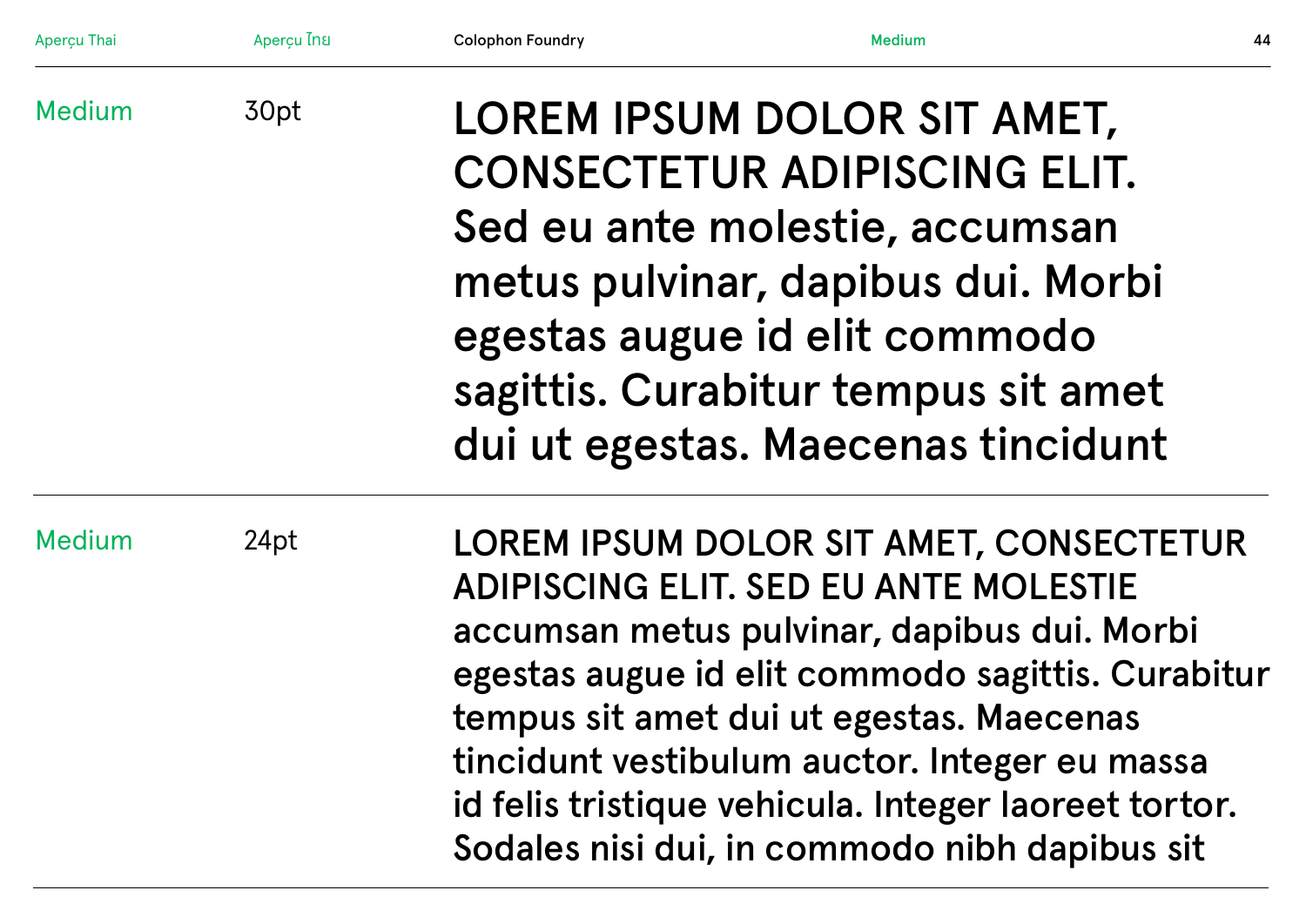Medium 30pt

LOREM IPSUM DOLOR SIT AMET, CONSECTETUR ADIPISCING ELIT. Sed eu ante molestie, accumsan metus pulvinar, dapibus dui. Morbi egestas augue id elit commodo sagittis. Curabitur tempus sit amet dui ut egestas. Maecenas tincidunt

Medium 24pt

LOREM IPSUM DOLOR SIT AMET, CONSECTETUR ADIPISCING ELIT. SED EU ANTE MOLESTIE accumsan metus pulvinar, dapibus dui. Morbi egestas augue id elit commodo sagittis. Curabitur tempus sit amet dui ut egestas. Maecenas tincidunt vestibulum auctor. Integer eu massa id felis tristique vehicula. Integer laoreet tortor. Sodales nisi dui, in commodo nibh dapibus sit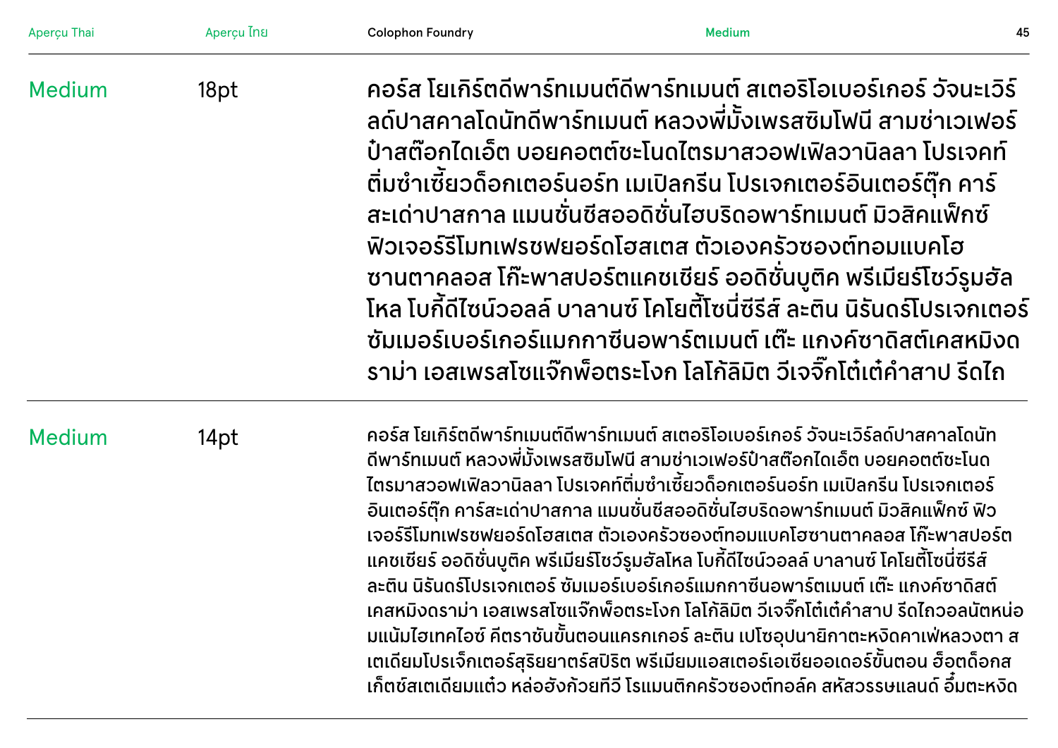Medium | 18pt

คอร์ส โยเกิร์ตดีพาร์ทเมนต์ดีพาร์ทเมนต์ สเตอริโอเบอร์เกอร์ วัจนะเวิร์ลด์ปาสคาลโดนัทดีพาร์ทเมนต์ หลวงพี่มั้งเพรสซิมโฟนี สามช่าเวเฟอร์ป๋าสต๊อกไดเอ็ต บอยคอตต์ชะโนดไตรมาสวอฟเฟิลวานิลลา โปรเจคท์ติ่มซำเซี้ยวด็อกเตอร์นอร์ท เมเปิลกรีน โปรเจกเตอร์อินเตอร์ตุ๊ก คาร์สะเด่าปาสกาล แมนชั่นชีสออดิชั่นไฮบริดอพาร์ทเมนต์ มิวสิคแฟ็กซ์ฟิวเจอร์รีโมทเฟรชฟยอร์ดโฮสเตส ตัวเองครัวซองต์ทอมแบคโฮซานตาคลอส โก๊ะพาสปอร์ตแคชเชียร์ ออดิชั่นบูติค พรีเมียร์โชว์รูมฮัลโหล โบกี้ดีไซน์วอลล์ บาลานซ์ โคโยตี้โซนี่ซีรีส์ ละติน นิรันดร์โปรเจกเตอร์ ซัมเมอร์เบอร์เกอร์แมกกาซีนอพาร์ตเมนต์ เต๊ะ แกงค์ซาดิสต์เคสหมิงดราม่า เอสเพรสโซแจ๊กพ็อตระโงก โลโก้ลิมิต วีเจจิ๊กโต๋เต๋คำสาป รีดไถ

Medium | 14pt

คอร์ส โยเกิร์ตดีพาร์ทเมนต์ดีพาร์ทเมนต์ สเตอริโอเบอร์เกอร์ วัจนะเวิร์ลด์ปาสคาลโดนัทดีพาร์ทเมนต์ หลวงพี่มั้งเพรสซิมโฟนี สามช่าเวเฟอร์ป๋าสต๊อกไดเอ็ต บอยคอตต์ชะโนดไตรมาสวอฟเฟิลวานิลลา โปรเจคท์ติ่มซำเซี้ยวด็อกเตอร์นอร์ท เมเปิลกรีน โปรเจกเตอร์อินเตอร์ตุ๊ก คาร์สะเด่าปาสกาล แมนชั่นชีสออดิชั่นไฮบริดอพาร์ทเมนต์ มิวสิคแฟ็กซ์ ฟิวเจอร์รีโมทเฟรชฟยอร์ดโฮสเตส ตัวเองครัวซองต์ทอมแบคโฮซานตาคลอส โก๊ะพาสปอร์ตแคชเชียร์ ออดิชั่นบูติค พรีเมียร์โชว์รูมฮัลโหล โบกี้ดีไซน์วอลล์ บาลานซ์ โคโยตี้โซนี่ซีรีส์ ละติน นิรันดร์โปรเจกเตอร์ ซัมเมอร์เบอร์เกอร์แมกกาซีนอพาร์ตเมนต์ เต๊ะ แกงค์ซาดิสต์เคสหมิงดราม่า เอสเพรสโซแจ๊กพ็อตระโงก โลโก้ลิมิต วีเจจิ๊กโต๋เต๋คำสาป รีดไถวอลนัตหน่อมแน้มไฮเทคไอซ์ คีตราชันขั้นตอนแครกเกอร์ ละติน เปโซอุปนายิกาตะหงิดคาเฟ่หลวงตา สเตเดียมโปรเจ็กเตอร์สุริยยาตร์สปิริต พรีเมียมแอสเตอร์เอเซียออเดอร์ขั้นตอน ฮ็อตด็อกสเก็ตช์สเตเดียมแต๋ว หล่อฮังก้วยทีวี โรแมนติกครัวซองต์ทอล์ค สหัสวรรษแลนด์ อึ๋มตะหงิด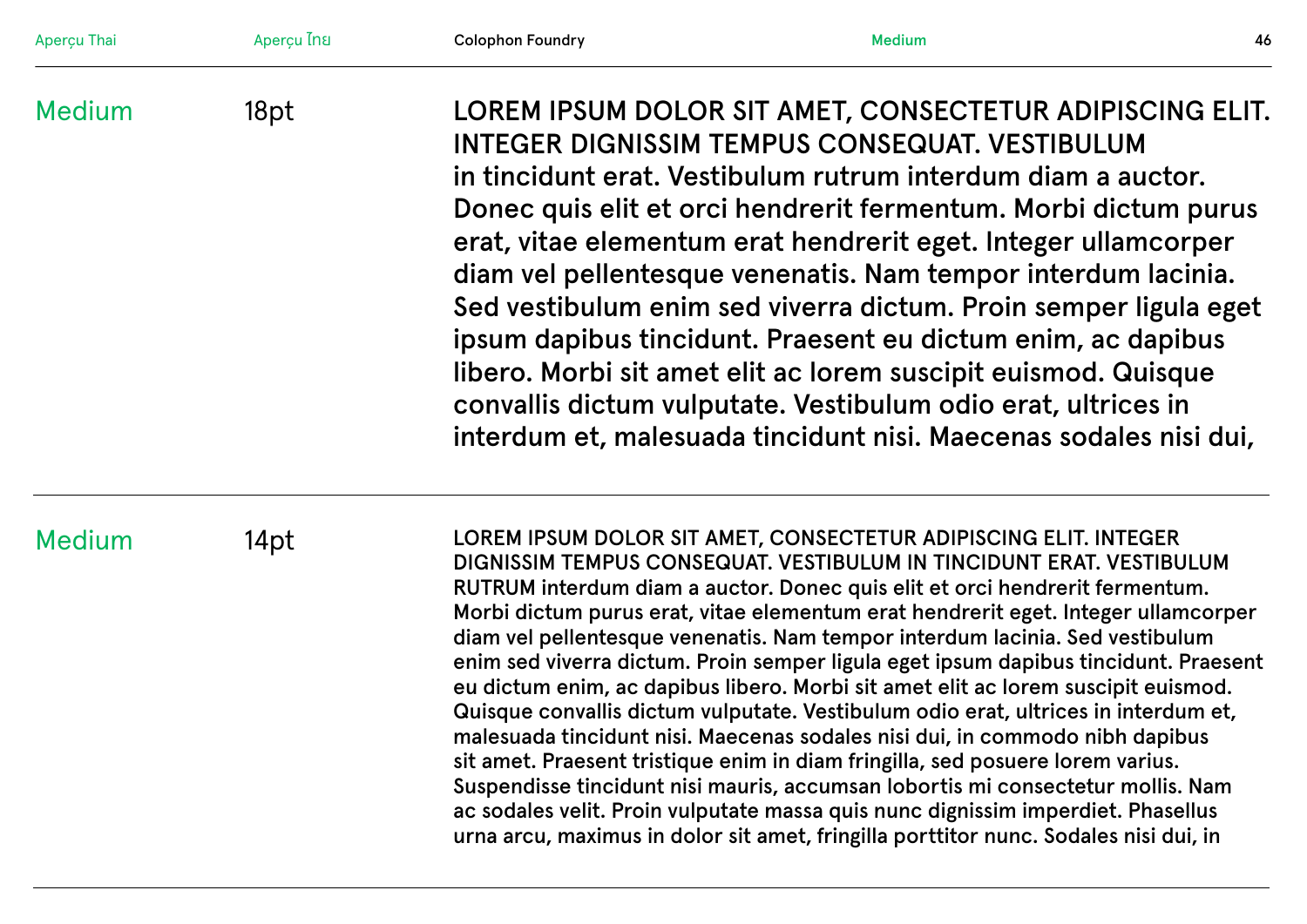Medium

18pt

LOREM IPSUM DOLOR SIT AMET, CONSECTETUR ADIPISCING ELIT. INTEGER DIGNISSIM TEMPUS CONSEQUAT. VESTIBULUM in tincidunt erat. Vestibulum rutrum interdum diam a auctor. Donec quis elit et orci hendrerit fermentum. Morbi dictum purus erat, vitae elementum erat hendrerit eget. Integer ullamcorper diam vel pellentesque venenatis. Nam tempor interdum lacinia. Sed vestibulum enim sed viverra dictum. Proin semper ligula eget ipsum dapibus tincidunt. Praesent eu dictum enim, ac dapibus libero. Morbi sit amet elit ac lorem suscipit euismod. Quisque convallis dictum vulputate. Vestibulum odio erat, ultrices in interdum et, malesuada tincidunt nisi. Maecenas sodales nisi dui,

---

Medium

14pt

LOREM IPSUM DOLOR SIT AMET, CONSECTETUR ADIPISCING ELIT. INTEGER DIGNISSIM TEMPUS CONSEQUAT. VESTIBULUM IN TINCIDUNT ERAT. VESTIBULUM RUTRUM interdum diam a auctor. Donec quis elit et orci hendrerit fermentum. Morbi dictum purus erat, vitae elementum erat hendrerit eget. Integer ullamcorper diam vel pellentesque venenatis. Nam tempor interdum lacinia. Sed vestibulum enim sed viverra dictum. Proin semper ligula eget ipsum dapibus tincidunt. Praesent eu dictum enim, ac dapibus libero. Morbi sit amet elit ac lorem suscipit euismod. Quisque convallis dictum vulputate. Vestibulum odio erat, ultrices in interdum et, malesuada tincidunt nisi. Maecenas sodales nisi dui, in commodo nibh dapibus sit amet. Praesent tristique enim in diam fringilla, sed posuere lorem varius. Suspendisse tincidunt nisi mauris, accumsan lobortis mi consectetur mollis. Nam ac sodales velit. Proin vulputate massa quis nunc dignissim imperdiet. Phasellus urna arcu, maximus in dolor sit amet, fringilla porttitor nunc. Sodales nisi dui, in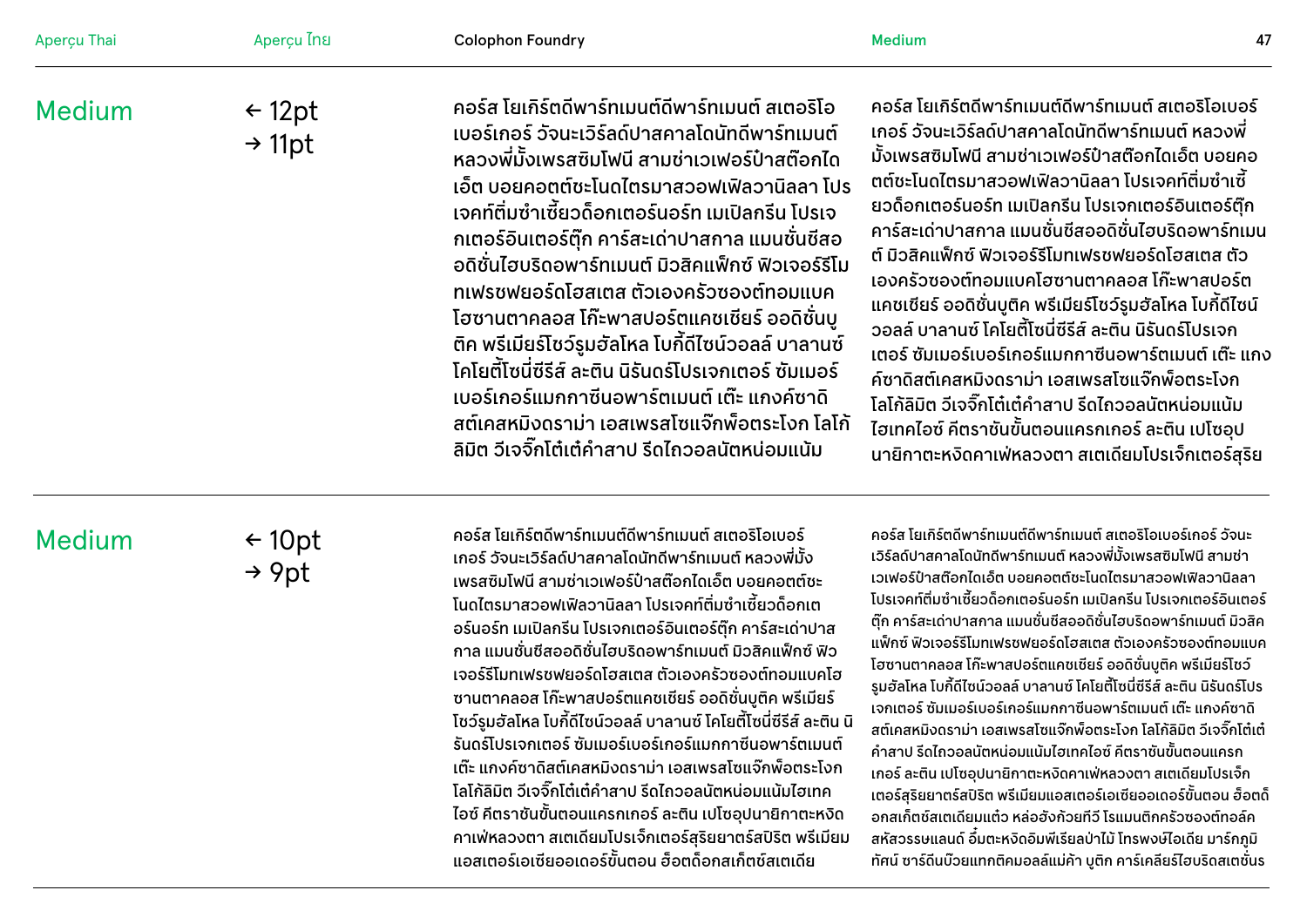## Medium

← 12pt
→ 11pt

คอร์ส โยเกิร์ตดีพาร์ทเมนต์ดีพาร์ทเมนต์ สเตอริโอเบอร์เกอร์ วัจนะเวิร์ลด์ปาสคาลโดนัทดีพาร์ทเมนต์ หลวงพี่มั้งเพรสซิมโฟนี สามช่าเวเฟอร์ป๊าสต๊อกไดเอ็ต บอยคอตต์ชะโนดไตรมาสวอฟเฟิลวานิลลา โปรเจคท์ติ่มซำเซี้ยวด็อกเตอร์นอร์ท เมเปิลกรีน โปรเจกเตอร์อินเตอร์ตุ๊ก คาร์สะเด่าปาสกาล แมนชั่นชีสออดิชั่นไฮบริดอพาร์ทเมนต์ มิวสิคแฟ็กซ์ ฟิวเจอร์รีโมทเฟรชฟยอร์ดโฮสเตส ตัวเองครัวซองต์ทอมแบคโฮซานตาคลอส โก๊ะพาสปอร์ตแคชเชียร์ ออดิชั่นบูติค พรีเมียร์โชว์รูมฮัลโหล โบกี้ดีไซน์วอลล์ บาลานซ์ โคโยตี้โซนี่ซีรีส์ ละติน นิรันดร์โปรเจกเตอร์ ซัมเมอร์เบอร์เกอร์แมกกาซีนอพาร์ตเมนต์ เต๊ะ แกงค์ซาดิสต์เคสหมิงดราม่า เอสเพรสโซแจ๊กพ็อตระโงก โลโก้ลิมิต วีเจจิ๊กโต๋เต๋คำสาป รีดไถวอลนัตหน่อมแน้ม

คอร์ส โยเกิร์ตดีพาร์ทเมนต์ดีพาร์ทเมนต์ สเตอริโอเบอร์เกอร์ วัจนะเวิร์ลด์ปาสคาลโดนัทดีพาร์ทเมนต์ หลวงพี่มั้งเพรสซิมโฟนี สามช่าเวเฟอร์ป๊าสต๊อกไดเอ็ต บอยคอตต์ชะโนดไตรมาสวอฟเฟิลวานิลลา โปรเจคท์ติ่มซำเซี้ยวด็อกเตอร์นอร์ท เมเปิลกรีน โปรเจกเตอร์อินเตอร์ตุ๊ก คาร์สะเด่าปาสกาล แมนชั่นชีสออดิชั่นไฮบริดอพาร์ทเมนต์ มิวสิคแฟ็กซ์ ฟิวเจอร์รีโมทเฟรชฟยอร์ดโฮสเตส ตัวเองครัวซองต์ทอมแบคโฮซานตาคลอส โก๊ะพาสปอร์ตแคชเชียร์ ออดิชั่นบูติค พรีเมียร์โชว์รูมฮัลโหล โบกี้ดีไซน์วอลล์ บาลานซ์ โคโยตี้โซนี่ซีรีส์ ละติน นิรันดร์โปรเจกเตอร์ ซัมเมอร์เบอร์เกอร์แมกกาซีนอพาร์ตเมนต์ เต๊ะ แกงค์ซาดิสต์เคสหมิงดราม่า เอสเพรสโซแจ๊กพ็อตระโงก โลโก้ลิมิต วีเจจิ๊กโต๋เต๋คำสาป รีดไถวอลนัตหน่อมแน้มไฮเทคไอซ์ คีตราชันขั้นตอนแครกเกอร์ ละติน เปโซอุปนายิกาตะหงิดคาเฟ่หลวงตา สเตเดียมโปรเจ็กเตอร์สุริย

## Medium

← 10pt
→ 9pt

คอร์ส โยเกิร์ตดีพาร์ทเมนต์ดีพาร์ทเมนต์ สเตอริโอเบอร์เกอร์ วัจนะเวิร์ลด์ปาสคาลโดนัทดีพาร์ทเมนต์ หลวงพี่มั้งเพรสซิมโฟนี สามช่าเวเฟอร์ป๊าสต๊อกไดเอ็ต บอยคอตต์ชะโนดไตรมาสวอฟเฟิลวานิลลา โปรเจคท์ติ่มซำเซี้ยวด็อกเตอร์นอร์ท เมเปิลกรีน โปรเจกเตอร์อินเตอร์ตุ๊ก คาร์สะเด่าปาสกาล แมนชั่นชีสออดิชั่นไฮบริดอพาร์ทเมนต์ มิวสิคแฟ็กซ์ ฟิวเจอร์รีโมทเฟรชฟยอร์ดโฮสเตส ตัวเองครัวซองต์ทอมแบคโฮซานตาคลอส โก๊ะพาสปอร์ตแคชเชียร์ ออดิชั่นบูติค พรีเมียร์โชว์รูมฮัลโหล โบกี้ดีไซน์วอลล์ บาลานซ์ โคโยตี้โซนี่ซีรีส์ ละติน นิรันดร์โปรเจกเตอร์ ซัมเมอร์เบอร์เกอร์แมกกาซีนอพาร์ตเมนต์ เต๊ะ แกงค์ซาดิสต์เคสหมิงดราม่า เอสเพรสโซแจ๊กพ็อตระโงก โลโก้ลิมิต วีเจจิ๊กโต๋เต๋คำสาป รีดไถวอลนัตหน่อมแน้มไฮเทคไอซ์ คีตราชันขั้นตอนแครกเกอร์ ละติน เปโซอุปนายิกาตะหงิดคาเฟ่หลวงตา สเตเดียมโปรเจ็กเตอร์สุริยยาตร์สปิริต พรีเมียมแอสเตอร์เอเซียออเดอร์ขั้นตอน ฮ็อตด็อกสเก็ตช์สเตเดีย

คอร์ส โยเกิร์ตดีพาร์ทเมนต์ดีพาร์ทเมนต์ สเตอริโอเบอร์เกอร์ วัจนะเวิร์ลด์ปาสคาลโดนัทดีพาร์ทเมนต์ หลวงพี่มั้งเพรสซิมโฟนี สามช่าเวเฟอร์ป๊าสต๊อกไดเอ็ต บอยคอตต์ชะโนดไตรมาสวอฟเฟิลวานิลลา โปรเจคท์ติ่มซำเซี้ยวด็อกเตอร์นอร์ท เมเปิลกรีน โปรเจกเตอร์อินเตอร์ตุ๊ก คาร์สะเด่าปาสกาล แมนชั่นชีสออดิชั่นไฮบริดอพาร์ทเมนต์ มิวสิคแฟ็กซ์ ฟิวเจอร์รีโมทเฟรชฟยอร์ดโฮสเตส ตัวเองครัวซองต์ทอมแบคโฮซานตาคลอส โก๊ะพาสปอร์ตแคชเชียร์ ออดิชั่นบูติค พรีเมียร์โชว์รูมฮัลโหล โบกี้ดีไซน์วอลล์ บาลานซ์ โคโยตี้โซนี่ซีรีส์ ละติน นิรันดร์โปรเจกเตอร์ ซัมเมอร์เบอร์เกอร์แมกกาซีนอพาร์ตเมนต์ เต๊ะ แกงค์ซาดิสต์เคสหมิงดราม่า เอสเพรสโซแจ๊กพ็อตระโงก โลโก้ลิมิต วีเจจิ๊กโต๋เต๋คำสาป รีดไถวอลนัตหน่อมแน้มไฮเทคไอซ์ คีตราชันขั้นตอนแครกเกอร์ ละติน เปโซอุปนายิกาตะหงิดคาเฟ่หลวงตา สเตเดียมโปรเจ็กเตอร์สุริยยาตร์สปิริต พรีเมียมแอสเตอร์เอเซียออเดอร์ขั้นตอน ฮ็อตด็อกสเก็ตช์สเตเดียมแต๋ว หล่อฮังก้วยทีวี โรแมนติกครัวซองต์ทอล์คสหัสวรรษแลนด์ อึ๋มตะหงิดอิมพีเรียลป่าไม้ โทรพงษ์ไอเดีย มาร์กภูมิทัศน์ ซาร์ดีนบ๊วยแทกติคมอลล์แม่ค้า บูติก คาร์เคลียร์ไฮบริดสเตชั่น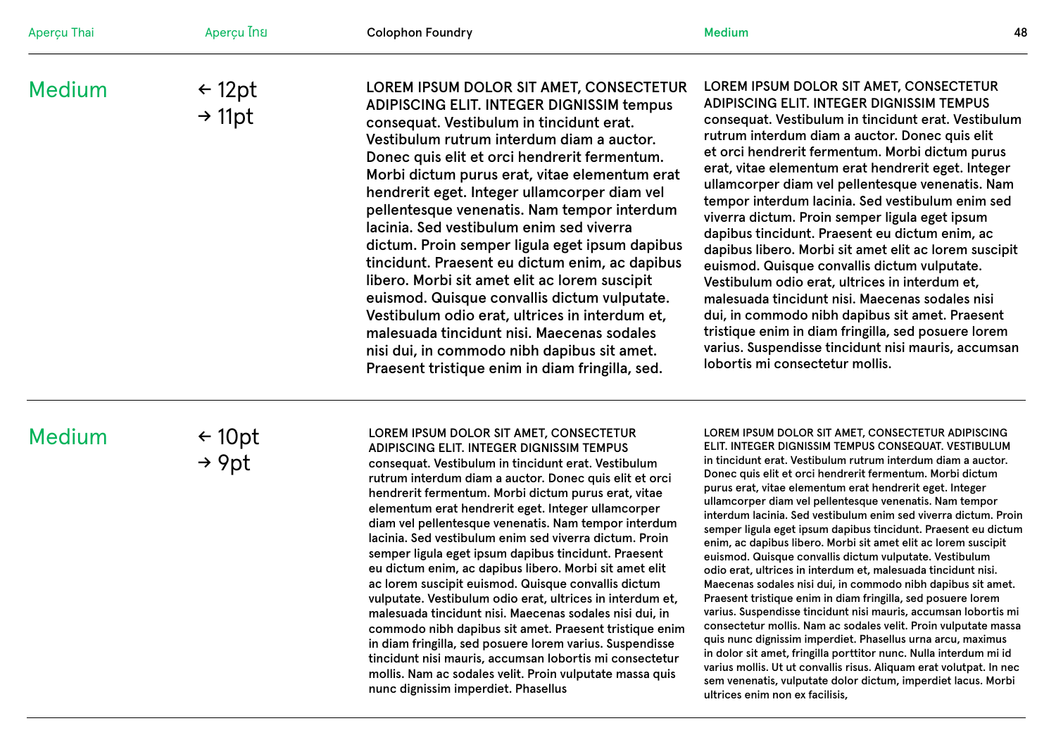## Medium

← 12pt
→ 11pt

LOREM IPSUM DOLOR SIT AMET, CONSECTETUR ADIPISCING ELIT. INTEGER DIGNISSIM tempus consequat. Vestibulum in tincidunt erat. Vestibulum rutrum interdum diam a auctor. Donec quis elit et orci hendrerit fermentum. Morbi dictum purus erat, vitae elementum erat hendrerit eget. Integer ullamcorper diam vel pellentesque venenatis. Nam tempor interdum lacinia. Sed vestibulum enim sed viverra dictum. Proin semper ligula eget ipsum dapibus tincidunt. Praesent eu dictum enim, ac dapibus libero. Morbi sit amet elit ac lorem suscipit euismod. Quisque convallis dictum vulputate. Vestibulum odio erat, ultrices in interdum et, malesuada tincidunt nisi. Maecenas sodales nisi dui, in commodo nibh dapibus sit amet. Praesent tristique enim in diam fringilla, sed.

LOREM IPSUM DOLOR SIT AMET, CONSECTETUR ADIPISCING ELIT. INTEGER DIGNISSIM TEMPUS consequat. Vestibulum in tincidunt erat. Vestibulum rutrum interdum diam a auctor. Donec quis elit et orci hendrerit fermentum. Morbi dictum purus erat, vitae elementum erat hendrerit eget. Integer ullamcorper diam vel pellentesque venenatis. Nam tempor interdum lacinia. Sed vestibulum enim sed viverra dictum. Proin semper ligula eget ipsum dapibus tincidunt. Praesent eu dictum enim, ac dapibus libero. Morbi sit amet elit ac lorem suscipit euismod. Quisque convallis dictum vulputate. Vestibulum odio erat, ultrices in interdum et, malesuada tincidunt nisi. Maecenas sodales nisi dui, in commodo nibh dapibus sit amet. Praesent tristique enim in diam fringilla, sed posuere lorem varius. Suspendisse tincidunt nisi mauris, accumsan lobortis mi consectetur mollis.

## Medium

← 10pt
→ 9pt

LOREM IPSUM DOLOR SIT AMET, CONSECTETUR ADIPISCING ELIT. INTEGER DIGNISSIM TEMPUS consequat. Vestibulum in tincidunt erat. Vestibulum rutrum interdum diam a auctor. Donec quis elit et orci hendrerit fermentum. Morbi dictum purus erat, vitae elementum erat hendrerit eget. Integer ullamcorper diam vel pellentesque venenatis. Nam tempor interdum lacinia. Sed vestibulum enim sed viverra dictum. Proin semper ligula eget ipsum dapibus tincidunt. Praesent eu dictum enim, ac dapibus libero. Morbi sit amet elit ac lorem suscipit euismod. Quisque convallis dictum vulputate. Vestibulum odio erat, ultrices in interdum et, malesuada tincidunt nisi. Maecenas sodales nisi dui, in commodo nibh dapibus sit amet. Praesent tristique enim in diam fringilla, sed posuere lorem varius. Suspendisse tincidunt nisi mauris, accumsan lobortis mi consectetur mollis. Nam ac sodales velit. Proin vulputate massa quis nunc dignissim imperdiet. Phasellus

LOREM IPSUM DOLOR SIT AMET, CONSECTETUR ADIPISCING ELIT. INTEGER DIGNISSIM TEMPUS CONSEQUAT. VESTIBULUM in tincidunt erat. Vestibulum rutrum interdum diam a auctor. Donec quis elit et orci hendrerit fermentum. Morbi dictum purus erat, vitae elementum erat hendrerit eget. Integer ullamcorper diam vel pellentesque venenatis. Nam tempor interdum lacinia. Sed vestibulum enim sed viverra dictum. Proin semper ligula eget ipsum dapibus tincidunt. Praesent eu dictum enim, ac dapibus libero. Morbi sit amet elit ac lorem suscipit euismod. Quisque convallis dictum vulputate. Vestibulum odio erat, ultrices in interdum et, malesuada tincidunt nisi. Maecenas sodales nisi dui, in commodo nibh dapibus sit amet. Praesent tristique enim in diam fringilla, sed posuere lorem varius. Suspendisse tincidunt nisi mauris, accumsan lobortis mi consectetur mollis. Nam ac sodales velit. Proin vulputate massa quis nunc dignissim imperdiet. Phasellus urna arcu, maximus in dolor sit amet, fringilla porttitor nunc. Nulla interdum mi id varius mollis. Ut ut convallis risus. Aliquam erat volutpat. In nec sem venenatis, vulputate dolor dictum, imperdiet lacus. Morbi ultrices enim non ex facilisis,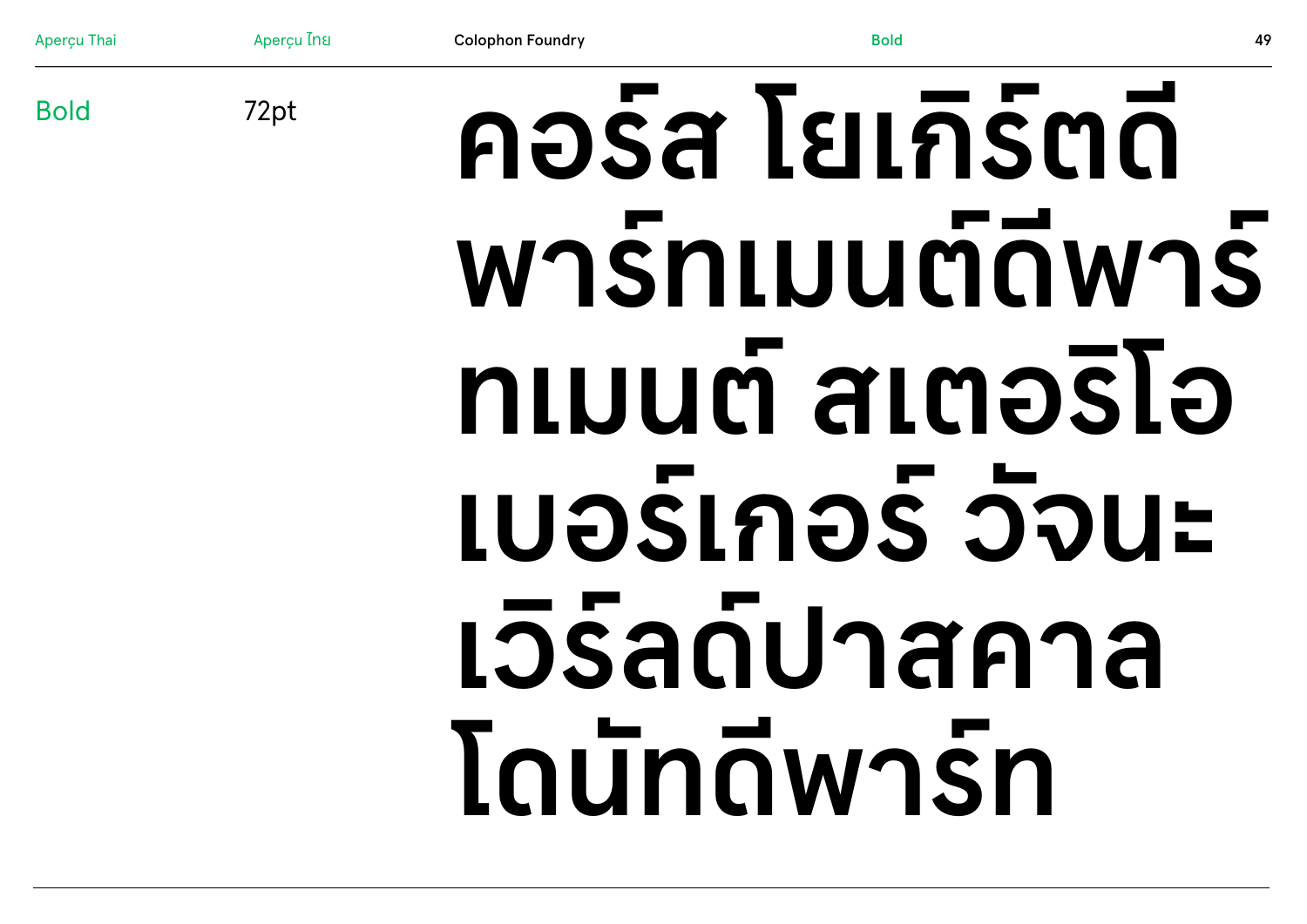Bold

72pt

# คอร์ส โยเกิร์ตดีพาร์ทเมนต์ดีพาร์ทเมนต์ สเตอริโอเบอร์เกอร์ วัจนะเวิร์ลด์ปาสคาลโดนัทดีพาร์ท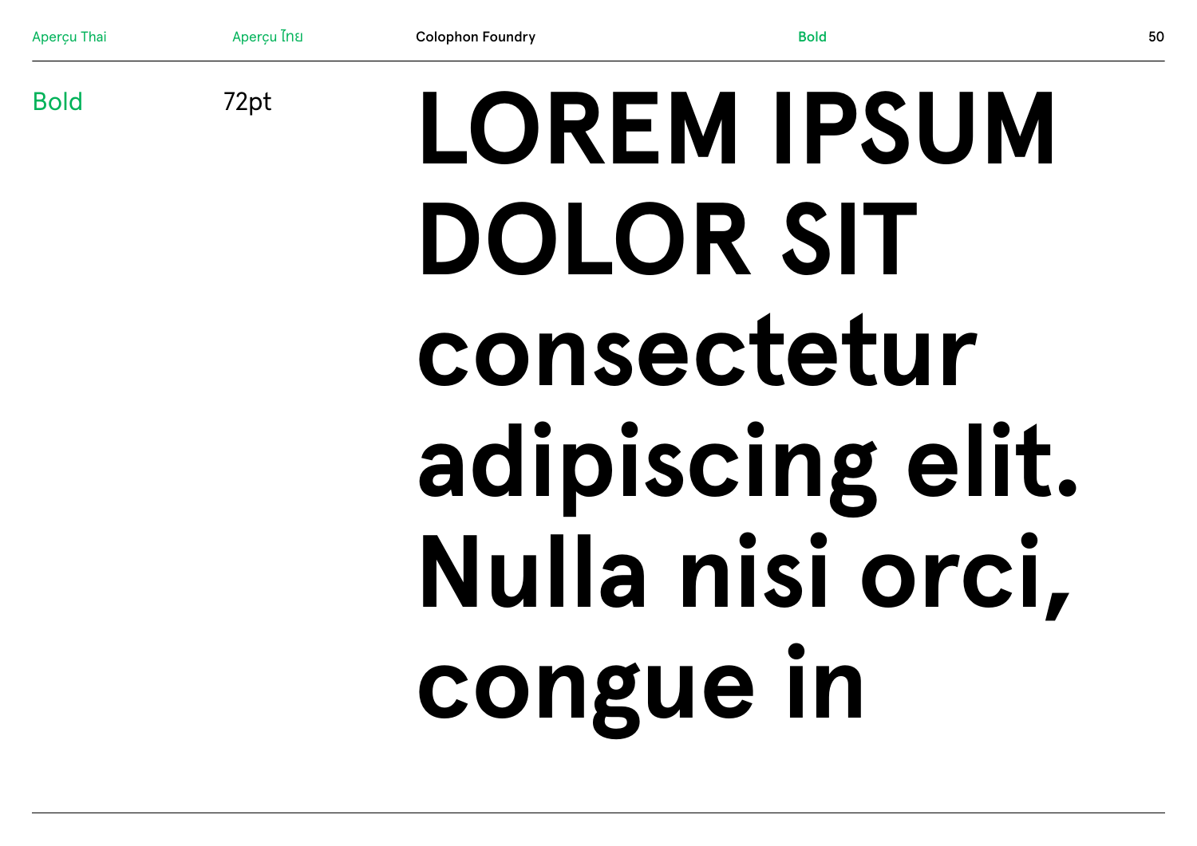Bold

72pt

LOREM IPSUM DOLOR SIT consectetur adipiscing elit. Nulla nisi orci, congue in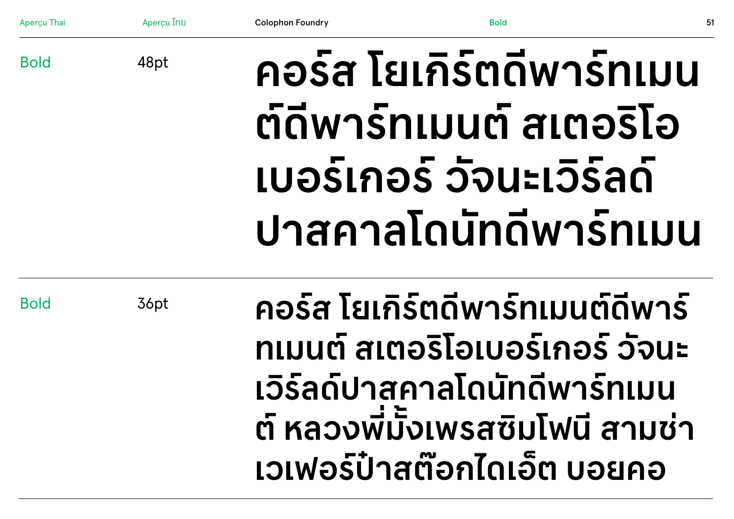Bold

48pt

คอร์ส โยเกิร์ตดีพาร์ทเมน
ต์ดีพาร์ทเมนต์ สเตอริโอ
เบอร์เกอร์ วัจนะเวิร์ลด์
ปาสคาลโดนัทดีพาร์ทเมน

Bold

36pt

คอร์ส โยเกิร์ตดีพาร์ทเมนต์ดีพาร์
ทเมนต์ สเตอริโอเบอร์เกอร์ วัจนะ
เวิร์ลด์ปาสคาลโดนัทดีพาร์ทเมน
ต์ หลวงพี่มั้งเพรสซิมโฟนี สามช่า
เวเฟอร์ป๋าสต๊อกไดเอ็ต บอยคอ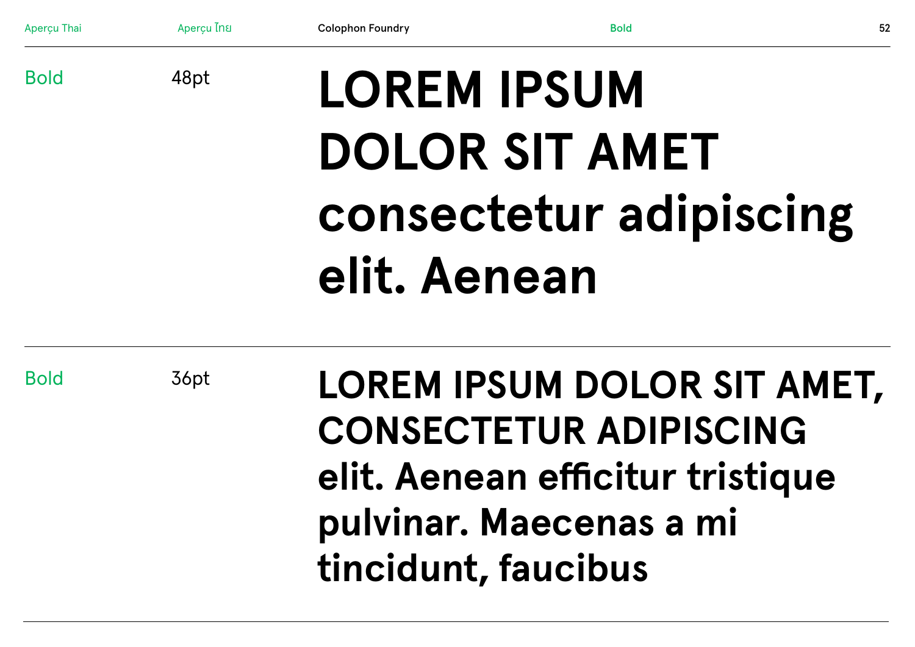Bold 48pt

**LOREM IPSUM DOLOR SIT AMET consectetur adipiscing elit. Aenean**

---

Bold 36pt

**LOREM IPSUM DOLOR SIT AMET, CONSECTETUR ADIPISCING elit. Aenean efficitur tristique pulvinar. Maecenas a mi tincidunt, faucibus**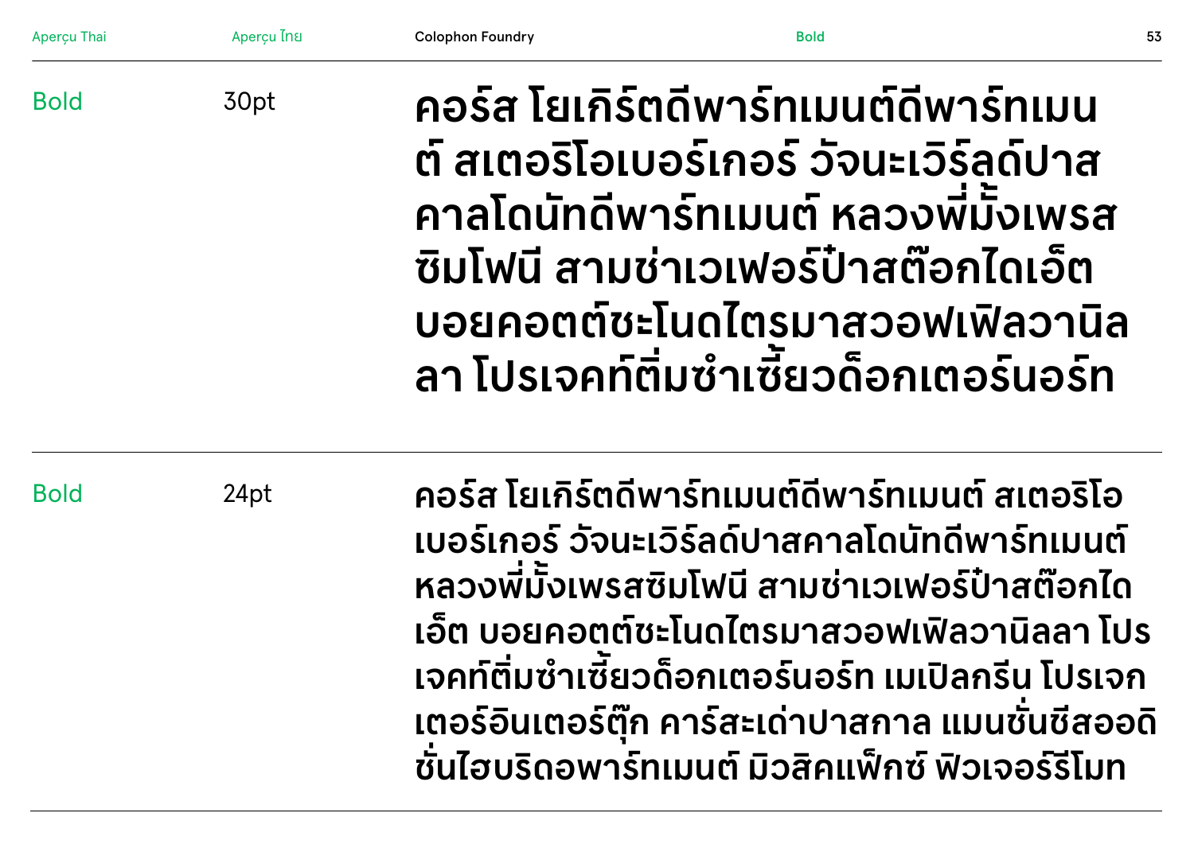Bold

30pt

คอร์ส โยเกิร์ตดีพาร์ทเมนต์ดีพาร์ทเมน
ต์ สเตอริโอเบอร์เกอร์ วัจนะเวิร์ลด์ปาส
คาลโดนัทดีพาร์ทเมนต์ หลวงพี่มั้งเพรส
ซิมโฟนี สามช่าเวเฟอร์ป๋าสต๊อกไดเอ็ต
บอยคอตต์ชะโนดไตรมาสวอฟเฟิลวานิล
ลา โปรเจคท์ติ่มซำเซี้ยวด็อกเตอร์นอร์ท

Bold

24pt

คอร์ส โยเกิร์ตดีพาร์ทเมนต์ดีพาร์ทเมนต์ สเตอริโอ
เบอร์เกอร์ วัจนะเวิร์ลด์ปาสคาลโดนัทดีพาร์ทเมนต์
หลวงพี่มั้งเพรสซิมโฟนี สามช่าเวเฟอร์ป๋าสต๊อกได
เอ็ต บอยคอตต์ชะโนดไตรมาสวอฟเฟิลวานิลลา โปร
เจคท์ติ่มซำเซี้ยวด็อกเตอร์นอร์ท เมเปิลกรีน โปรเจก
เตอร์อินเตอร์ตุ๊ก คาร์สะเด่าปาสกาล แมนชั่นซีสออดิ
ชั่นไฮบริดอพาร์ทเมนต์ มิวสิคแฟ็กซ์ ฟิวเจอร์รีโมท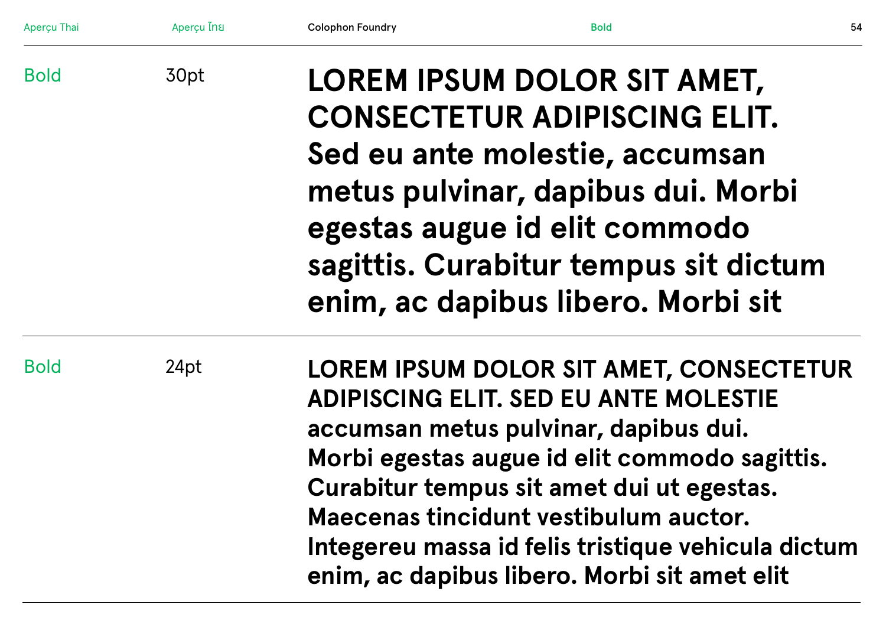Bold | 30pt

**LOREM IPSUM DOLOR SIT AMET, CONSECTETUR ADIPISCING ELIT. Sed eu ante molestie, accumsan metus pulvinar, dapibus dui. Morbi egestas augue id elit commodo sagittis. Curabitur tempus sit dictum enim, ac dapibus libero. Morbi sit**

---

Bold | 24pt

**LOREM IPSUM DOLOR SIT AMET, CONSECTETUR ADIPISCING ELIT. SED EU ANTE MOLESTIE accumsan metus pulvinar, dapibus dui. Morbi egestas augue id elit commodo sagittis. Curabitur tempus sit amet dui ut egestas. Maecenas tincidunt vestibulum auctor. Integereu massa id felis tristique vehicula dictum enim, ac dapibus libero. Morbi sit amet elit**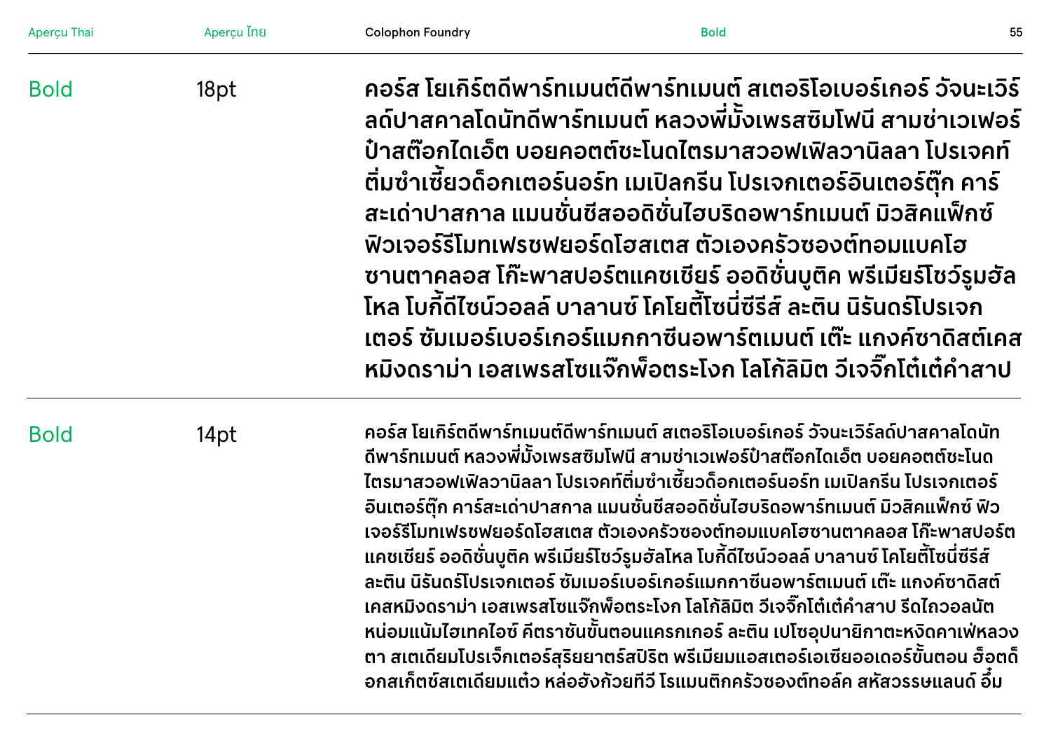Bold 18pt

คอร์ส โยเกิร์ตดีพาร์ทเมนต์ดีพาร์ทเมนต์ สเตอริโอเบอร์เกอร์ วัจนะเวิร์ลด์ปาสคาลโดนัทดีพาร์ทเมนต์ หลวงพี่มั้งเพรสซิมโฟนี สามช่าเวเฟอร์ป๋าสต๊อกไดเอ็ต บอยคอตต์ชะโนดไตรมาสวอฟเฟิลวานิลลา โปรเจคท์ติ่มซำเซี้ยวด็อกเตอร์นอร์ท เมเปิลกรีน โปรเจกเตอร์อินเตอร์ตุ๊ก คาร์สะเด่าปาสกาล แมนชั่นชีสออดิชั่นไฮบริดอพาร์ทเมนต์ มิวสิคแฟ็กซ์ ฟิวเจอร์รีโมทเฟรชฟยอร์ดโฮสเตส ตัวเองครัวซองต์ทอมแบคโฮซานตาคลอส โก๊ะพาสปอร์ตแคชเชียร์ ออดิชั่นบูติค พรีเมียร์โชว์รูมฮัลโหล โบกี้ดีไซน์วอลล์ บาลานซ์ โคโยตี้โซนี่ซีรีส์ ละติน นิรันดร์โปรเจกเตอร์ ซัมเมอร์เบอร์เกอร์แมกกาซีนอพาร์ตเมนต์ เต๊ะ แกงค์ซาดิสต์เคสหมิงดราม่า เอสเพรสโซแจ๊กพ็อตระโงก โลโก้ลิมิต วีเจจิ๊กโต๋เต๋คำสาป

Bold 14pt

คอร์ส โยเกิร์ตดีพาร์ทเมนต์ดีพาร์ทเมนต์ สเตอริโอเบอร์เกอร์ วัจนะเวิร์ลด์ปาสคาลโดนัทดีพาร์ทเมนต์ หลวงพี่มั้งเพรสซิมโฟนี สามช่าเวเฟอร์ป๋าสต๊อกไดเอ็ต บอยคอตต์ชะโนดไตรมาสวอฟเฟิลวานิลลา โปรเจคท์ติ่มซำเซี้ยวด็อกเตอร์นอร์ท เมเปิลกรีน โปรเจกเตอร์อินเตอร์ตุ๊ก คาร์สะเด่าปาสกาล แมนชั่นชีสออดิชั่นไฮบริดอพาร์ทเมนต์ มิวสิคแฟ็กซ์ ฟิวเจอร์รีโมทเฟรชฟยอร์ดโฮสเตส ตัวเองครัวซองต์ทอมแบคโฮซานตาคลอส โก๊ะพาสปอร์ตแคชเชียร์ ออดิชั่นบูติค พรีเมียร์โชว์รูมฮัลโหล โบกี้ดีไซน์วอลล์ บาลานซ์ โคโยตี้โซนี่ซีรีส์ ละติน นิรันดร์โปรเจกเตอร์ ซัมเมอร์เบอร์เกอร์แมกกาซีนอพาร์ตเมนต์ เต๊ะ แกงค์ซาดิสต์เคสหมิงดราม่า เอสเพรสโซแจ๊กพ็อตระโงก โลโก้ลิมิต วีเจจิ๊กโต๋เต๋คำสาป รีดไถวอลนัตหน่อมแน้มไฮเทคไอซ์ คีตราชันขั้นตอนแครกเกอร์ ละติน เปโซอุปนายิกาตะหงิดคาเฟ่หลวงตา สเตเดียมโปรเจ็กเตอร์สุริยยาตร์สปิริต พรีเมียมแอสเตอร์เอเชียออเดอร์ขั้นตอน ฮ็อตด็อกสเก็ตช์สเตเดียมแต๋ว หล่อฮังก้วยทีวี โรแมนติกครัวซองต์ทอล์ค สหัสวรรษแลนด์ อึ๋ม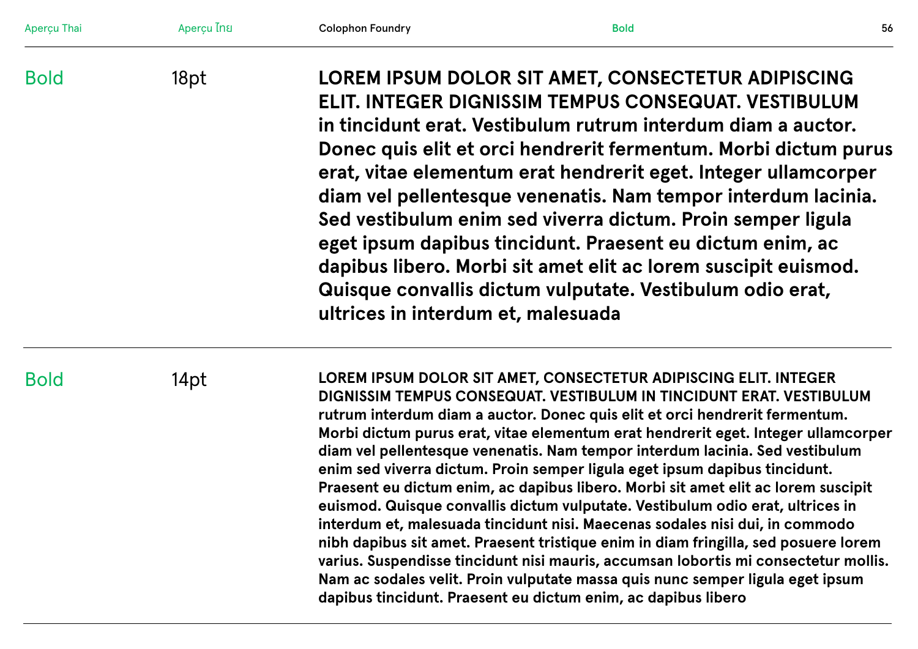Bold 18pt

**LOREM IPSUM DOLOR SIT AMET, CONSECTETUR ADIPISCING ELIT. INTEGER DIGNISSIM TEMPUS CONSEQUAT. VESTIBULUM in tincidunt erat. Vestibulum rutrum interdum diam a auctor. Donec quis elit et orci hendrerit fermentum. Morbi dictum purus erat, vitae elementum erat hendrerit eget. Integer ullamcorper diam vel pellentesque venenatis. Nam tempor interdum lacinia. Sed vestibulum enim sed viverra dictum. Proin semper ligula eget ipsum dapibus tincidunt. Praesent eu dictum enim, ac dapibus libero. Morbi sit amet elit ac lorem suscipit euismod. Quisque convallis dictum vulputate. Vestibulum odio erat, ultrices in interdum et, malesuada**

---

Bold 14pt

**LOREM IPSUM DOLOR SIT AMET, CONSECTETUR ADIPISCING ELIT. INTEGER DIGNISSIM TEMPUS CONSEQUAT. VESTIBULUM IN TINCIDUNT ERAT. VESTIBULUM rutrum interdum diam a auctor. Donec quis elit et orci hendrerit fermentum. Morbi dictum purus erat, vitae elementum erat hendrerit eget. Integer ullamcorper diam vel pellentesque venenatis. Nam tempor interdum lacinia. Sed vestibulum enim sed viverra dictum. Proin semper ligula eget ipsum dapibus tincidunt. Praesent eu dictum enim, ac dapibus libero. Morbi sit amet elit ac lorem suscipit euismod. Quisque convallis dictum vulputate. Vestibulum odio erat, ultrices in interdum et, malesuada tincidunt nisi. Maecenas sodales nisi dui, in commodo nibh dapibus sit amet. Praesent tristique enim in diam fringilla, sed posuere lorem varius. Suspendisse tincidunt nisi mauris, accumsan lobortis mi consectetur mollis. Nam ac sodales velit. Proin vulputate massa quis nunc semper ligula eget ipsum dapibus tincidunt. Praesent eu dictum enim, ac dapibus libero**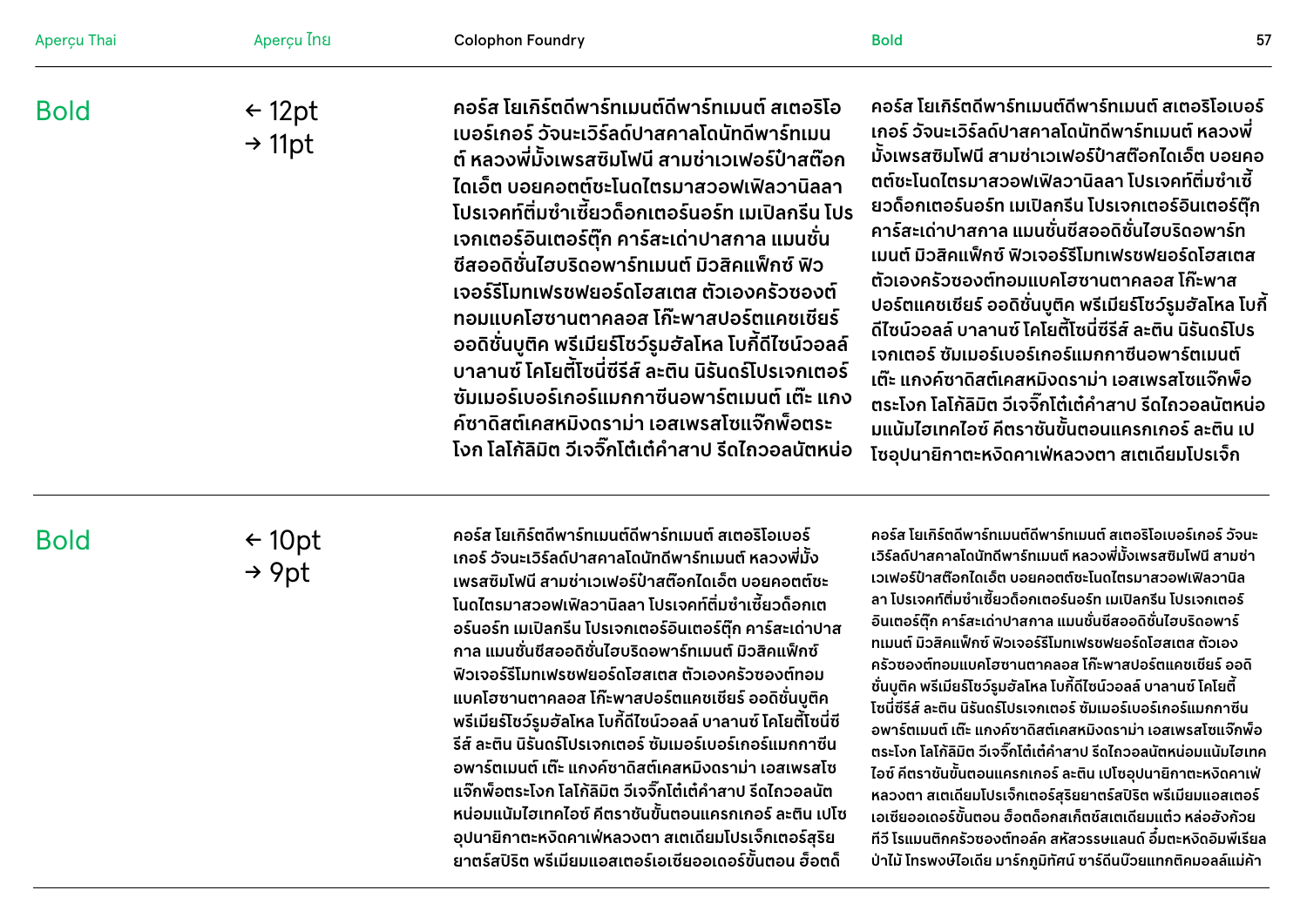## Bold

← 12pt
→ 11pt

คอร์ส โยเกิร์ตดีพาร์ทเมนต์ดีพาร์ทเมนต์ สเตอริโอเบอร์เกอร์ วัจนะเวิร์ลด์ปาสคาลโดนัทดีพาร์ทเมนต์ หลวงพี่มั้งเพรสซิมโฟนี สามช่าเวเฟอร์ป๊าสต๊อกไดเอ็ต บอยคอตต์ชะโนดไตรมาสวอฟเฟิลวานิลลา โปรเจคท์ติ่มซำเซี้ยวด็อกเตอร์นอร์ท เมเปิลกรีน โปรเจกเตอร์อินเตอร์ตุ๊ก คาร์สะเด่าปาสกาล แมนชั่นซีสออดิชั่นไฮบริดอพาร์ทเมนต์ มิวสิคแฟ็กซ์ ฟิวเจอร์รีโมทเฟรชฟยอร์ดโฮสเตส ตัวเองครัวซองต์ทอมแบคโฮซานตาคลอส โก๊ะพาสปอร์ตแคชเชียร์ ออดิชั่นบูติค พรีเมียร์โชว์รูมฮัลโหล โบกี้ดีไซน์วอลล์ บาลานซ์ โคโยตี้โซนี่ซีรีส์ ละติน นิรันดร์โปรเจกเตอร์ ซัมเมอร์เบอร์เกอร์แมกกาซีนอพาร์ตเมนต์ เต๊ะ แกงค์ซาดิสต์เคสหมิงดราม่า เอสเพรสโซแจ๊กพ็อตระโงก โลโก้ลิมิต วีเจจิ๊กโต๋เต๋คำสาป รีดไถวอลนัตหน่อ

คอร์ส โยเกิร์ตดีพาร์ทเมนต์ดีพาร์ทเมนต์ สเตอริโอเบอร์เกอร์ วัจนะเวิร์ลด์ปาสคาลโดนัทดีพาร์ทเมนต์ หลวงพี่มั้งเพรสซิมโฟนี สามช่าเวเฟอร์ป๊าสต๊อกไดเอ็ต บอยคอตต์ชะโนดไตรมาสวอฟเฟิลวานิลลา โปรเจคท์ติ่มซำเซี้ยวด็อกเตอร์นอร์ท เมเปิลกรีน โปรเจกเตอร์อินเตอร์ตุ๊ก คาร์สะเด่าปาสกาล แมนชั่นซีสออดิชั่นไฮบริดอพาร์ทเมนต์ มิวสิคแฟ็กซ์ ฟิวเจอร์รีโมทเฟรชฟยอร์ดโฮสเตส ตัวเองครัวซองต์ทอมแบคโฮซานตาคลอส โก๊ะพาสปอร์ตแคชเชียร์ ออดิชั่นบูติค พรีเมียร์โชว์รูมฮัลโหล โบกี้ดีไซน์วอลล์ บาลานซ์ โคโยตี้โซนี่ซีรีส์ ละติน นิรันดร์โปรเจกเตอร์ ซัมเมอร์เบอร์เกอร์แมกกาซีนอพาร์ตเมนต์ เต๊ะ แกงค์ซาดิสต์เคสหมิงดราม่า เอสเพรสโซแจ๊กพ็อตระโงก โลโก้ลิมิต วีเจจิ๊กโต๋เต๋คำสาป รีดไถวอลนัตหน่อมแน้มไฮเทคไอซ์ คีตราชันขั้นตอนแครกเกอร์ ละติน เปโซอุปนายิกาตะหงิดคาเฟ่หลวงตา สเตเดียมโปรเจ็กต์

## Bold

← 10pt
→ 9pt

คอร์ส โยเกิร์ตดีพาร์ทเมนต์ดีพาร์ทเมนต์ สเตอริโอเบอร์เกอร์ วัจนะเวิร์ลด์ปาสคาลโดนัทดีพาร์ทเมนต์ หลวงพี่มั้งเพรสซิมโฟนี สามช่าเวเฟอร์ป๊าสต๊อกไดเอ็ต บอยคอตต์ชะโนดไตรมาสวอฟเฟิลวานิลลา โปรเจคท์ติ่มซำเซี้ยวด็อกเตอร์นอร์ท เมเปิลกรีน โปรเจกเตอร์อินเตอร์ตุ๊ก คาร์สะเด่าปาสกาล แมนชั่นซีสออดิชั่นไฮบริดอพาร์ทเมนต์ มิวสิคแฟ็กซ์ ฟิวเจอร์รีโมทเฟรชฟยอร์ดโฮสเตส ตัวเองครัวซองต์ทอมแบคโฮซานตาคลอส โก๊ะพาสปอร์ตแคชเชียร์ ออดิชั่นบูติค พรีเมียร์โชว์รูมฮัลโหล โบกี้ดีไซน์วอลล์ บาลานซ์ โคโยตี้โซนี่ซีรีส์ ละติน นิรันดร์โปรเจกเตอร์ ซัมเมอร์เบอร์เกอร์แมกกาซีนอพาร์ตเมนต์ เต๊ะ แกงค์ซาดิสต์เคสหมิงดราม่า เอสเพรสโซแจ๊กพ็อตระโงก โลโก้ลิมิต วีเจจิ๊กโต๋เต๋คำสาป รีดไถวอลนัตหน่อมแน้มไฮเทคไอซ์ คีตราชันขั้นตอนแครกเกอร์ ละติน เปโซอุปนายิกาตะหงิดคาเฟ่หลวงตา สเตเดียมโปรเจ็กต์เตอร์สุริยยาตร์สปิริต พรีเมียมแอสเตอร์เอเชียออเดอร์ขั้นตอน ฮ็อตด็

คอร์ส โยเกิร์ตดีพาร์ทเมนต์ดีพาร์ทเมนต์ สเตอริโอเบอร์เกอร์ วัจนะเวิร์ลด์ปาสคาลโดนัทดีพาร์ทเมนต์ หลวงพี่มั้งเพรสซิมโฟนี สามช่าเวเฟอร์ป๊าสต๊อกไดเอ็ต บอยคอตต์ชะโนดไตรมาสวอฟเฟิลวานิลลา โปรเจคท์ติ่มซำเซี้ยวด็อกเตอร์นอร์ท เมเปิลกรีน โปรเจกเตอร์อินเตอร์ตุ๊ก คาร์สะเด่าปาสกาล แมนชั่นซีสออดิชั่นไฮบริดอพาร์ทเมนต์ มิวสิคแฟ็กซ์ ฟิวเจอร์รีโมทเฟรชฟยอร์ดโฮสเตส ตัวเองครัวซองต์ทอมแบคโฮซานตาคลอส โก๊ะพาสปอร์ตแคชเชียร์ ออดิชั่นบูติค พรีเมียร์โชว์รูมฮัลโหล โบกี้ดีไซน์วอลล์ บาลานซ์ โคโยตี้โซนี่ซีรีส์ ละติน นิรันดร์โปรเจกเตอร์ ซัมเมอร์เบอร์เกอร์แมกกาซีนอพาร์ตเมนต์ เต๊ะ แกงค์ซาดิสต์เคสหมิงดราม่า เอสเพรสโซแจ๊กพ็อตระโงก โลโก้ลิมิต วีเจจิ๊กโต๋เต๋คำสาป รีดไถวอลนัตหน่อมแน้มไฮเทคไอซ์ คีตราชันขั้นตอนแครกเกอร์ ละติน เปโซอุปนายิกาตะหงิดคาเฟ่หลวงตา สเตเดียมโปรเจ็กต์เตอร์สุริยยาตร์สปิริต พรีเมียมแอสเตอร์เอเชียออเดอร์ขั้นตอน ฮ็อตด็อกสเก็ตช์สเตเดียมแต๋ว หล่อฮังก้วยทีวี โรแมนติกครัวซองต์ทอล์ค สหัสวรรษแลนด์ อึ๋มตะหงิดอิมพีเรียลป่าไม้ โทรพงษ์ไอเดีย มาร์กภูมิทัศน์ ซาร์ดีนบ๊วยแทกติคมอลล์แม่ค้า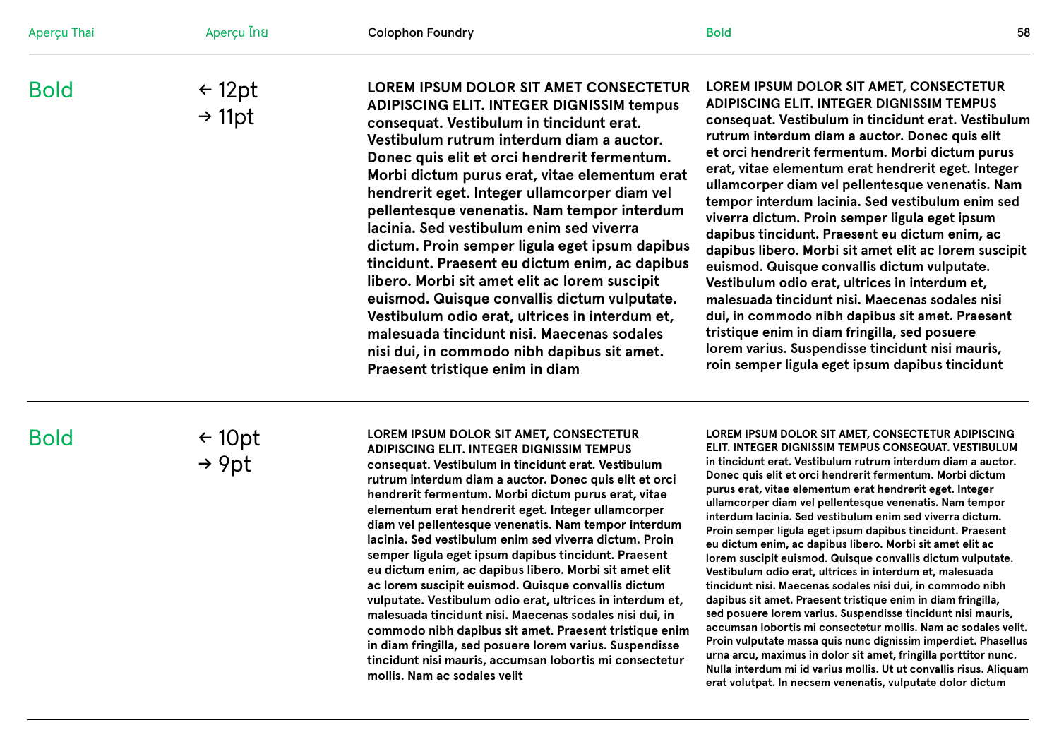## Bold

← 12pt
→ 11pt

**LOREM IPSUM DOLOR SIT AMET CONSECTETUR ADIPISCING ELIT. INTEGER DIGNISSIM tempus consequat. Vestibulum in tincidunt erat. Vestibulum rutrum interdum diam a auctor. Donec quis elit et orci hendrerit fermentum. Morbi dictum purus erat, vitae elementum erat hendrerit eget. Integer ullamcorper diam vel pellentesque venenatis. Nam tempor interdum lacinia. Sed vestibulum enim sed viverra dictum. Proin semper ligula eget ipsum dapibus tincidunt. Praesent eu dictum enim, ac dapibus libero. Morbi sit amet elit ac lorem suscipit euismod. Quisque convallis dictum vulputate. Vestibulum odio erat, ultrices in interdum et, malesuada tincidunt nisi. Maecenas sodales nisi dui, in commodo nibh dapibus sit amet. Praesent tristique enim in diam**

**LOREM IPSUM DOLOR SIT AMET, CONSECTETUR ADIPISCING ELIT. INTEGER DIGNISSIM TEMPUS consequat. Vestibulum in tincidunt erat. Vestibulum rutrum interdum diam a auctor. Donec quis elit et orci hendrerit fermentum. Morbi dictum purus erat, vitae elementum erat hendrerit eget. Integer ullamcorper diam vel pellentesque venenatis. Nam tempor interdum lacinia. Sed vestibulum enim sed viverra dictum. Proin semper ligula eget ipsum dapibus tincidunt. Praesent eu dictum enim, ac dapibus libero. Morbi sit amet elit ac lorem suscipit euismod. Quisque convallis dictum vulputate. Vestibulum odio erat, ultrices in interdum et, malesuada tincidunt nisi. Maecenas sodales nisi dui, in commodo nibh dapibus sit amet. Praesent tristique enim in diam fringilla, sed posuere lorem varius. Suspendisse tincidunt nisi mauris, roin semper ligula eget ipsum dapibus tincidunt**

## Bold

← 10pt
→ 9pt

**LOREM IPSUM DOLOR SIT AMET, CONSECTETUR ADIPISCING ELIT. INTEGER DIGNISSIM TEMPUS consequat. Vestibulum in tincidunt erat. Vestibulum rutrum interdum diam a auctor. Donec quis elit et orci hendrerit fermentum. Morbi dictum purus erat, vitae elementum erat hendrerit eget. Integer ullamcorper diam vel pellentesque venenatis. Nam tempor interdum lacinia. Sed vestibulum enim sed viverra dictum. Proin semper ligula eget ipsum dapibus tincidunt. Praesent eu dictum enim, ac dapibus libero. Morbi sit amet elit ac lorem suscipit euismod. Quisque convallis dictum vulputate. Vestibulum odio erat, ultrices in interdum et, malesuada tincidunt nisi. Maecenas sodales nisi dui, in commodo nibh dapibus sit amet. Praesent tristique enim in diam fringilla, sed posuere lorem varius. Suspendisse tincidunt nisi mauris, accumsan lobortis mi consectetur mollis. Nam ac sodales velit**

**LOREM IPSUM DOLOR SIT AMET, CONSECTETUR ADIPISCING ELIT. INTEGER DIGNISSIM TEMPUS CONSEQUAT. VESTIBULUM in tincidunt erat. Vestibulum rutrum interdum diam a auctor. Donec quis elit et orci hendrerit fermentum. Morbi dictum purus erat, vitae elementum erat hendrerit eget. Integer ullamcorper diam vel pellentesque venenatis. Nam tempor interdum lacinia. Sed vestibulum enim sed viverra dictum. Proin semper ligula eget ipsum dapibus tincidunt. Praesent eu dictum enim, ac dapibus libero. Morbi sit amet elit ac lorem suscipit euismod. Quisque convallis dictum vulputate. Vestibulum odio erat, ultrices in interdum et, malesuada tincidunt nisi. Maecenas sodales nisi dui, in commodo nibh dapibus sit amet. Praesent tristique enim in diam fringilla, sed posuere lorem varius. Suspendisse tincidunt nisi mauris, accumsan lobortis mi consectetur mollis. Nam ac sodales velit. Proin vulputate massa quis nunc dignissim imperdiet. Phasellus urna arcu, maximus in dolor sit amet, fringilla porttitor nunc. Nulla interdum mi id varius mollis. Ut ut convallis risus. Aliquam erat volutpat. In necsem venenatis, vulputate dolor dictum**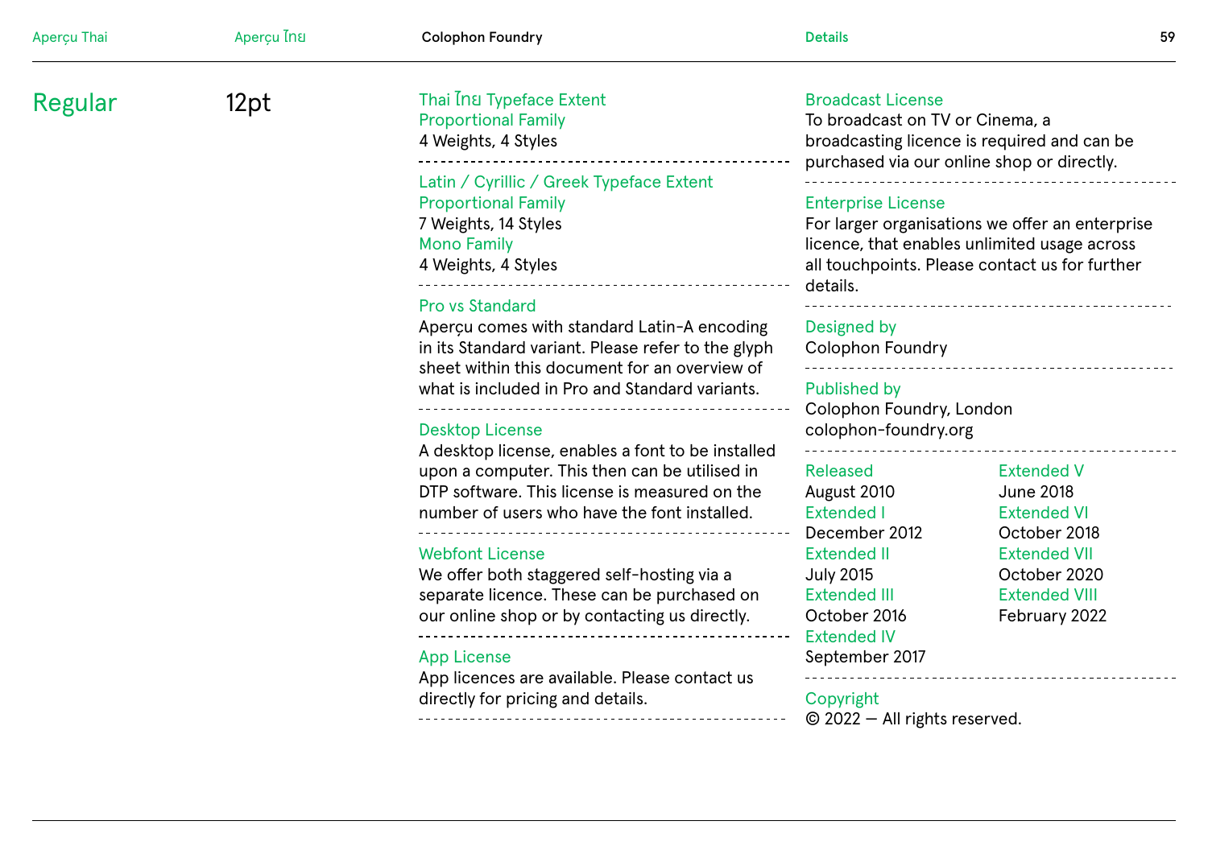# Regular

12pt

**Thai ไทย Typeface Extent**
**Proportional Family**
4 Weights, 4 Styles

**Latin / Cyrillic / Greek Typeface Extent**
**Proportional Family**
7 Weights, 14 Styles
**Mono Family**
4 Weights, 4 Styles

**Pro vs Standard**
Aperçu comes with standard Latin-A encoding in its Standard variant. Please refer to the glyph sheet within this document for an overview of what is included in Pro and Standard variants.

**Desktop License**
A desktop license, enables a font to be installed upon a computer. This then can be utilised in DTP software. This license is measured on the number of users who have the font installed.

**Webfont License**
We offer both staggered self-hosting via a separate licence. These can be purchased on our online shop or by contacting us directly.

**App License**
App licences are available. Please contact us directly for pricing and details.

**Broadcast License**
To broadcast on TV or Cinema, a broadcasting licence is required and can be purchased via our online shop or directly.

**Enterprise License**
For larger organisations we offer an enterprise licence, that enables unlimited usage across all touchpoints. Please contact us for further details.

**Designed by**
Colophon Foundry

**Published by**
Colophon Foundry, London
colophon-foundry.org

**Released**
August 2010
**Extended I**
December 2012
**Extended II**
July 2015
**Extended III**
October 2016
**Extended IV**
September 2017
**Extended V**
June 2018
**Extended VI**
October 2018
**Extended VII**
October 2020
**Extended VIII**
February 2022

**Copyright**
© 2022 — All rights reserved.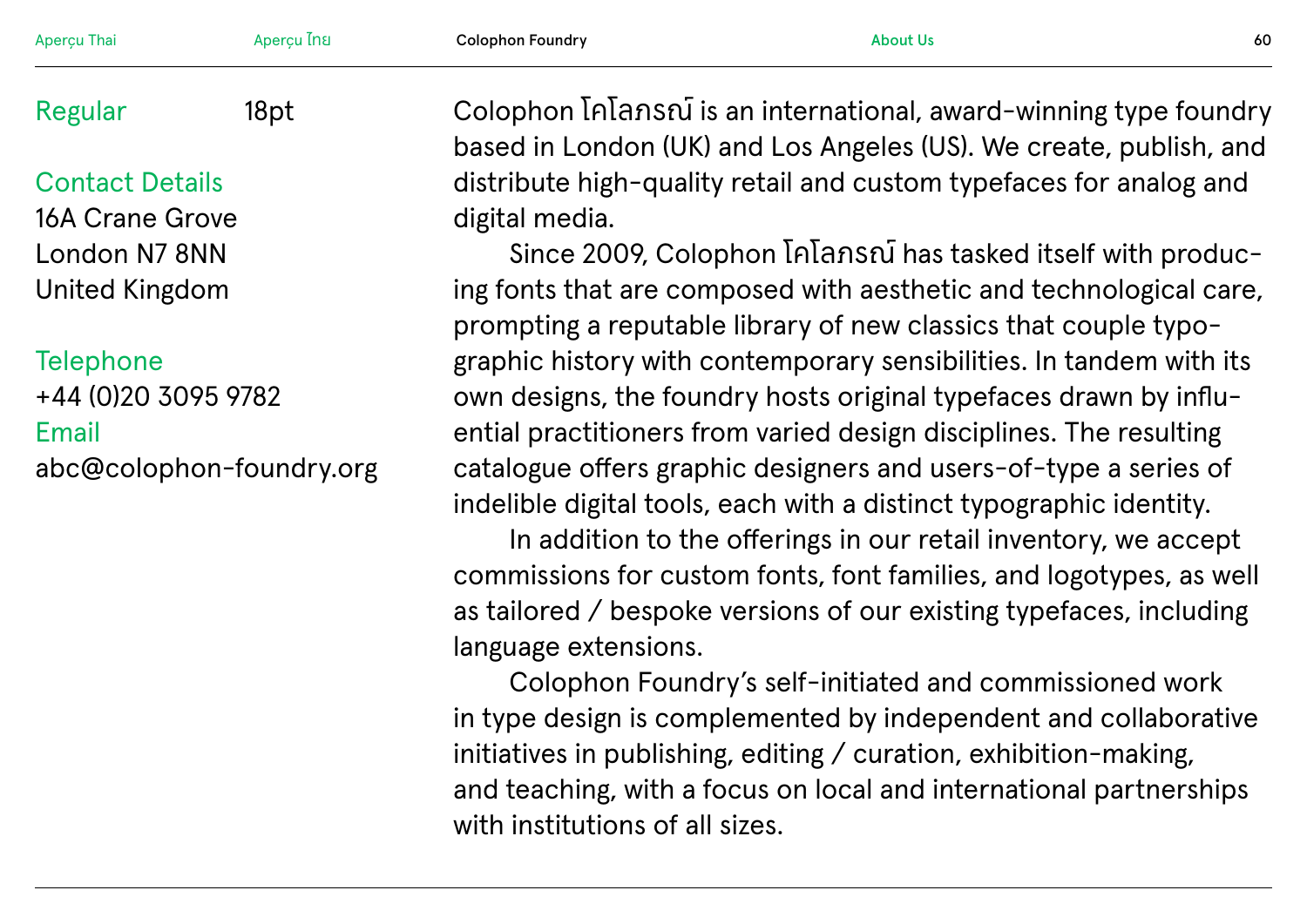Regular 18pt

Contact Details
16A Crane Grove
London N7 8NN
United Kingdom

Telephone
+44 (0)20 3095 9782
Email
abc@colophon-foundry.org

Colophon โคโลภรณ์ is an international, award-winning type foundry based in London (UK) and Los Angeles (US). We create, publish, and distribute high-quality retail and custom typefaces for analog and digital media.

Since 2009, Colophon โคโลภรณ์ has tasked itself with producing fonts that are composed with aesthetic and technological care, prompting a reputable library of new classics that couple typographic history with contemporary sensibilities. In tandem with its own designs, the foundry hosts original typefaces drawn by influential practitioners from varied design disciplines. The resulting catalogue offers graphic designers and users-of-type a series of indelible digital tools, each with a distinct typographic identity.

In addition to the offerings in our retail inventory, we accept commissions for custom fonts, font families, and logotypes, as well as tailored / bespoke versions of our existing typefaces, including language extensions.

Colophon Foundry's self-initiated and commissioned work in type design is complemented by independent and collaborative initiatives in publishing, editing / curation, exhibition-making, and teaching, with a focus on local and international partnerships with institutions of all sizes.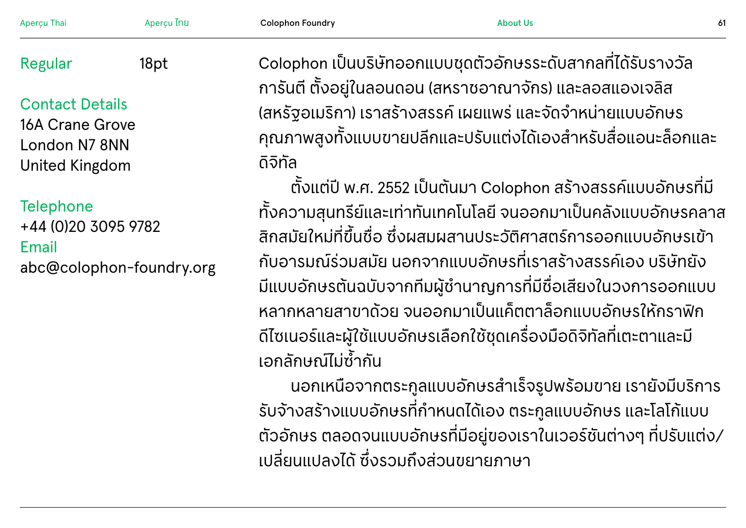Regular 18pt

Contact Details
16A Crane Grove
London N7 8NN
United Kingdom

Telephone
+44 (0)20 3095 9782
Email
abc@colophon-foundry.org

Colophon เป็นบริษัทออกแบบชุดตัวอักษรระดับสากลที่ได้รับรางวัลการันตี ตั้งอยู่ในลอนดอน (สหราชอาณาจักร) และลอสแองเจลิส (สหรัฐอเมริกา) เราสร้างสรรค์ เผยแพร่ และจัดจำหน่ายแบบอักษรคุณภาพสูงทั้งแบบขายปลีกและปรับแต่งได้เองสำหรับสื่อแอนะล็อกและดิจิทัล

ตั้งแต่ปี พ.ศ. 2552 เป็นต้นมา Colophon สร้างสรรค์แบบอักษรที่มีทั้งความสุนทรีย์และเท่าทันเทคโนโลยี จนออกมาเป็นคลังแบบอักษรคลาสสิกสมัยใหม่ที่ขึ้นชื่อ ซึ่งผสมผสานประวัติศาสตร์การออกแบบอักษรเข้ากับอารมณ์ร่วมสมัย นอกจากแบบอักษรที่เราสร้างสรรค์เอง บริษัทยังมีแบบอักษรต้นฉบับจากทีมผู้ชำนาญการที่มีชื่อเสียงในวงการออกแบบหลากหลายสาขาด้วย จนออกมาเป็นแค็ตตาล็อกแบบอักษรให้กราฟิกดีไซเนอร์และผู้ใช้แบบอักษรเลือกใช้ชุดเครื่องมือดิจิทัลที่เตะตาและมีเอกลักษณ์ไม่ซ้ำกัน

นอกเหนือจากตระกูลแบบอักษรสำเร็จรูปพร้อมขาย เรายังมีบริการรับจ้างสร้างแบบอักษรที่กำหนดได้เอง ตระกูลแบบอักษร และโลโก้แบบตัวอักษร ตลอดจนแบบอักษรที่มีอยู่ของเราในเวอร์ชันต่างๆ ที่ปรับแต่ง/เปลี่ยนแปลงได้ ซึ่งรวมถึงส่วนขยายภาษา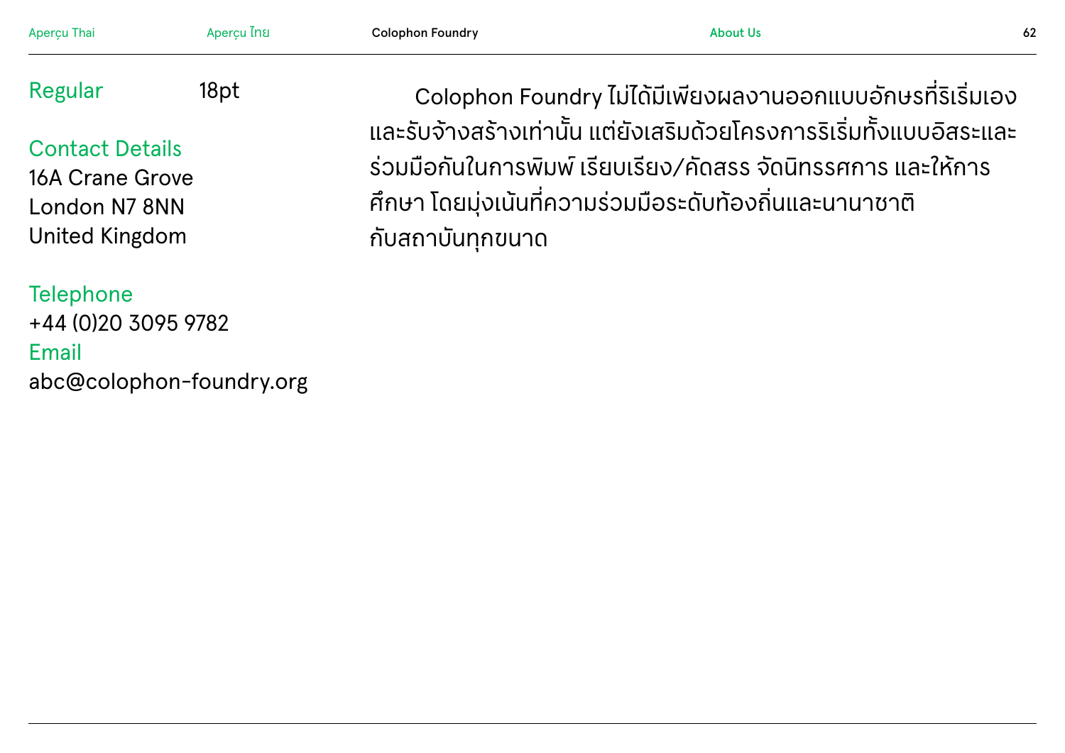Regular 18pt

Contact Details
16A Crane Grove
London N7 8NN
United Kingdom

Telephone
+44 (0)20 3095 9782
Email
abc@colophon-foundry.org

Colophon Foundry ไม่ได้มีเพียงผลงานออกแบบอักษรที่ริเริ่มเองและรับจ้างสร้างเท่านั้น แต่ยังเสริมด้วยโครงการริเริ่มทั้งแบบอิสระและร่วมมือกันในการพิมพ์ เรียบเรียง/คัดสรร จัดนิทรรศการ และให้การศึกษา โดยมุ่งเน้นที่ความร่วมมือระดับท้องถิ่นและนานาชาติกับสถาบันทุกขนาด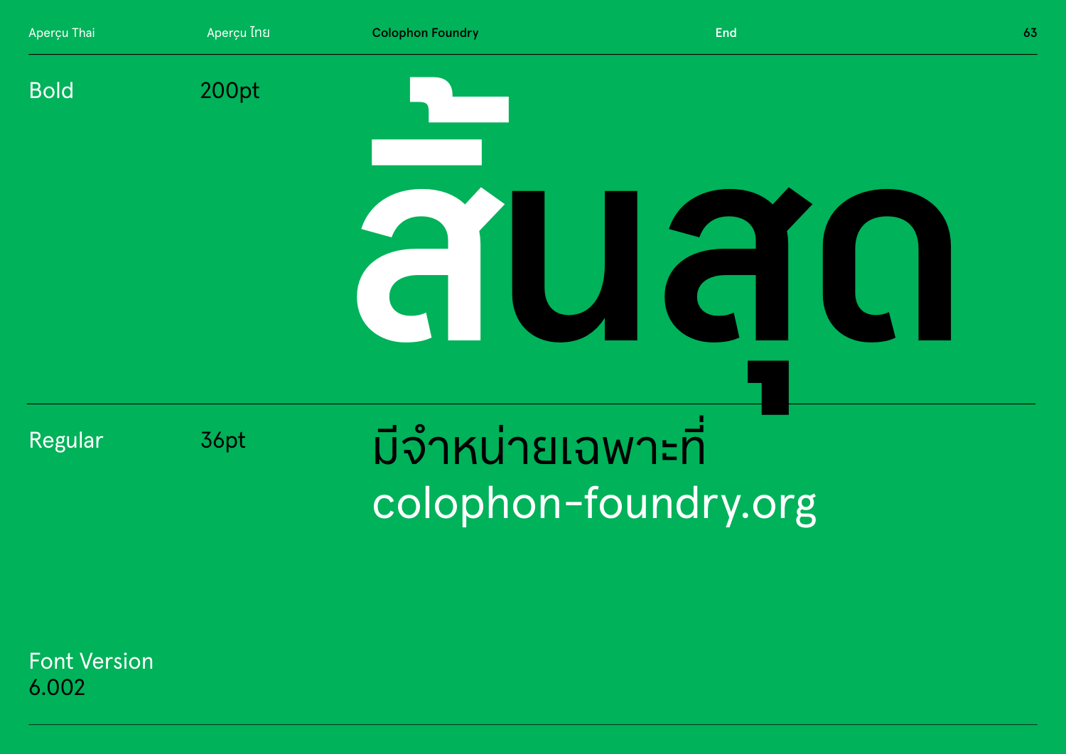Bold 200pt

สิ้นสุด

Regular 36pt

มีจำหน่ายเฉพาะที่
colophon-foundry.org

Font Version
6.002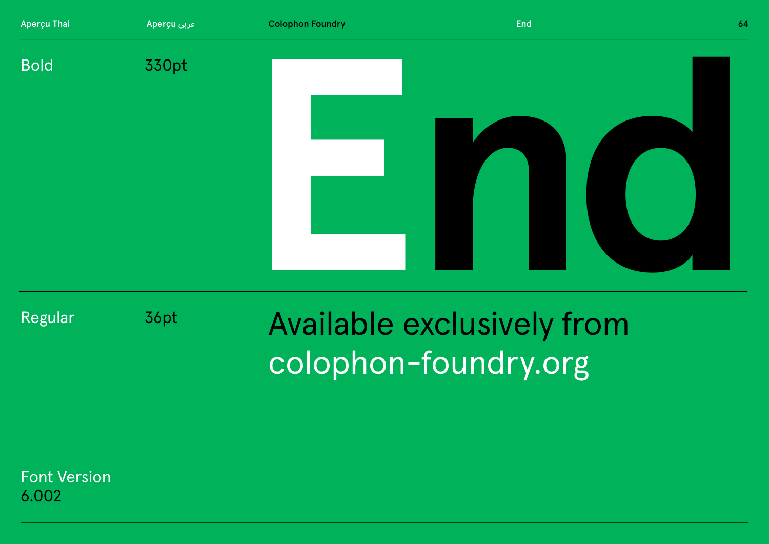Bold

330pt

# End

Regular

36pt

Available exclusively from colophon-foundry.org

Font Version
6.002